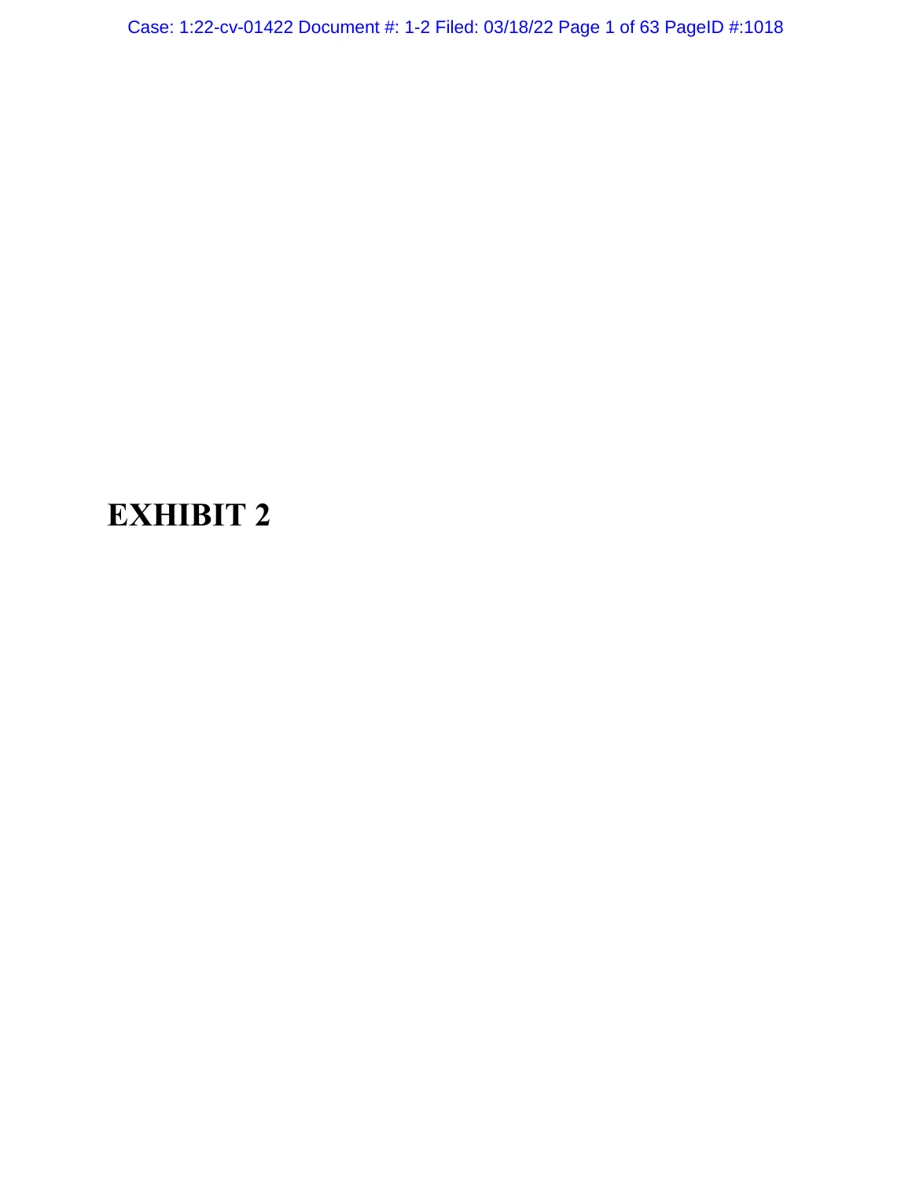# EXHIBIT 2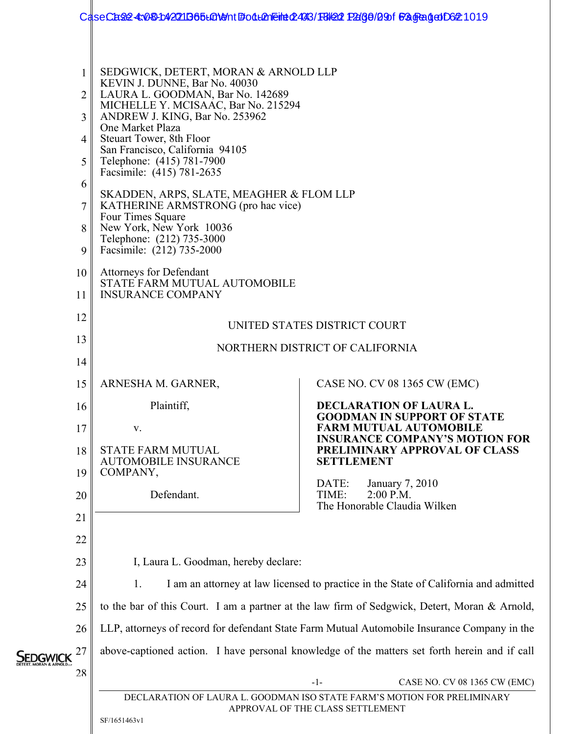SEDGWICK, DETERT, MORAN & ARNOLD LLP
KEVIN J. DUNNE, Bar No. 40030
LAURA L. GOODMAN, Bar No. 142689
MICHELLE Y. MCISAAC, Bar No. 215294
ANDREW J. KING, Bar No. 253962
One Market Plaza
Steuart Tower, 8th Floor
San Francisco, California 94105
Telephone: (415) 781-7900
Facsimile: (415) 781-2635

SKADDEN, ARPS, SLATE, MEAGHER & FLOM LLP
KATHERINE ARMSTRONG (pro hac vice)
Four Times Square
New York, New York 10036
Telephone: (212) 735-3000
Facsimile: (212) 735-2000

Attorneys for Defendant
STATE FARM MUTUAL AUTOMOBILE
INSURANCE COMPANY

UNITED STATES DISTRICT COURT

NORTHERN DISTRICT OF CALIFORNIA

| | |
|---|---|
| ARNESHA M. GARNER,<br><br>Plaintiff,<br><br>v.<br><br>STATE FARM MUTUAL AUTOMOBILE INSURANCE COMPANY,<br><br>Defendant. | CASE NO. CV 08 1365 CW (EMC)<br><br>**DECLARATION OF LAURA L. GOODMAN IN SUPPORT OF STATE FARM MUTUAL AUTOMOBILE INSURANCE COMPANY'S MOTION FOR PRELIMINARY APPROVAL OF CLASS SETTLEMENT**<br><br>DATE: January 7, 2010<br>TIME: 2:00 P.M.<br>The Honorable Claudia Wilken |

I, Laura L. Goodman, hereby declare:

1. I am an attorney at law licensed to practice in the State of California and admitted to the bar of this Court. I am a partner at the law firm of Sedgwick, Detert, Moran & Arnold, LLP, attorneys of record for defendant State Farm Mutual Automobile Insurance Company in the above-captioned action. I have personal knowledge of the matters set forth herein and if call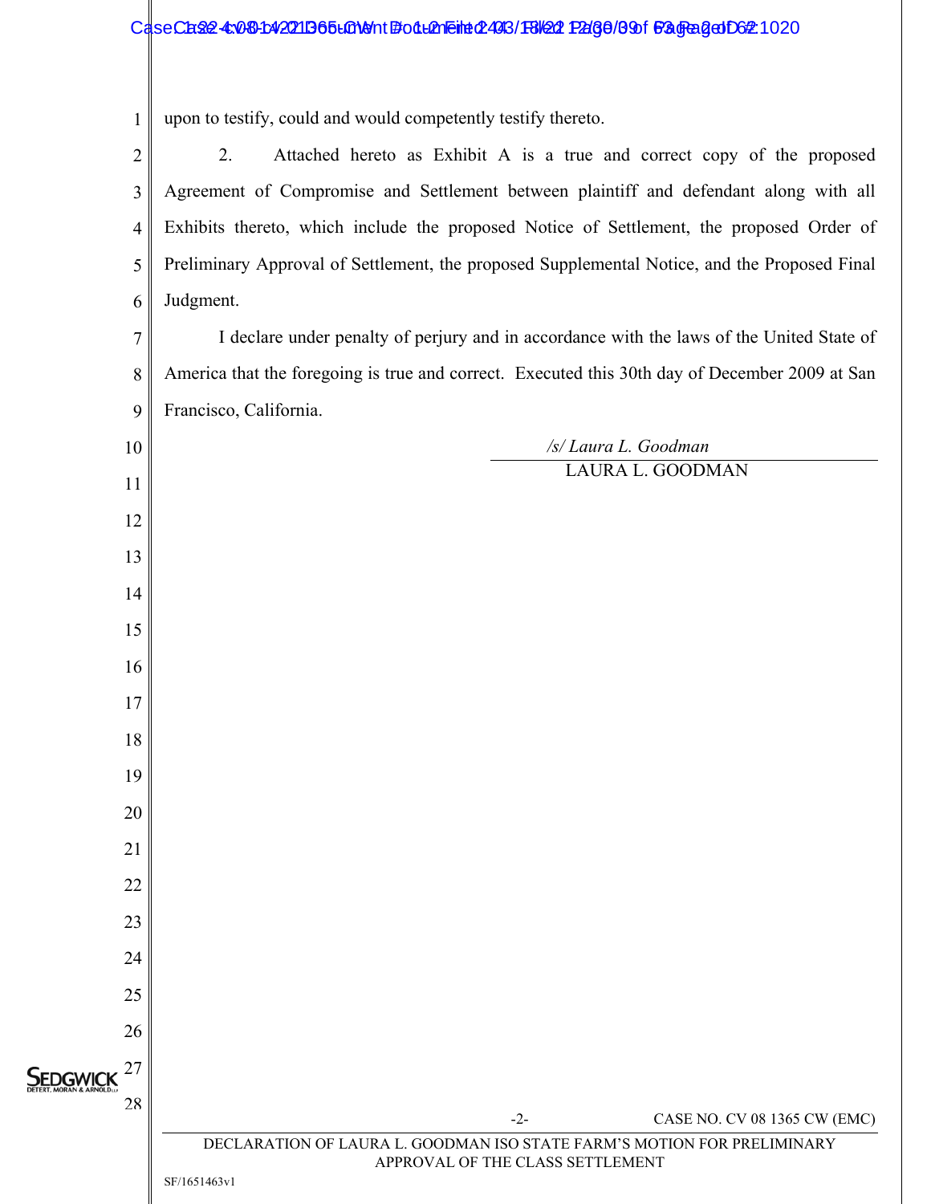upon to testify, could and would competently testify thereto.

2. Attached hereto as Exhibit A is a true and correct copy of the proposed Agreement of Compromise and Settlement between plaintiff and defendant along with all Exhibits thereto, which include the proposed Notice of Settlement, the proposed Order of Preliminary Approval of Settlement, the proposed Supplemental Notice, and the Proposed Final Judgment.

I declare under penalty of perjury and in accordance with the laws of the United State of America that the foregoing is true and correct. Executed this 30th day of December 2009 at San Francisco, California.

*/s/ Laura L. Goodman*

LAURA L. GOODMAN

CASE NO. CV 08 1365 CW (EMC)

DECLARATION OF LAURA L. GOODMAN ISO STATE FARM'S MOTION FOR PRELIMINARY APPROVAL OF THE CLASS SETTLEMENT

SF/1651463v1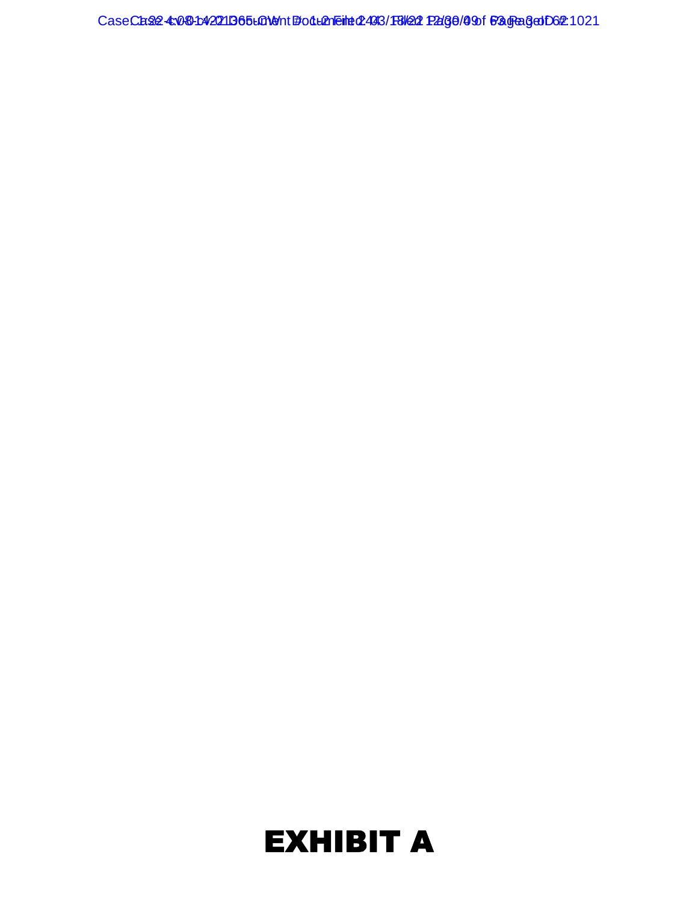# EXHIBIT A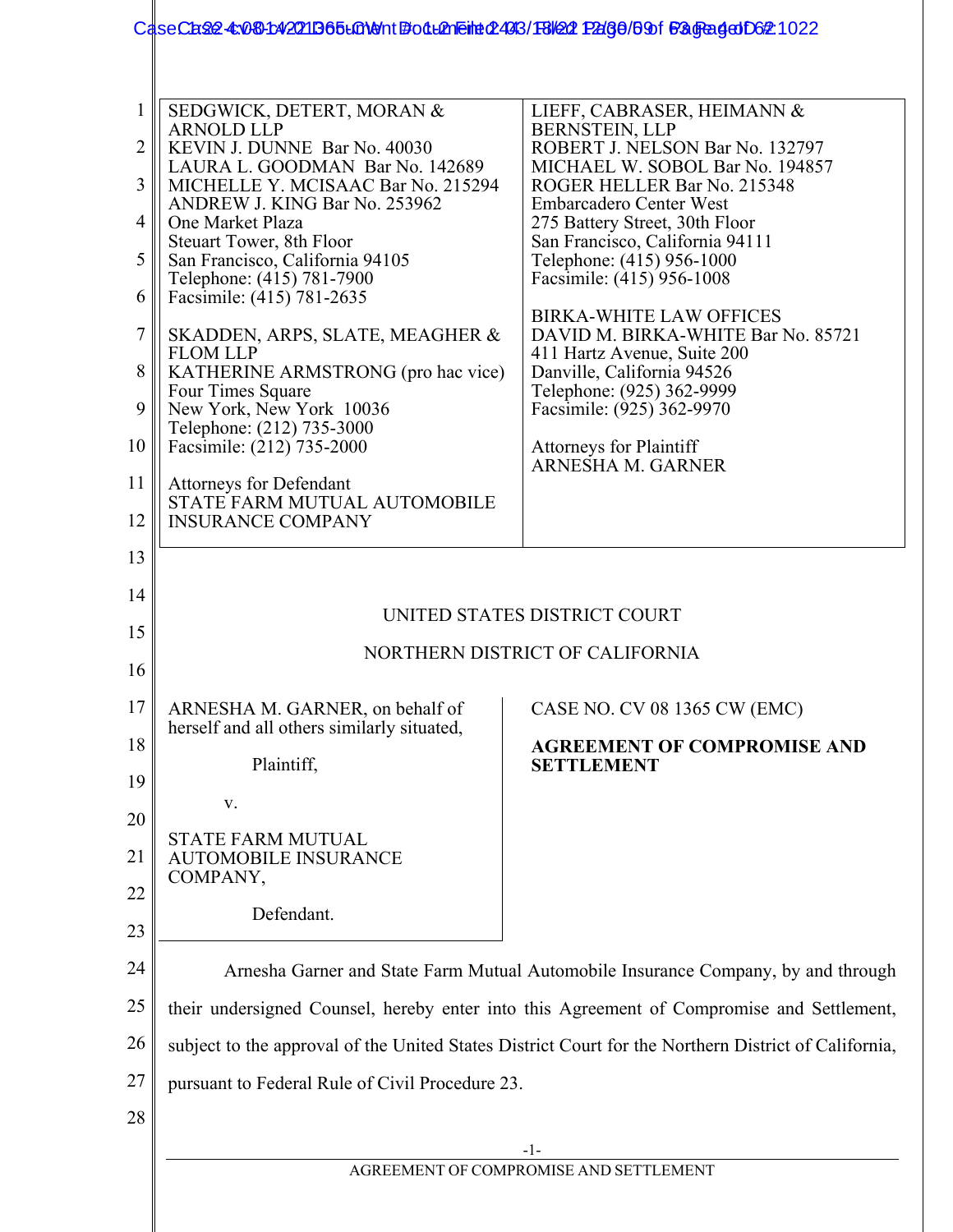SEDGWICK, DETERT, MORAN & ARNOLD LLP
KEVIN J. DUNNE Bar No. 40030
LAURA L. GOODMAN Bar No. 142689
MICHELLE Y. MCISAAC Bar No. 215294
ANDREW J. KING Bar No. 253962
One Market Plaza
Steuart Tower, 8th Floor
San Francisco, California 94105
Telephone: (415) 781-7900
Facsimile: (415) 781-2635

SKADDEN, ARPS, SLATE, MEAGHER & FLOM LLP
KATHERINE ARMSTRONG (pro hac vice)
Four Times Square
New York, New York 10036
Telephone: (212) 735-3000
Facsimile: (212) 735-2000

Attorneys for Defendant
STATE FARM MUTUAL AUTOMOBILE INSURANCE COMPANY

LIEFF, CABRASER, HEIMANN & BERNSTEIN, LLP
ROBERT J. NELSON Bar No. 132797
MICHAEL W. SOBOL Bar No. 194857
ROGER HELLER Bar No. 215348
Embarcadero Center West
275 Battery Street, 30th Floor
San Francisco, California 94111
Telephone: (415) 956-1000
Facsimile: (415) 956-1008

BIRKA-WHITE LAW OFFICES
DAVID M. BIRKA-WHITE Bar No. 85721
411 Hartz Avenue, Suite 200
Danville, California 94526
Telephone: (925) 362-9999
Facsimile: (925) 362-9970

Attorneys for Plaintiff
ARNESHA M. GARNER

UNITED STATES DISTRICT COURT

NORTHERN DISTRICT OF CALIFORNIA

ARNESHA M. GARNER, on behalf of herself and all others similarly situated,

Plaintiff,

v.

STATE FARM MUTUAL AUTOMOBILE INSURANCE COMPANY,

Defendant.

CASE NO. CV 08 1365 CW (EMC)

**AGREEMENT OF COMPROMISE AND SETTLEMENT**

Arnesha Garner and State Farm Mutual Automobile Insurance Company, by and through their undersigned Counsel, hereby enter into this Agreement of Compromise and Settlement, subject to the approval of the United States District Court for the Northern District of California, pursuant to Federal Rule of Civil Procedure 23.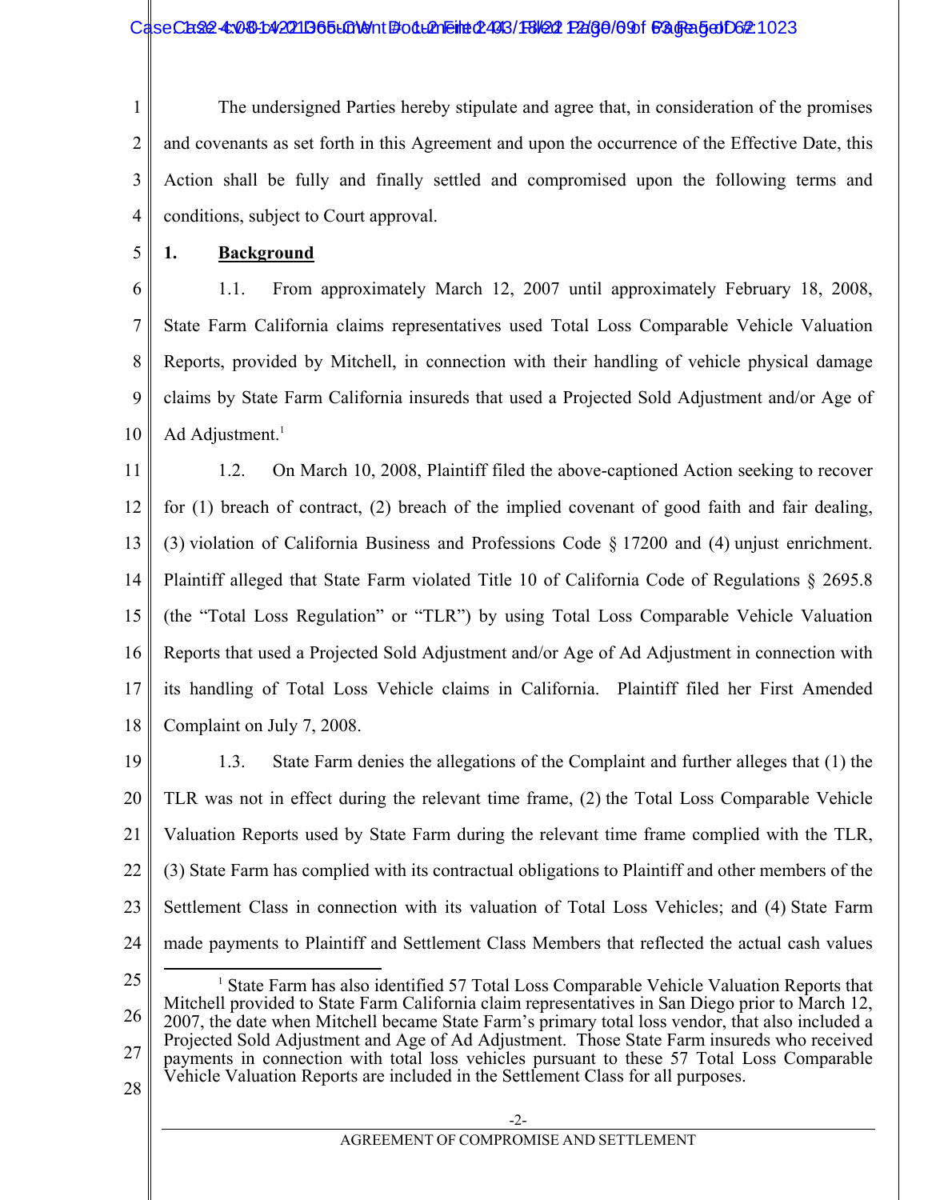The undersigned Parties hereby stipulate and agree that, in consideration of the promises and covenants as set forth in this Agreement and upon the occurrence of the Effective Date, this Action shall be fully and finally settled and compromised upon the following terms and conditions, subject to Court approval.

**1. Background**

1.1. From approximately March 12, 2007 until approximately February 18, 2008, State Farm California claims representatives used Total Loss Comparable Vehicle Valuation Reports, provided by Mitchell, in connection with their handling of vehicle physical damage claims by State Farm California insureds that used a Projected Sold Adjustment and/or Age of Ad Adjustment.[1]

1.2. On March 10, 2008, Plaintiff filed the above-captioned Action seeking to recover for (1) breach of contract, (2) breach of the implied covenant of good faith and fair dealing, (3) violation of California Business and Professions Code § 17200 and (4) unjust enrichment. Plaintiff alleged that State Farm violated Title 10 of California Code of Regulations § 2695.8 (the "Total Loss Regulation" or "TLR") by using Total Loss Comparable Vehicle Valuation Reports that used a Projected Sold Adjustment and/or Age of Ad Adjustment in connection with its handling of Total Loss Vehicle claims in California. Plaintiff filed her First Amended Complaint on July 7, 2008.

1.3. State Farm denies the allegations of the Complaint and further alleges that (1) the TLR was not in effect during the relevant time frame, (2) the Total Loss Comparable Vehicle Valuation Reports used by State Farm during the relevant time frame complied with the TLR, (3) State Farm has complied with its contractual obligations to Plaintiff and other members of the Settlement Class in connection with its valuation of Total Loss Vehicles; and (4) State Farm made payments to Plaintiff and Settlement Class Members that reflected the actual cash values

[1] State Farm has also identified 57 Total Loss Comparable Vehicle Valuation Reports that Mitchell provided to State Farm California claim representatives in San Diego prior to March 12, 2007, the date when Mitchell became State Farm's primary total loss vendor, that also included a Projected Sold Adjustment and Age of Ad Adjustment. Those State Farm insureds who received payments in connection with total loss vehicles pursuant to these 57 Total Loss Comparable Vehicle Valuation Reports are included in the Settlement Class for all purposes.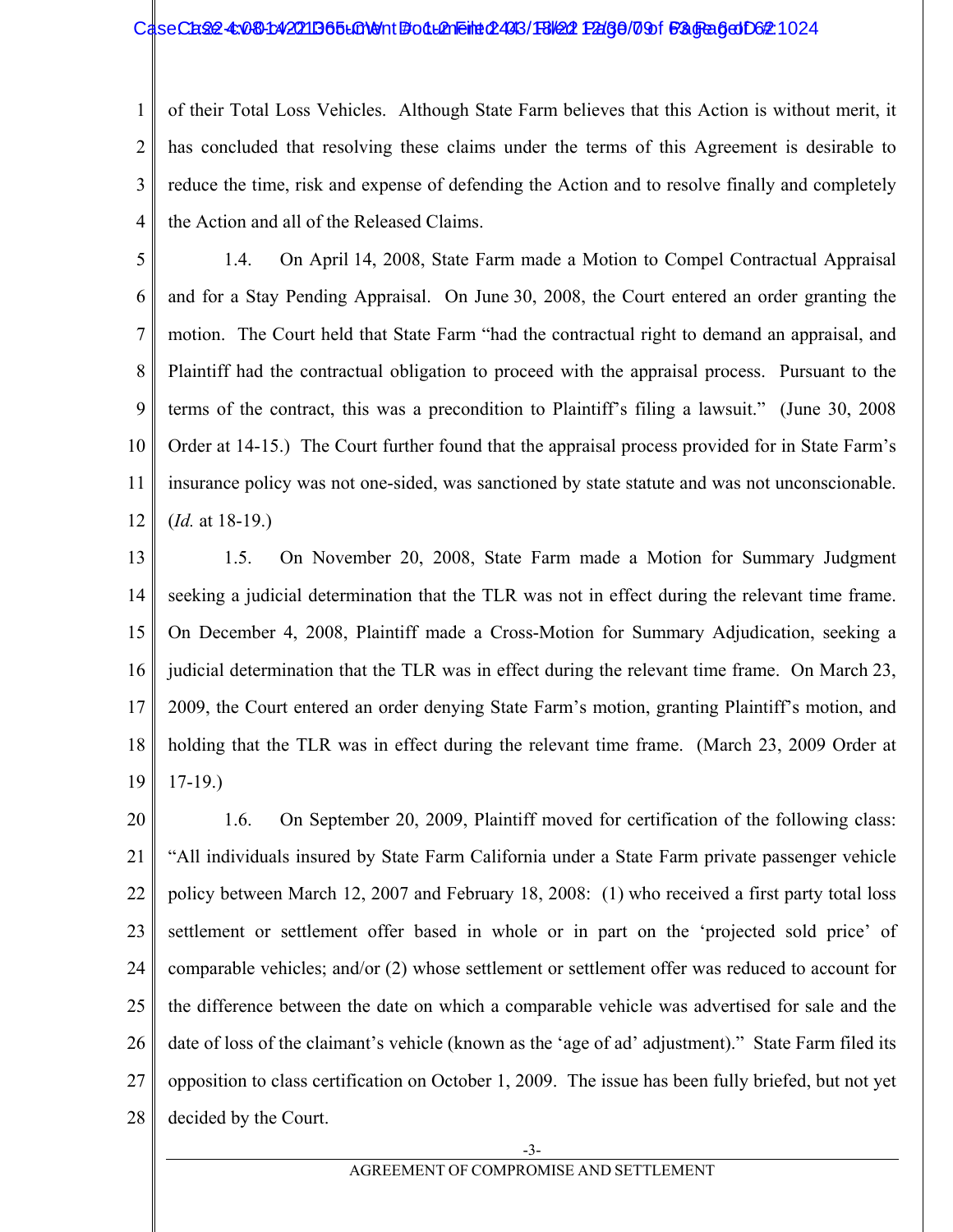of their Total Loss Vehicles. Although State Farm believes that this Action is without merit, it has concluded that resolving these claims under the terms of this Agreement is desirable to reduce the time, risk and expense of defending the Action and to resolve finally and completely the Action and all of the Released Claims.

1.4. On April 14, 2008, State Farm made a Motion to Compel Contractual Appraisal and for a Stay Pending Appraisal. On June 30, 2008, the Court entered an order granting the motion. The Court held that State Farm "had the contractual right to demand an appraisal, and Plaintiff had the contractual obligation to proceed with the appraisal process. Pursuant to the terms of the contract, this was a precondition to Plaintiff's filing a lawsuit." (June 30, 2008 Order at 14-15.) The Court further found that the appraisal process provided for in State Farm's insurance policy was not one-sided, was sanctioned by state statute and was not unconscionable. (*Id.* at 18-19.)

1.5. On November 20, 2008, State Farm made a Motion for Summary Judgment seeking a judicial determination that the TLR was not in effect during the relevant time frame. On December 4, 2008, Plaintiff made a Cross-Motion for Summary Adjudication, seeking a judicial determination that the TLR was in effect during the relevant time frame. On March 23, 2009, the Court entered an order denying State Farm's motion, granting Plaintiff's motion, and holding that the TLR was in effect during the relevant time frame. (March 23, 2009 Order at 17-19.)

1.6. On September 20, 2009, Plaintiff moved for certification of the following class: "All individuals insured by State Farm California under a State Farm private passenger vehicle policy between March 12, 2007 and February 18, 2008: (1) who received a first party total loss settlement or settlement offer based in whole or in part on the 'projected sold price' of comparable vehicles; and/or (2) whose settlement or settlement offer was reduced to account for the difference between the date on which a comparable vehicle was advertised for sale and the date of loss of the claimant's vehicle (known as the 'age of ad' adjustment)." State Farm filed its opposition to class certification on October 1, 2009. The issue has been fully briefed, but not yet decided by the Court.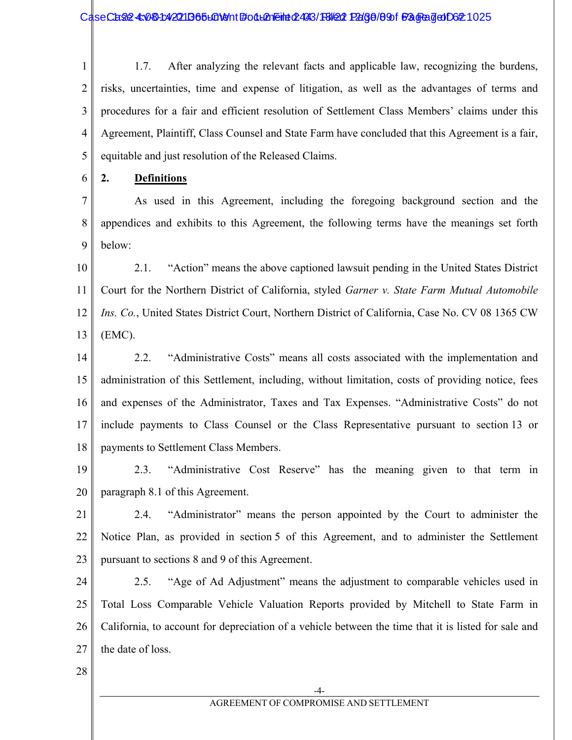1.7. After analyzing the relevant facts and applicable law, recognizing the burdens, risks, uncertainties, time and expense of litigation, as well as the advantages of terms and procedures for a fair and efficient resolution of Settlement Class Members' claims under this Agreement, Plaintiff, Class Counsel and State Farm have concluded that this Agreement is a fair, equitable and just resolution of the Released Claims.

## 2. Definitions

As used in this Agreement, including the foregoing background section and the appendices and exhibits to this Agreement, the following terms have the meanings set forth below:

2.1. "Action" means the above captioned lawsuit pending in the United States District Court for the Northern District of California, styled *Garner v. State Farm Mutual Automobile Ins. Co.*, United States District Court, Northern District of California, Case No. CV 08 1365 CW (EMC).

2.2. "Administrative Costs" means all costs associated with the implementation and administration of this Settlement, including, without limitation, costs of providing notice, fees and expenses of the Administrator, Taxes and Tax Expenses. "Administrative Costs" do not include payments to Class Counsel or the Class Representative pursuant to section 13 or payments to Settlement Class Members.

2.3. "Administrative Cost Reserve" has the meaning given to that term in paragraph 8.1 of this Agreement.

2.4. "Administrator" means the person appointed by the Court to administer the Notice Plan, as provided in section 5 of this Agreement, and to administer the Settlement pursuant to sections 8 and 9 of this Agreement.

2.5. "Age of Ad Adjustment" means the adjustment to comparable vehicles used in Total Loss Comparable Vehicle Valuation Reports provided by Mitchell to State Farm in California, to account for depreciation of a vehicle between the time that it is listed for sale and the date of loss.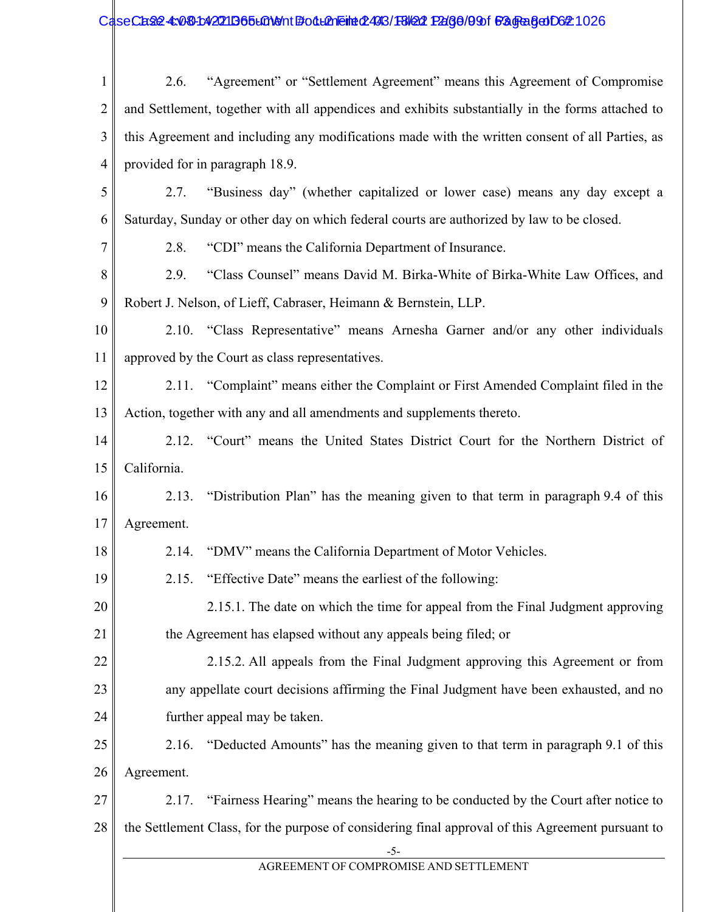2.6. "Agreement" or "Settlement Agreement" means this Agreement of Compromise and Settlement, together with all appendices and exhibits substantially in the forms attached to this Agreement and including any modifications made with the written consent of all Parties, as provided for in paragraph 18.9.

2.7. "Business day" (whether capitalized or lower case) means any day except a Saturday, Sunday or other day on which federal courts are authorized by law to be closed.

2.8. "CDI" means the California Department of Insurance.

2.9. "Class Counsel" means David M. Birka-White of Birka-White Law Offices, and Robert J. Nelson, of Lieff, Cabraser, Heimann & Bernstein, LLP.

2.10. "Class Representative" means Arnesha Garner and/or any other individuals approved by the Court as class representatives.

2.11. "Complaint" means either the Complaint or First Amended Complaint filed in the Action, together with any and all amendments and supplements thereto.

2.12. "Court" means the United States District Court for the Northern District of California.

2.13. "Distribution Plan" has the meaning given to that term in paragraph 9.4 of this Agreement.

2.14. "DMV" means the California Department of Motor Vehicles.

2.15. "Effective Date" means the earliest of the following:

2.15.1. The date on which the time for appeal from the Final Judgment approving the Agreement has elapsed without any appeals being filed; or

2.15.2. All appeals from the Final Judgment approving this Agreement or from any appellate court decisions affirming the Final Judgment have been exhausted, and no further appeal may be taken.

2.16. "Deducted Amounts" has the meaning given to that term in paragraph 9.1 of this Agreement.

2.17. "Fairness Hearing" means the hearing to be conducted by the Court after notice to the Settlement Class, for the purpose of considering final approval of this Agreement pursuant to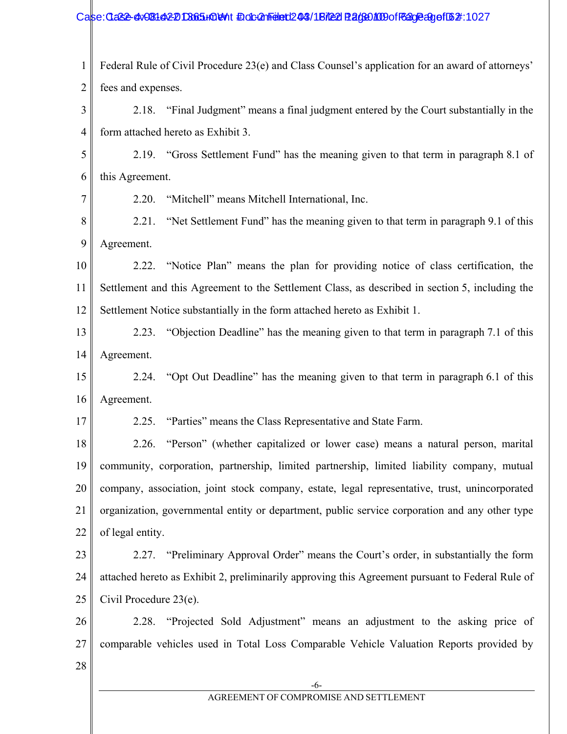Federal Rule of Civil Procedure 23(e) and Class Counsel's application for an award of attorneys' fees and expenses.

2.18. "Final Judgment" means a final judgment entered by the Court substantially in the form attached hereto as Exhibit 3.

2.19. "Gross Settlement Fund" has the meaning given to that term in paragraph 8.1 of this Agreement.

2.20. "Mitchell" means Mitchell International, Inc.

2.21. "Net Settlement Fund" has the meaning given to that term in paragraph 9.1 of this Agreement.

2.22. "Notice Plan" means the plan for providing notice of class certification, the Settlement and this Agreement to the Settlement Class, as described in section 5, including the Settlement Notice substantially in the form attached hereto as Exhibit 1.

2.23. "Objection Deadline" has the meaning given to that term in paragraph 7.1 of this Agreement.

2.24. "Opt Out Deadline" has the meaning given to that term in paragraph 6.1 of this Agreement.

2.25. "Parties" means the Class Representative and State Farm.

2.26. "Person" (whether capitalized or lower case) means a natural person, marital community, corporation, partnership, limited partnership, limited liability company, mutual company, association, joint stock company, estate, legal representative, trust, unincorporated organization, governmental entity or department, public service corporation and any other type of legal entity.

2.27. "Preliminary Approval Order" means the Court's order, in substantially the form attached hereto as Exhibit 2, preliminarily approving this Agreement pursuant to Federal Rule of Civil Procedure 23(e).

2.28. "Projected Sold Adjustment" means an adjustment to the asking price of comparable vehicles used in Total Loss Comparable Vehicle Valuation Reports provided by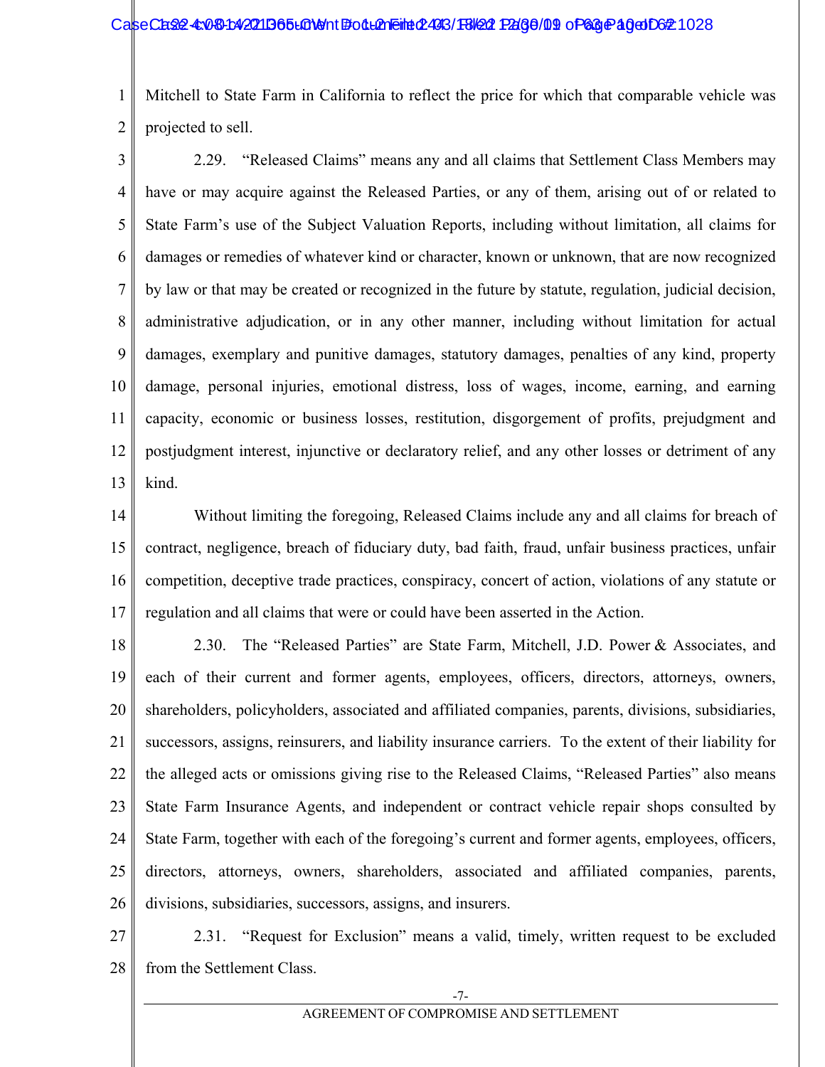Mitchell to State Farm in California to reflect the price for which that comparable vehicle was projected to sell.

2.29. "Released Claims" means any and all claims that Settlement Class Members may have or may acquire against the Released Parties, or any of them, arising out of or related to State Farm's use of the Subject Valuation Reports, including without limitation, all claims for damages or remedies of whatever kind or character, known or unknown, that are now recognized by law or that may be created or recognized in the future by statute, regulation, judicial decision, administrative adjudication, or in any other manner, including without limitation for actual damages, exemplary and punitive damages, statutory damages, penalties of any kind, property damage, personal injuries, emotional distress, loss of wages, income, earning, and earning capacity, economic or business losses, restitution, disgorgement of profits, prejudgment and postjudgment interest, injunctive or declaratory relief, and any other losses or detriment of any kind.

Without limiting the foregoing, Released Claims include any and all claims for breach of contract, negligence, breach of fiduciary duty, bad faith, fraud, unfair business practices, unfair competition, deceptive trade practices, conspiracy, concert of action, violations of any statute or regulation and all claims that were or could have been asserted in the Action.

2.30. The "Released Parties" are State Farm, Mitchell, J.D. Power & Associates, and each of their current and former agents, employees, officers, directors, attorneys, owners, shareholders, policyholders, associated and affiliated companies, parents, divisions, subsidiaries, successors, assigns, reinsurers, and liability insurance carriers. To the extent of their liability for the alleged acts or omissions giving rise to the Released Claims, "Released Parties" also means State Farm Insurance Agents, and independent or contract vehicle repair shops consulted by State Farm, together with each of the foregoing's current and former agents, employees, officers, directors, attorneys, owners, shareholders, associated and affiliated companies, parents, divisions, subsidiaries, successors, assigns, and insurers.

2.31. "Request for Exclusion" means a valid, timely, written request to be excluded from the Settlement Class.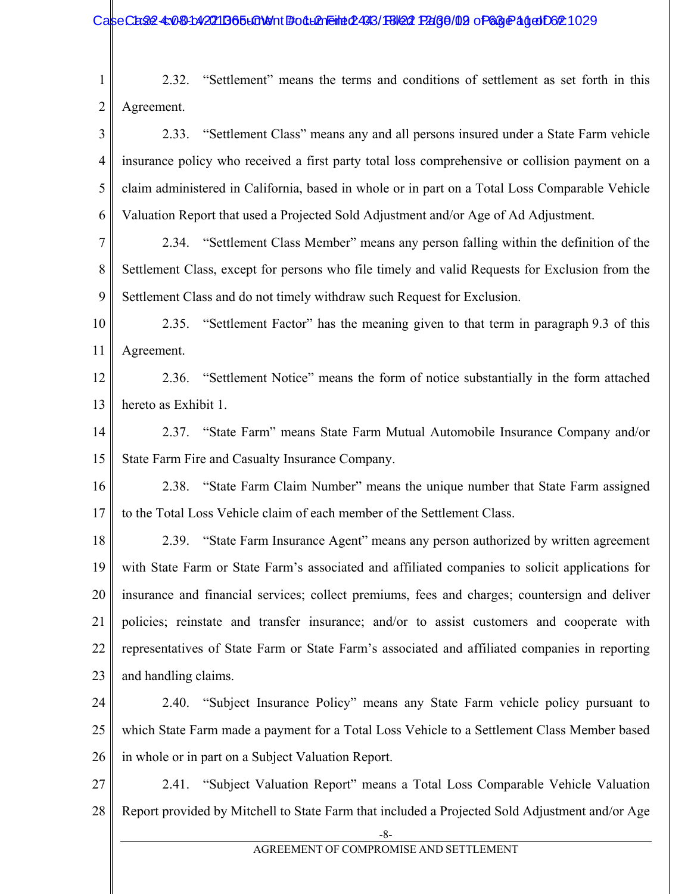2.32. "Settlement" means the terms and conditions of settlement as set forth in this Agreement.

2.33. "Settlement Class" means any and all persons insured under a State Farm vehicle insurance policy who received a first party total loss comprehensive or collision payment on a claim administered in California, based in whole or in part on a Total Loss Comparable Vehicle Valuation Report that used a Projected Sold Adjustment and/or Age of Ad Adjustment.

2.34. "Settlement Class Member" means any person falling within the definition of the Settlement Class, except for persons who file timely and valid Requests for Exclusion from the Settlement Class and do not timely withdraw such Request for Exclusion.

2.35. "Settlement Factor" has the meaning given to that term in paragraph 9.3 of this Agreement.

2.36. "Settlement Notice" means the form of notice substantially in the form attached hereto as Exhibit 1.

2.37. "State Farm" means State Farm Mutual Automobile Insurance Company and/or State Farm Fire and Casualty Insurance Company.

2.38. "State Farm Claim Number" means the unique number that State Farm assigned to the Total Loss Vehicle claim of each member of the Settlement Class.

2.39. "State Farm Insurance Agent" means any person authorized by written agreement with State Farm or State Farm's associated and affiliated companies to solicit applications for insurance and financial services; collect premiums, fees and charges; countersign and deliver policies; reinstate and transfer insurance; and/or to assist customers and cooperate with representatives of State Farm or State Farm's associated and affiliated companies in reporting and handling claims.

2.40. "Subject Insurance Policy" means any State Farm vehicle policy pursuant to which State Farm made a payment for a Total Loss Vehicle to a Settlement Class Member based in whole or in part on a Subject Valuation Report.

2.41. "Subject Valuation Report" means a Total Loss Comparable Vehicle Valuation Report provided by Mitchell to State Farm that included a Projected Sold Adjustment and/or Age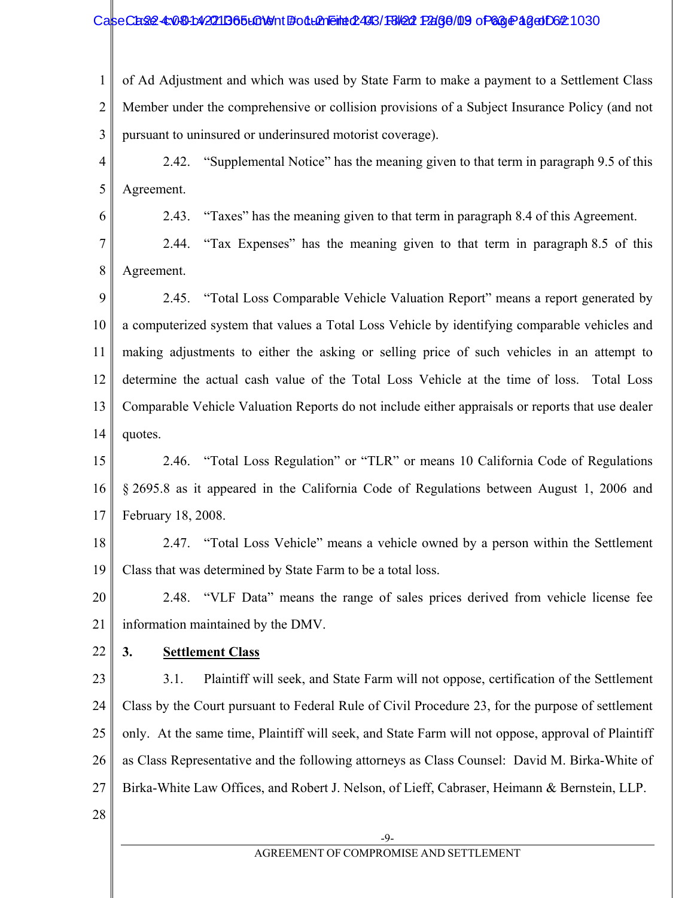of Ad Adjustment and which was used by State Farm to make a payment to a Settlement Class Member under the comprehensive or collision provisions of a Subject Insurance Policy (and not pursuant to uninsured or underinsured motorist coverage).

2.42. "Supplemental Notice" has the meaning given to that term in paragraph 9.5 of this Agreement.

2.43. "Taxes" has the meaning given to that term in paragraph 8.4 of this Agreement.

2.44. "Tax Expenses" has the meaning given to that term in paragraph 8.5 of this Agreement.

2.45. "Total Loss Comparable Vehicle Valuation Report" means a report generated by a computerized system that values a Total Loss Vehicle by identifying comparable vehicles and making adjustments to either the asking or selling price of such vehicles in an attempt to determine the actual cash value of the Total Loss Vehicle at the time of loss. Total Loss Comparable Vehicle Valuation Reports do not include either appraisals or reports that use dealer quotes.

2.46. "Total Loss Regulation" or "TLR" or means 10 California Code of Regulations § 2695.8 as it appeared in the California Code of Regulations between August 1, 2006 and February 18, 2008.

2.47. "Total Loss Vehicle" means a vehicle owned by a person within the Settlement Class that was determined by State Farm to be a total loss.

2.48. "VLF Data" means the range of sales prices derived from vehicle license fee information maintained by the DMV.

## 3. Settlement Class

3.1. Plaintiff will seek, and State Farm will not oppose, certification of the Settlement Class by the Court pursuant to Federal Rule of Civil Procedure 23, for the purpose of settlement only. At the same time, Plaintiff will seek, and State Farm will not oppose, approval of Plaintiff as Class Representative and the following attorneys as Class Counsel: David M. Birka-White of Birka-White Law Offices, and Robert J. Nelson, of Lieff, Cabraser, Heimann & Bernstein, LLP.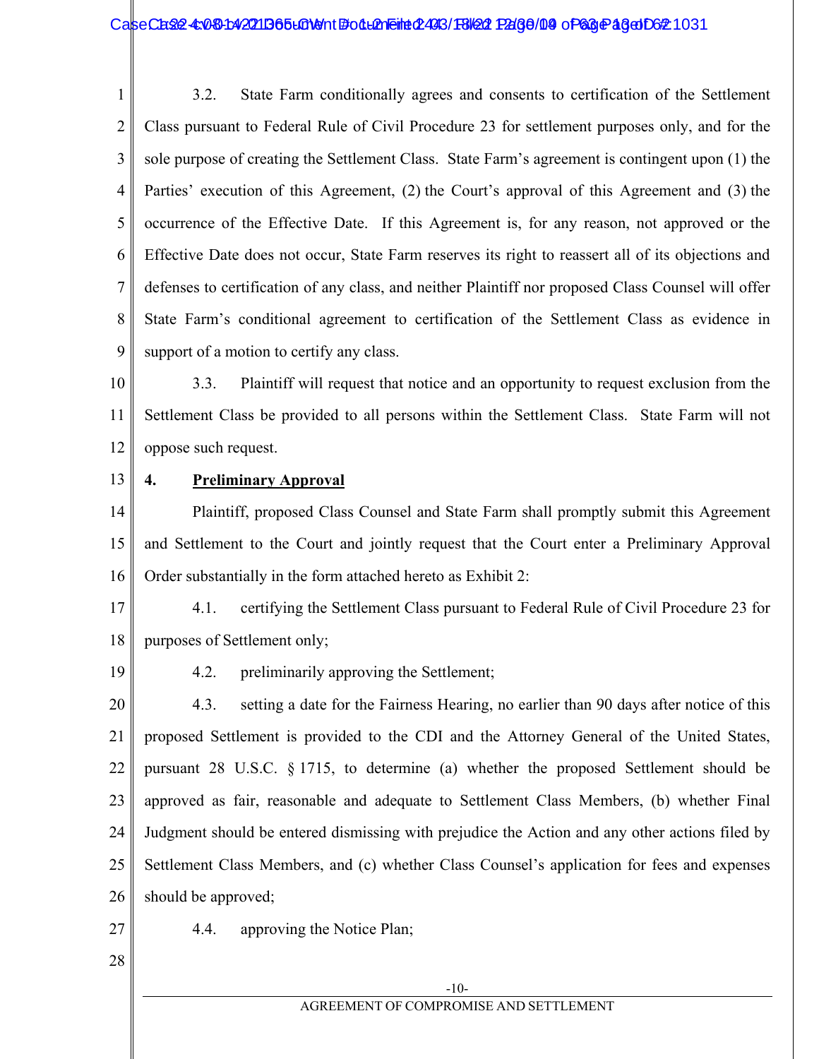3.2. State Farm conditionally agrees and consents to certification of the Settlement Class pursuant to Federal Rule of Civil Procedure 23 for settlement purposes only, and for the sole purpose of creating the Settlement Class. State Farm's agreement is contingent upon (1) the Parties' execution of this Agreement, (2) the Court's approval of this Agreement and (3) the occurrence of the Effective Date. If this Agreement is, for any reason, not approved or the Effective Date does not occur, State Farm reserves its right to reassert all of its objections and defenses to certification of any class, and neither Plaintiff nor proposed Class Counsel will offer State Farm's conditional agreement to certification of the Settlement Class as evidence in support of a motion to certify any class.

3.3. Plaintiff will request that notice and an opportunity to request exclusion from the Settlement Class be provided to all persons within the Settlement Class. State Farm will not oppose such request.

**4. Preliminary Approval**

Plaintiff, proposed Class Counsel and State Farm shall promptly submit this Agreement and Settlement to the Court and jointly request that the Court enter a Preliminary Approval Order substantially in the form attached hereto as Exhibit 2:

4.1. certifying the Settlement Class pursuant to Federal Rule of Civil Procedure 23 for purposes of Settlement only;

4.2. preliminarily approving the Settlement;

4.3. setting a date for the Fairness Hearing, no earlier than 90 days after notice of this proposed Settlement is provided to the CDI and the Attorney General of the United States, pursuant 28 U.S.C. § 1715, to determine (a) whether the proposed Settlement should be approved as fair, reasonable and adequate to Settlement Class Members, (b) whether Final Judgment should be entered dismissing with prejudice the Action and any other actions filed by Settlement Class Members, and (c) whether Class Counsel's application for fees and expenses should be approved;

4.4. approving the Notice Plan;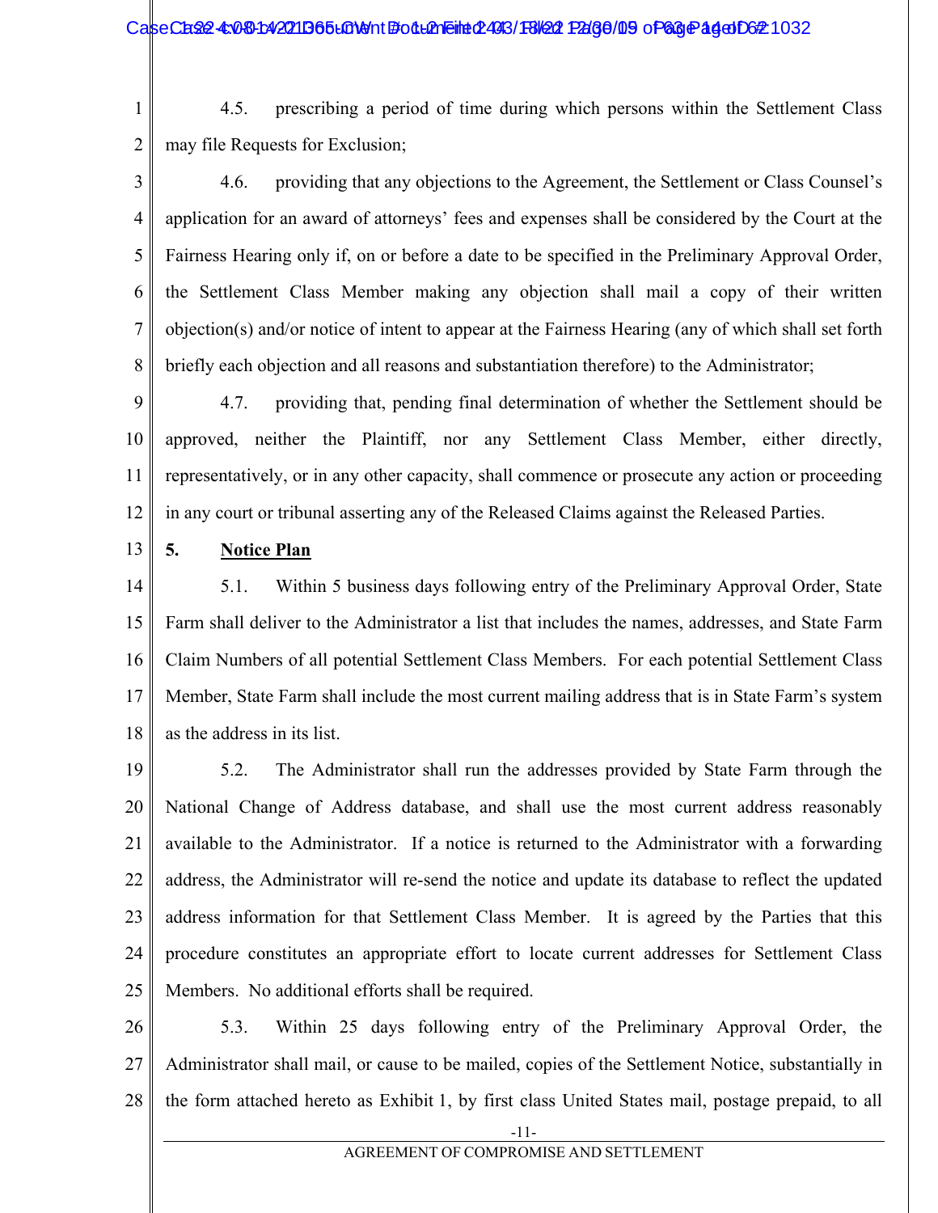4.5. prescribing a period of time during which persons within the Settlement Class may file Requests for Exclusion;

4.6. providing that any objections to the Agreement, the Settlement or Class Counsel's application for an award of attorneys' fees and expenses shall be considered by the Court at the Fairness Hearing only if, on or before a date to be specified in the Preliminary Approval Order, the Settlement Class Member making any objection shall mail a copy of their written objection(s) and/or notice of intent to appear at the Fairness Hearing (any of which shall set forth briefly each objection and all reasons and substantiation therefore) to the Administrator;

4.7. providing that, pending final determination of whether the Settlement should be approved, neither the Plaintiff, nor any Settlement Class Member, either directly, representatively, or in any other capacity, shall commence or prosecute any action or proceeding in any court or tribunal asserting any of the Released Claims against the Released Parties.

**5. <u>Notice Plan</u>**

5.1. Within 5 business days following entry of the Preliminary Approval Order, State Farm shall deliver to the Administrator a list that includes the names, addresses, and State Farm Claim Numbers of all potential Settlement Class Members. For each potential Settlement Class Member, State Farm shall include the most current mailing address that is in State Farm's system as the address in its list.

5.2. The Administrator shall run the addresses provided by State Farm through the National Change of Address database, and shall use the most current address reasonably available to the Administrator. If a notice is returned to the Administrator with a forwarding address, the Administrator will re-send the notice and update its database to reflect the updated address information for that Settlement Class Member. It is agreed by the Parties that this procedure constitutes an appropriate effort to locate current addresses for Settlement Class Members. No additional efforts shall be required.

5.3. Within 25 days following entry of the Preliminary Approval Order, the Administrator shall mail, or cause to be mailed, copies of the Settlement Notice, substantially in the form attached hereto as Exhibit 1, by first class United States mail, postage prepaid, to all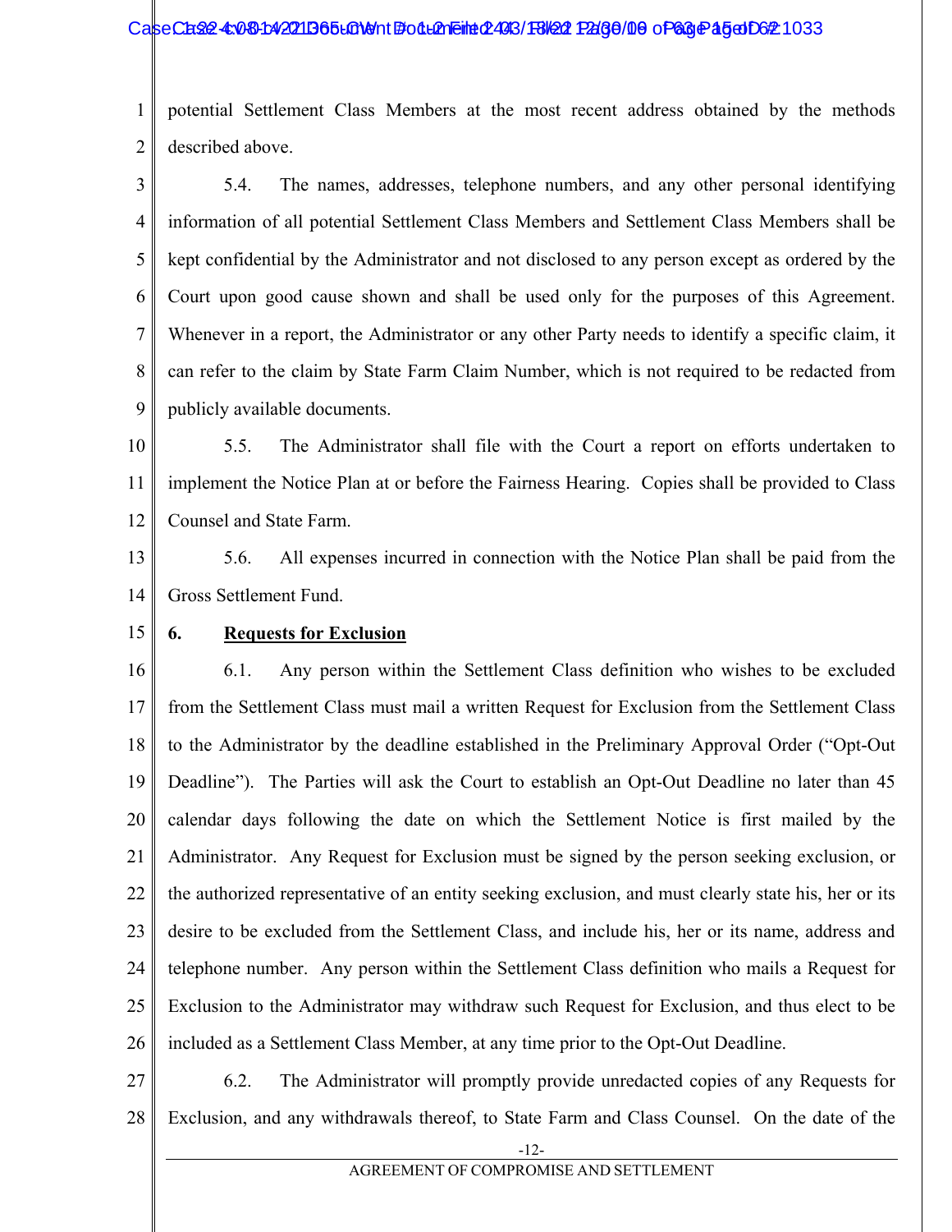potential Settlement Class Members at the most recent address obtained by the methods described above.

5.4. The names, addresses, telephone numbers, and any other personal identifying information of all potential Settlement Class Members and Settlement Class Members shall be kept confidential by the Administrator and not disclosed to any person except as ordered by the Court upon good cause shown and shall be used only for the purposes of this Agreement. Whenever in a report, the Administrator or any other Party needs to identify a specific claim, it can refer to the claim by State Farm Claim Number, which is not required to be redacted from publicly available documents.

5.5. The Administrator shall file with the Court a report on efforts undertaken to implement the Notice Plan at or before the Fairness Hearing. Copies shall be provided to Class Counsel and State Farm.

5.6. All expenses incurred in connection with the Notice Plan shall be paid from the Gross Settlement Fund.

**6. Requests for Exclusion**

6.1. Any person within the Settlement Class definition who wishes to be excluded from the Settlement Class must mail a written Request for Exclusion from the Settlement Class to the Administrator by the deadline established in the Preliminary Approval Order ("Opt-Out Deadline"). The Parties will ask the Court to establish an Opt-Out Deadline no later than 45 calendar days following the date on which the Settlement Notice is first mailed by the Administrator. Any Request for Exclusion must be signed by the person seeking exclusion, or the authorized representative of an entity seeking exclusion, and must clearly state his, her or its desire to be excluded from the Settlement Class, and include his, her or its name, address and telephone number. Any person within the Settlement Class definition who mails a Request for Exclusion to the Administrator may withdraw such Request for Exclusion, and thus elect to be included as a Settlement Class Member, at any time prior to the Opt-Out Deadline.

6.2. The Administrator will promptly provide unredacted copies of any Requests for Exclusion, and any withdrawals thereof, to State Farm and Class Counsel. On the date of the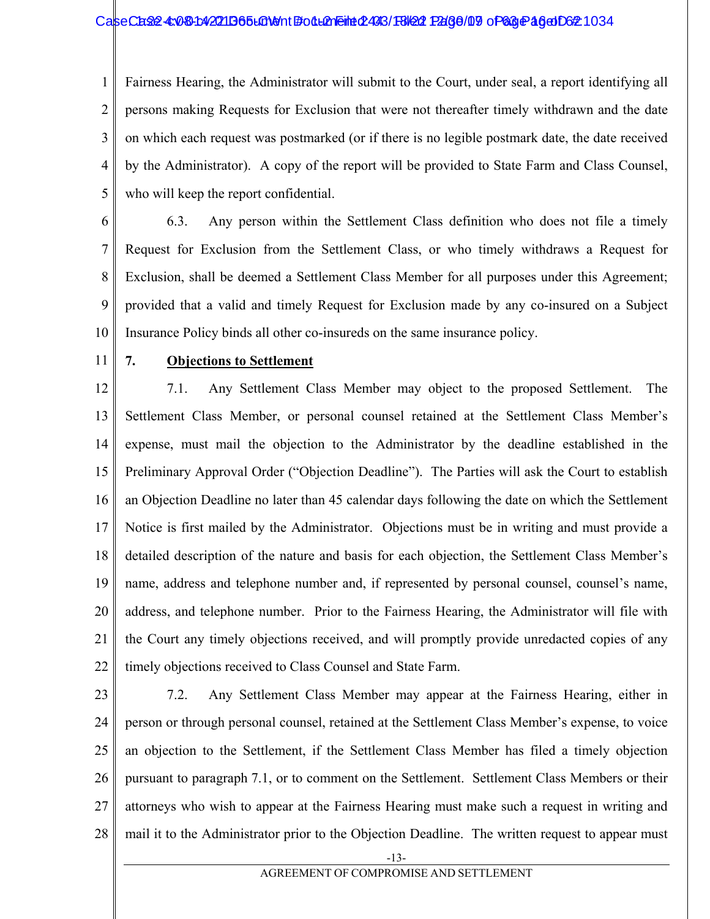Fairness Hearing, the Administrator will submit to the Court, under seal, a report identifying all persons making Requests for Exclusion that were not thereafter timely withdrawn and the date on which each request was postmarked (or if there is no legible postmark date, the date received by the Administrator). A copy of the report will be provided to State Farm and Class Counsel, who will keep the report confidential.

6.3. Any person within the Settlement Class definition who does not file a timely Request for Exclusion from the Settlement Class, or who timely withdraws a Request for Exclusion, shall be deemed a Settlement Class Member for all purposes under this Agreement; provided that a valid and timely Request for Exclusion made by any co-insured on a Subject Insurance Policy binds all other co-insureds on the same insurance policy.

## 7. Objections to Settlement

7.1. Any Settlement Class Member may object to the proposed Settlement. The Settlement Class Member, or personal counsel retained at the Settlement Class Member's expense, must mail the objection to the Administrator by the deadline established in the Preliminary Approval Order ("Objection Deadline"). The Parties will ask the Court to establish an Objection Deadline no later than 45 calendar days following the date on which the Settlement Notice is first mailed by the Administrator. Objections must be in writing and must provide a detailed description of the nature and basis for each objection, the Settlement Class Member's name, address and telephone number and, if represented by personal counsel, counsel's name, address, and telephone number. Prior to the Fairness Hearing, the Administrator will file with the Court any timely objections received, and will promptly provide unredacted copies of any timely objections received to Class Counsel and State Farm.

7.2. Any Settlement Class Member may appear at the Fairness Hearing, either in person or through personal counsel, retained at the Settlement Class Member's expense, to voice an objection to the Settlement, if the Settlement Class Member has filed a timely objection pursuant to paragraph 7.1, or to comment on the Settlement. Settlement Class Members or their attorneys who wish to appear at the Fairness Hearing must make such a request in writing and mail it to the Administrator prior to the Objection Deadline. The written request to appear must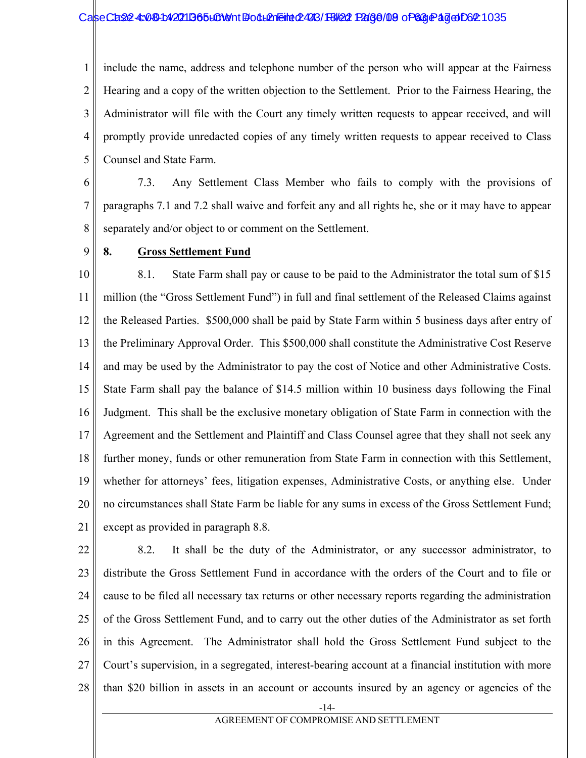include the name, address and telephone number of the person who will appear at the Fairness Hearing and a copy of the written objection to the Settlement. Prior to the Fairness Hearing, the Administrator will file with the Court any timely written requests to appear received, and will promptly provide unredacted copies of any timely written requests to appear received to Class Counsel and State Farm.

7.3. Any Settlement Class Member who fails to comply with the provisions of paragraphs 7.1 and 7.2 shall waive and forfeit any and all rights he, she or it may have to appear separately and/or object to or comment on the Settlement.

**8. Gross Settlement Fund**

8.1. State Farm shall pay or cause to be paid to the Administrator the total sum of $15 million (the "Gross Settlement Fund") in full and final settlement of the Released Claims against the Released Parties. $500,000 shall be paid by State Farm within 5 business days after entry of the Preliminary Approval Order. This $500,000 shall constitute the Administrative Cost Reserve and may be used by the Administrator to pay the cost of Notice and other Administrative Costs. State Farm shall pay the balance of $14.5 million within 10 business days following the Final Judgment. This shall be the exclusive monetary obligation of State Farm in connection with the Agreement and the Settlement and Plaintiff and Class Counsel agree that they shall not seek any further money, funds or other remuneration from State Farm in connection with this Settlement, whether for attorneys' fees, litigation expenses, Administrative Costs, or anything else. Under no circumstances shall State Farm be liable for any sums in excess of the Gross Settlement Fund; except as provided in paragraph 8.8.

8.2. It shall be the duty of the Administrator, or any successor administrator, to distribute the Gross Settlement Fund in accordance with the orders of the Court and to file or cause to be filed all necessary tax returns or other necessary reports regarding the administration of the Gross Settlement Fund, and to carry out the other duties of the Administrator as set forth in this Agreement. The Administrator shall hold the Gross Settlement Fund subject to the Court's supervision, in a segregated, interest-bearing account at a financial institution with more than $20 billion in assets in an account or accounts insured by an agency or agencies of the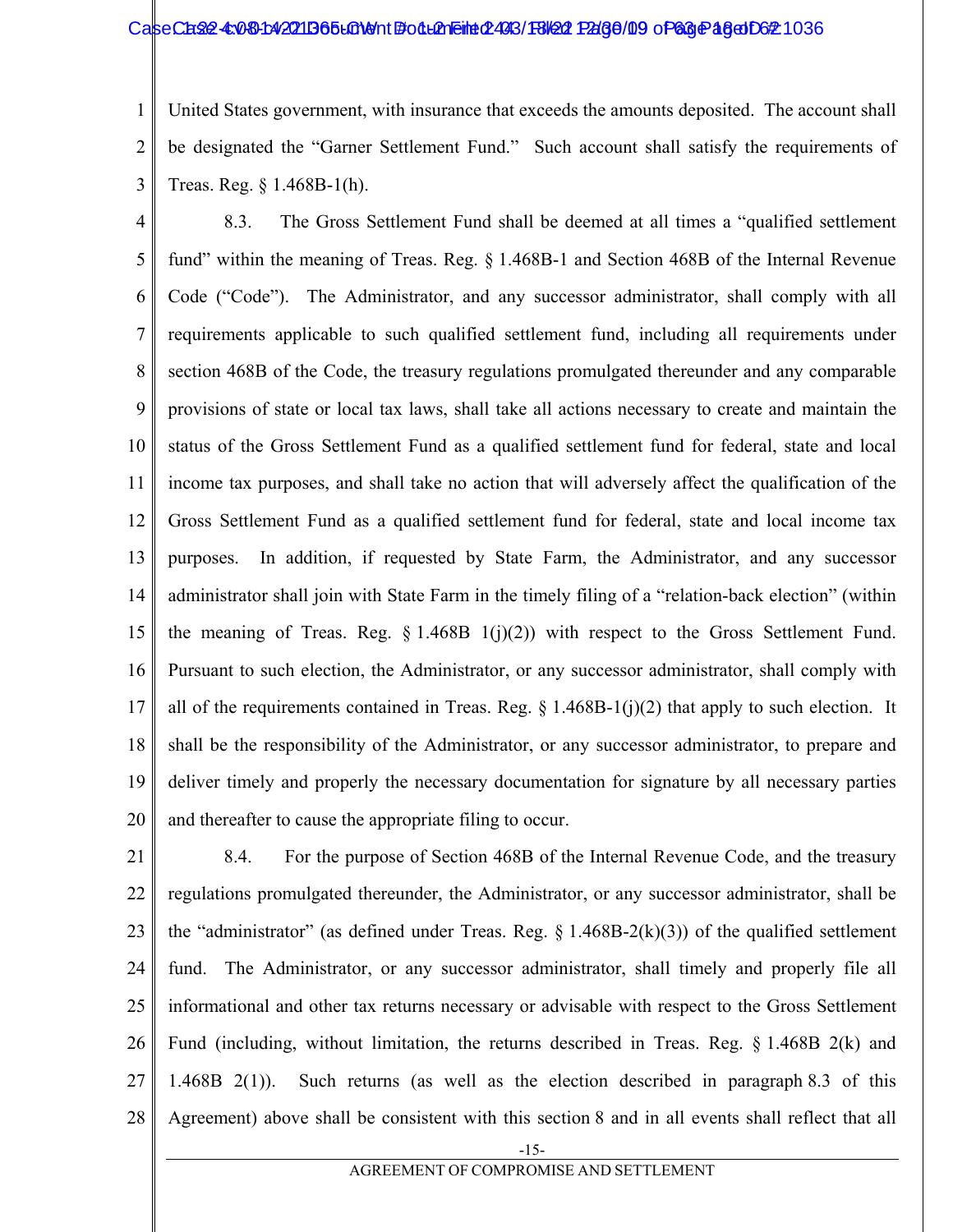United States government, with insurance that exceeds the amounts deposited. The account shall be designated the "Garner Settlement Fund." Such account shall satisfy the requirements of Treas. Reg. § 1.468B-1(h).

8.3. The Gross Settlement Fund shall be deemed at all times a "qualified settlement fund" within the meaning of Treas. Reg. § 1.468B-1 and Section 468B of the Internal Revenue Code ("Code"). The Administrator, and any successor administrator, shall comply with all requirements applicable to such qualified settlement fund, including all requirements under section 468B of the Code, the treasury regulations promulgated thereunder and any comparable provisions of state or local tax laws, shall take all actions necessary to create and maintain the status of the Gross Settlement Fund as a qualified settlement fund for federal, state and local income tax purposes, and shall take no action that will adversely affect the qualification of the Gross Settlement Fund as a qualified settlement fund for federal, state and local income tax purposes. In addition, if requested by State Farm, the Administrator, and any successor administrator shall join with State Farm in the timely filing of a "relation-back election" (within the meaning of Treas. Reg. § 1.468B 1(j)(2)) with respect to the Gross Settlement Fund. Pursuant to such election, the Administrator, or any successor administrator, shall comply with all of the requirements contained in Treas. Reg. § 1.468B-1(j)(2) that apply to such election. It shall be the responsibility of the Administrator, or any successor administrator, to prepare and deliver timely and properly the necessary documentation for signature by all necessary parties and thereafter to cause the appropriate filing to occur.

8.4. For the purpose of Section 468B of the Internal Revenue Code, and the treasury regulations promulgated thereunder, the Administrator, or any successor administrator, shall be the "administrator" (as defined under Treas. Reg. § 1.468B-2(k)(3)) of the qualified settlement fund. The Administrator, or any successor administrator, shall timely and properly file all informational and other tax returns necessary or advisable with respect to the Gross Settlement Fund (including, without limitation, the returns described in Treas. Reg. § 1.468B 2(k) and 1.468B 2(1)). Such returns (as well as the election described in paragraph 8.3 of this Agreement) above shall be consistent with this section 8 and in all events shall reflect that all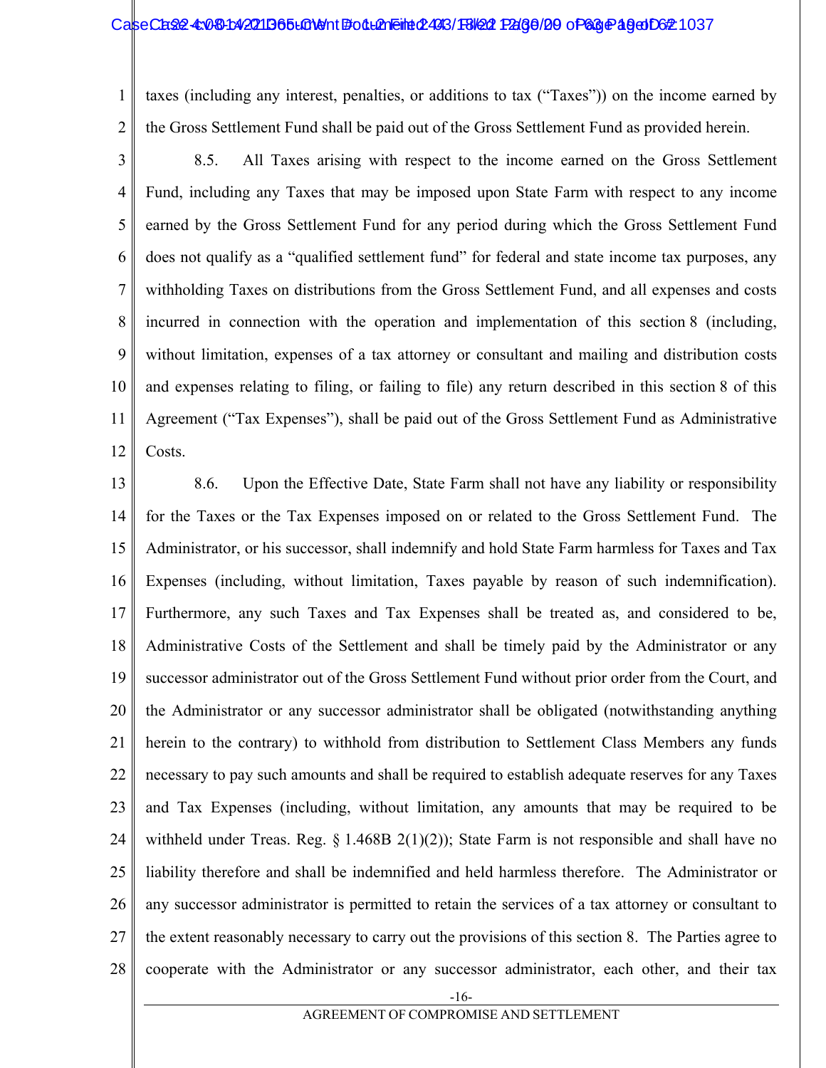taxes (including any interest, penalties, or additions to tax ("Taxes")) on the income earned by the Gross Settlement Fund shall be paid out of the Gross Settlement Fund as provided herein.

8.5. All Taxes arising with respect to the income earned on the Gross Settlement Fund, including any Taxes that may be imposed upon State Farm with respect to any income earned by the Gross Settlement Fund for any period during which the Gross Settlement Fund does not qualify as a "qualified settlement fund" for federal and state income tax purposes, any withholding Taxes on distributions from the Gross Settlement Fund, and all expenses and costs incurred in connection with the operation and implementation of this section 8 (including, without limitation, expenses of a tax attorney or consultant and mailing and distribution costs and expenses relating to filing, or failing to file) any return described in this section 8 of this Agreement ("Tax Expenses"), shall be paid out of the Gross Settlement Fund as Administrative Costs.

8.6. Upon the Effective Date, State Farm shall not have any liability or responsibility for the Taxes or the Tax Expenses imposed on or related to the Gross Settlement Fund. The Administrator, or his successor, shall indemnify and hold State Farm harmless for Taxes and Tax Expenses (including, without limitation, Taxes payable by reason of such indemnification). Furthermore, any such Taxes and Tax Expenses shall be treated as, and considered to be, Administrative Costs of the Settlement and shall be timely paid by the Administrator or any successor administrator out of the Gross Settlement Fund without prior order from the Court, and the Administrator or any successor administrator shall be obligated (notwithstanding anything herein to the contrary) to withhold from distribution to Settlement Class Members any funds necessary to pay such amounts and shall be required to establish adequate reserves for any Taxes and Tax Expenses (including, without limitation, any amounts that may be required to be withheld under Treas. Reg. § 1.468B 2(1)(2)); State Farm is not responsible and shall have no liability therefore and shall be indemnified and held harmless therefore. The Administrator or any successor administrator is permitted to retain the services of a tax attorney or consultant to the extent reasonably necessary to carry out the provisions of this section 8. The Parties agree to cooperate with the Administrator or any successor administrator, each other, and their tax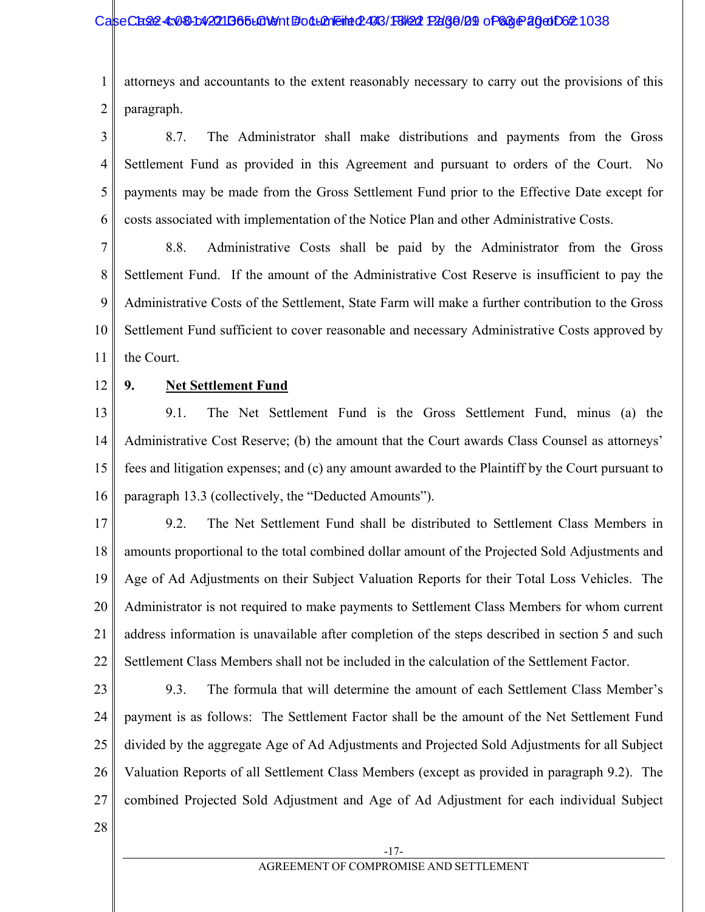attorneys and accountants to the extent reasonably necessary to carry out the provisions of this paragraph.

8.7. The Administrator shall make distributions and payments from the Gross Settlement Fund as provided in this Agreement and pursuant to orders of the Court. No payments may be made from the Gross Settlement Fund prior to the Effective Date except for costs associated with implementation of the Notice Plan and other Administrative Costs.

8.8. Administrative Costs shall be paid by the Administrator from the Gross Settlement Fund. If the amount of the Administrative Cost Reserve is insufficient to pay the Administrative Costs of the Settlement, State Farm will make a further contribution to the Gross Settlement Fund sufficient to cover reasonable and necessary Administrative Costs approved by the Court.

**9. <u>Net Settlement Fund</u>**

9.1. The Net Settlement Fund is the Gross Settlement Fund, minus (a) the Administrative Cost Reserve; (b) the amount that the Court awards Class Counsel as attorneys' fees and litigation expenses; and (c) any amount awarded to the Plaintiff by the Court pursuant to paragraph 13.3 (collectively, the "Deducted Amounts").

9.2. The Net Settlement Fund shall be distributed to Settlement Class Members in amounts proportional to the total combined dollar amount of the Projected Sold Adjustments and Age of Ad Adjustments on their Subject Valuation Reports for their Total Loss Vehicles. The Administrator is not required to make payments to Settlement Class Members for whom current address information is unavailable after completion of the steps described in section 5 and such Settlement Class Members shall not be included in the calculation of the Settlement Factor.

9.3. The formula that will determine the amount of each Settlement Class Member's payment is as follows: The Settlement Factor shall be the amount of the Net Settlement Fund divided by the aggregate Age of Ad Adjustments and Projected Sold Adjustments for all Subject Valuation Reports of all Settlement Class Members (except as provided in paragraph 9.2). The combined Projected Sold Adjustment and Age of Ad Adjustment for each individual Subject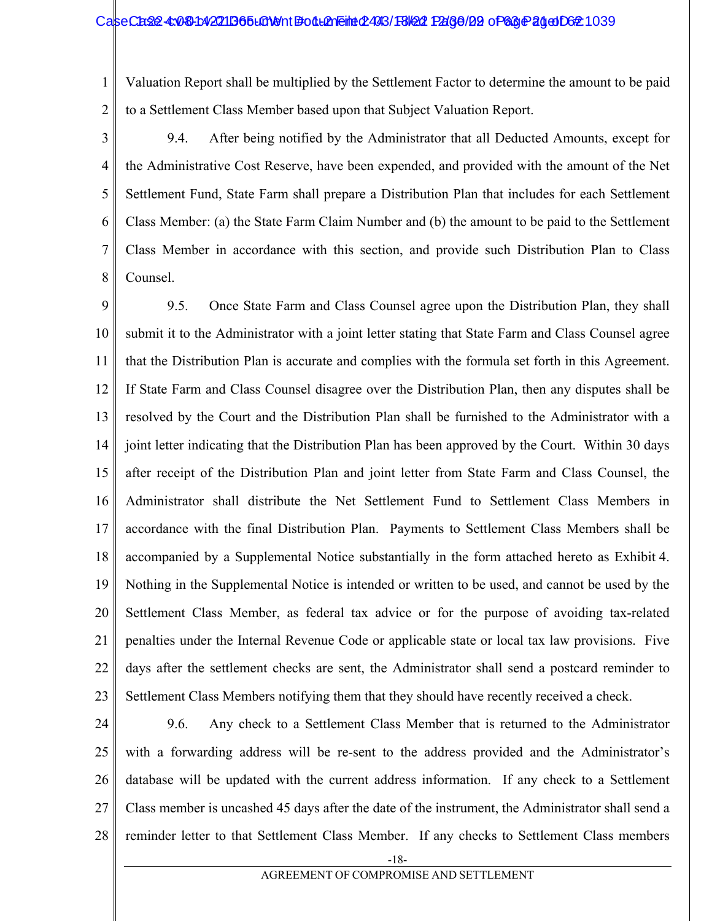Valuation Report shall be multiplied by the Settlement Factor to determine the amount to be paid to a Settlement Class Member based upon that Subject Valuation Report.

9.4. After being notified by the Administrator that all Deducted Amounts, except for the Administrative Cost Reserve, have been expended, and provided with the amount of the Net Settlement Fund, State Farm shall prepare a Distribution Plan that includes for each Settlement Class Member: (a) the State Farm Claim Number and (b) the amount to be paid to the Settlement Class Member in accordance with this section, and provide such Distribution Plan to Class Counsel.

9.5. Once State Farm and Class Counsel agree upon the Distribution Plan, they shall submit it to the Administrator with a joint letter stating that State Farm and Class Counsel agree that the Distribution Plan is accurate and complies with the formula set forth in this Agreement. If State Farm and Class Counsel disagree over the Distribution Plan, then any disputes shall be resolved by the Court and the Distribution Plan shall be furnished to the Administrator with a joint letter indicating that the Distribution Plan has been approved by the Court. Within 30 days after receipt of the Distribution Plan and joint letter from State Farm and Class Counsel, the Administrator shall distribute the Net Settlement Fund to Settlement Class Members in accordance with the final Distribution Plan. Payments to Settlement Class Members shall be accompanied by a Supplemental Notice substantially in the form attached hereto as Exhibit 4. Nothing in the Supplemental Notice is intended or written to be used, and cannot be used by the Settlement Class Member, as federal tax advice or for the purpose of avoiding tax-related penalties under the Internal Revenue Code or applicable state or local tax law provisions. Five days after the settlement checks are sent, the Administrator shall send a postcard reminder to Settlement Class Members notifying them that they should have recently received a check.

9.6. Any check to a Settlement Class Member that is returned to the Administrator with a forwarding address will be re-sent to the address provided and the Administrator's database will be updated with the current address information. If any check to a Settlement Class member is uncashed 45 days after the date of the instrument, the Administrator shall send a reminder letter to that Settlement Class Member. If any checks to Settlement Class members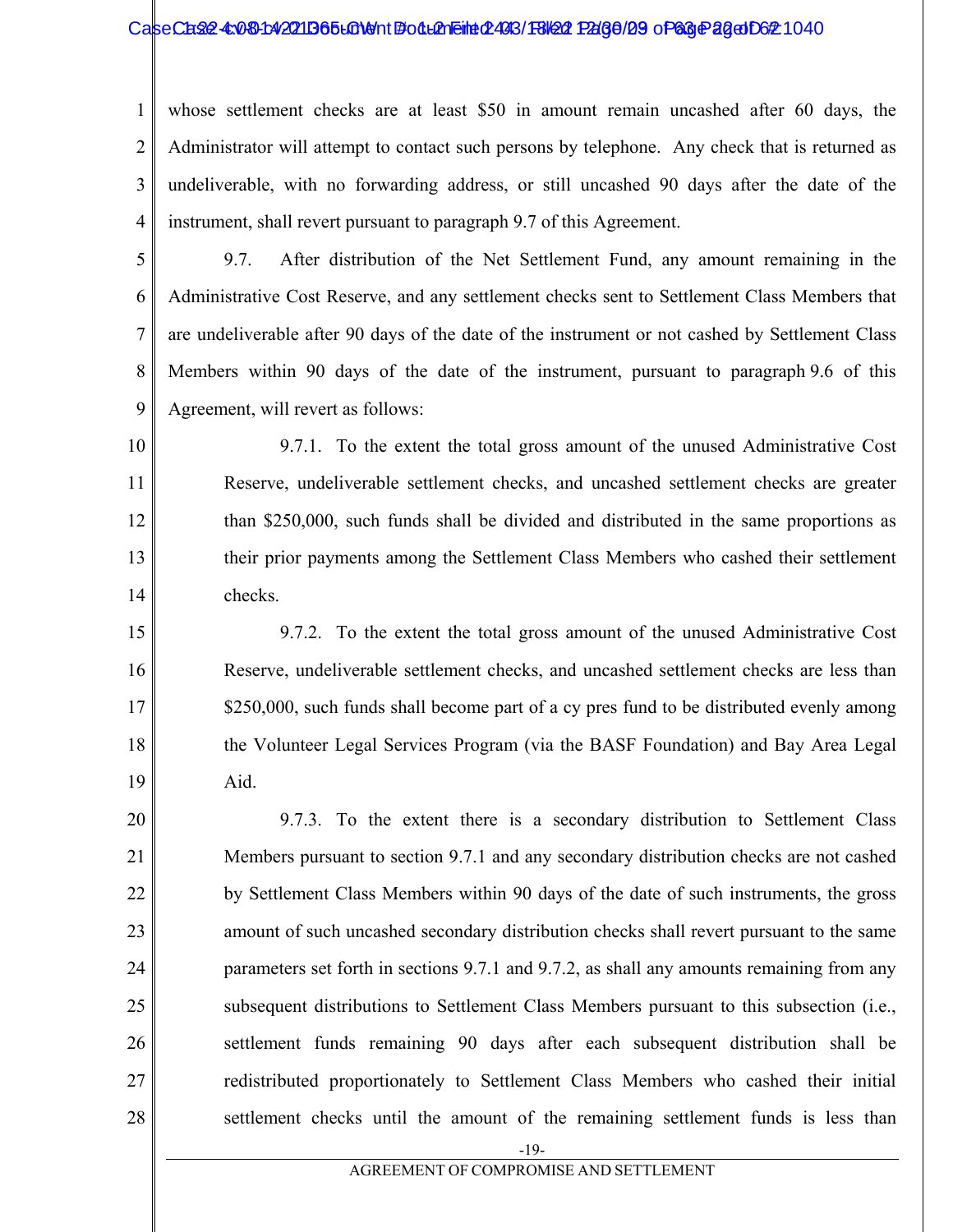whose settlement checks are at least $50 in amount remain uncashed after 60 days, the Administrator will attempt to contact such persons by telephone. Any check that is returned as undeliverable, with no forwarding address, or still uncashed 90 days after the date of the instrument, shall revert pursuant to paragraph 9.7 of this Agreement.

9.7. After distribution of the Net Settlement Fund, any amount remaining in the Administrative Cost Reserve, and any settlement checks sent to Settlement Class Members that are undeliverable after 90 days of the date of the instrument or not cashed by Settlement Class Members within 90 days of the date of the instrument, pursuant to paragraph 9.6 of this Agreement, will revert as follows:

9.7.1. To the extent the total gross amount of the unused Administrative Cost Reserve, undeliverable settlement checks, and uncashed settlement checks are greater than $250,000, such funds shall be divided and distributed in the same proportions as their prior payments among the Settlement Class Members who cashed their settlement checks.

9.7.2. To the extent the total gross amount of the unused Administrative Cost Reserve, undeliverable settlement checks, and uncashed settlement checks are less than $250,000, such funds shall become part of a cy pres fund to be distributed evenly among the Volunteer Legal Services Program (via the BASF Foundation) and Bay Area Legal Aid.

9.7.3. To the extent there is a secondary distribution to Settlement Class Members pursuant to section 9.7.1 and any secondary distribution checks are not cashed by Settlement Class Members within 90 days of the date of such instruments, the gross amount of such uncashed secondary distribution checks shall revert pursuant to the same parameters set forth in sections 9.7.1 and 9.7.2, as shall any amounts remaining from any subsequent distributions to Settlement Class Members pursuant to this subsection (i.e., settlement funds remaining 90 days after each subsequent distribution shall be redistributed proportionately to Settlement Class Members who cashed their initial settlement checks until the amount of the remaining settlement funds is less than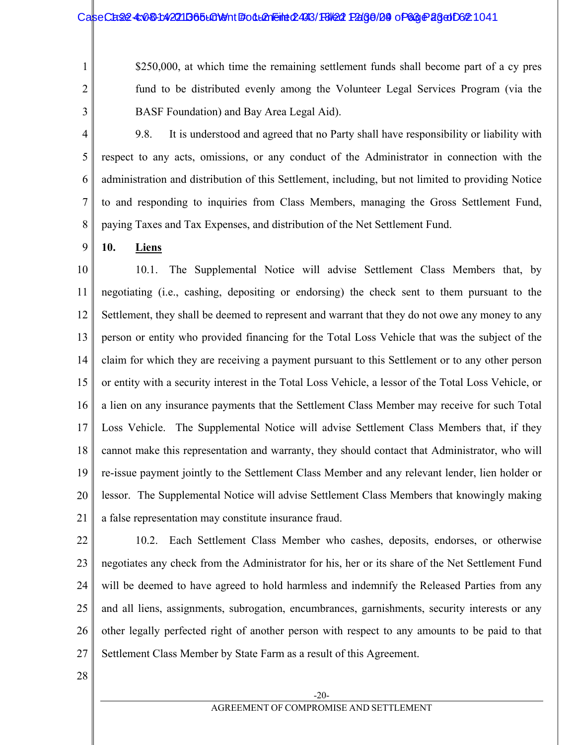$250,000, at which time the remaining settlement funds shall become part of a cy pres fund to be distributed evenly among the Volunteer Legal Services Program (via the BASF Foundation) and Bay Area Legal Aid).

9.8. It is understood and agreed that no Party shall have responsibility or liability with respect to any acts, omissions, or any conduct of the Administrator in connection with the administration and distribution of this Settlement, including, but not limited to providing Notice to and responding to inquiries from Class Members, managing the Gross Settlement Fund, paying Taxes and Tax Expenses, and distribution of the Net Settlement Fund.

**10. Liens**

10.1. The Supplemental Notice will advise Settlement Class Members that, by negotiating (i.e., cashing, depositing or endorsing) the check sent to them pursuant to the Settlement, they shall be deemed to represent and warrant that they do not owe any money to any person or entity who provided financing for the Total Loss Vehicle that was the subject of the claim for which they are receiving a payment pursuant to this Settlement or to any other person or entity with a security interest in the Total Loss Vehicle, a lessor of the Total Loss Vehicle, or a lien on any insurance payments that the Settlement Class Member may receive for such Total Loss Vehicle. The Supplemental Notice will advise Settlement Class Members that, if they cannot make this representation and warranty, they should contact that Administrator, who will re-issue payment jointly to the Settlement Class Member and any relevant lender, lien holder or lessor. The Supplemental Notice will advise Settlement Class Members that knowingly making a false representation may constitute insurance fraud.

10.2. Each Settlement Class Member who cashes, deposits, endorses, or otherwise negotiates any check from the Administrator for his, her or its share of the Net Settlement Fund will be deemed to have agreed to hold harmless and indemnify the Released Parties from any and all liens, assignments, subrogation, encumbrances, garnishments, security interests or any other legally perfected right of another person with respect to any amounts to be paid to that Settlement Class Member by State Farm as a result of this Agreement.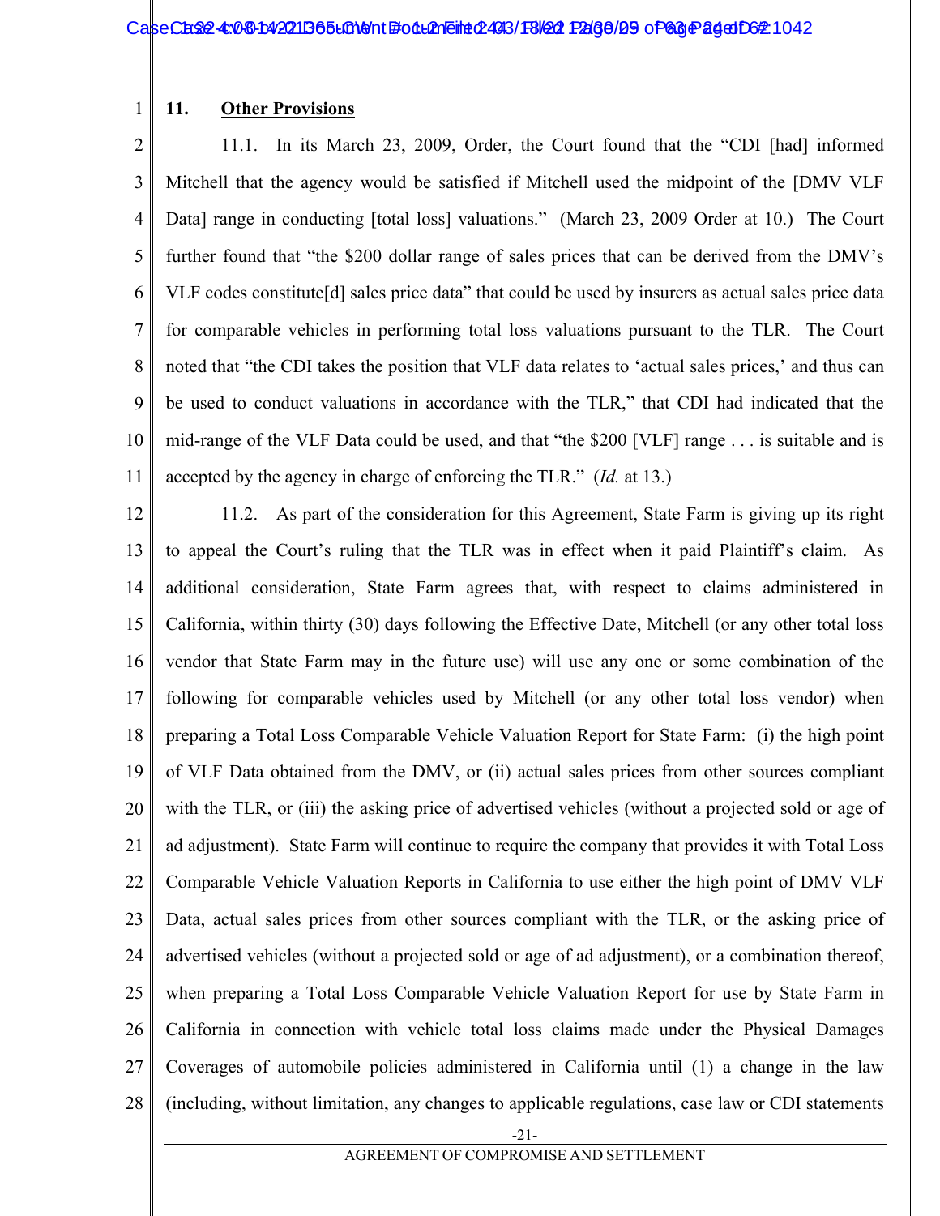## 11. Other Provisions

11.1. In its March 23, 2009, Order, the Court found that the "CDI [had] informed Mitchell that the agency would be satisfied if Mitchell used the midpoint of the [DMV VLF Data] range in conducting [total loss] valuations." (March 23, 2009 Order at 10.) The Court further found that "the $200 dollar range of sales prices that can be derived from the DMV's VLF codes constitute[d] sales price data" that could be used by insurers as actual sales price data for comparable vehicles in performing total loss valuations pursuant to the TLR. The Court noted that "the CDI takes the position that VLF data relates to 'actual sales prices,' and thus can be used to conduct valuations in accordance with the TLR," that CDI had indicated that the mid-range of the VLF Data could be used, and that "the $200 [VLF] range . . . is suitable and is accepted by the agency in charge of enforcing the TLR." (*Id.* at 13.)

11.2. As part of the consideration for this Agreement, State Farm is giving up its right to appeal the Court's ruling that the TLR was in effect when it paid Plaintiff's claim. As additional consideration, State Farm agrees that, with respect to claims administered in California, within thirty (30) days following the Effective Date, Mitchell (or any other total loss vendor that State Farm may in the future use) will use any one or some combination of the following for comparable vehicles used by Mitchell (or any other total loss vendor) when preparing a Total Loss Comparable Vehicle Valuation Report for State Farm: (i) the high point of VLF Data obtained from the DMV, or (ii) actual sales prices from other sources compliant with the TLR, or (iii) the asking price of advertised vehicles (without a projected sold or age of ad adjustment). State Farm will continue to require the company that provides it with Total Loss Comparable Vehicle Valuation Reports in California to use either the high point of DMV VLF Data, actual sales prices from other sources compliant with the TLR, or the asking price of advertised vehicles (without a projected sold or age of ad adjustment), or a combination thereof, when preparing a Total Loss Comparable Vehicle Valuation Report for use by State Farm in California in connection with vehicle total loss claims made under the Physical Damages Coverages of automobile policies administered in California until (1) a change in the law (including, without limitation, any changes to applicable regulations, case law or CDI statements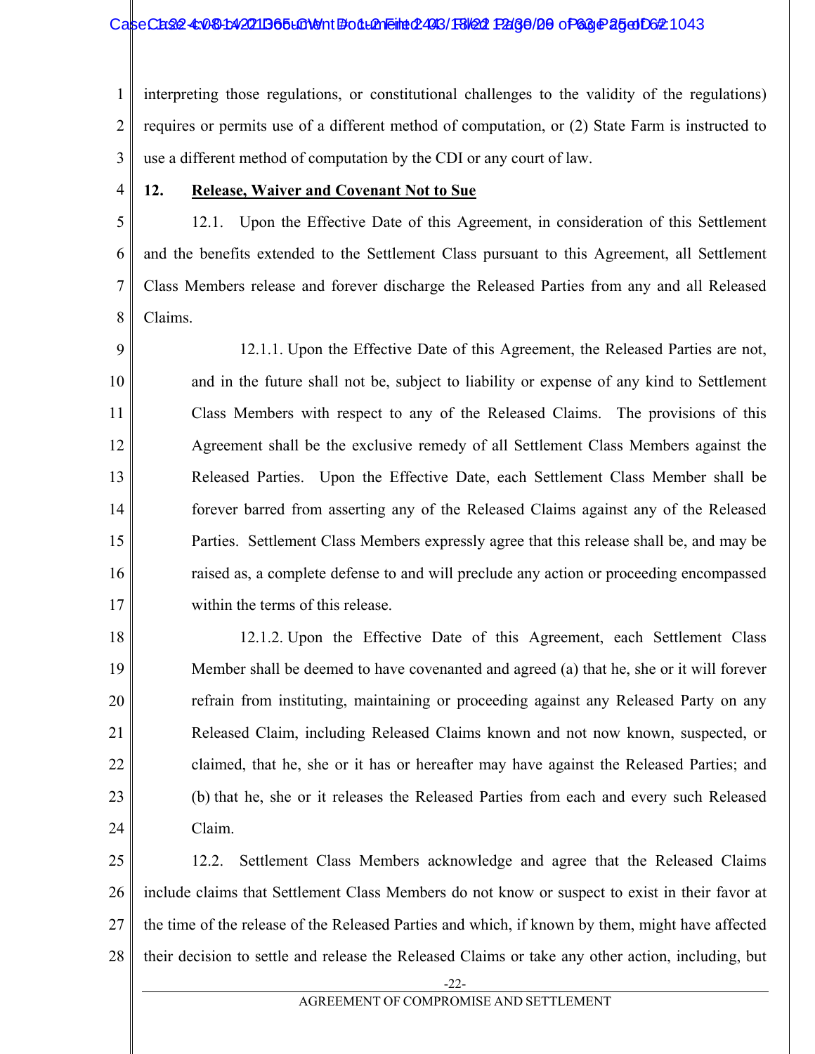interpreting those regulations, or constitutional challenges to the validity of the regulations) requires or permits use of a different method of computation, or (2) State Farm is instructed to use a different method of computation by the CDI or any court of law.

**12. Release, Waiver and Covenant Not to Sue**

12.1. Upon the Effective Date of this Agreement, in consideration of this Settlement and the benefits extended to the Settlement Class pursuant to this Agreement, all Settlement Class Members release and forever discharge the Released Parties from any and all Released Claims.

12.1.1. Upon the Effective Date of this Agreement, the Released Parties are not, and in the future shall not be, subject to liability or expense of any kind to Settlement Class Members with respect to any of the Released Claims. The provisions of this Agreement shall be the exclusive remedy of all Settlement Class Members against the Released Parties. Upon the Effective Date, each Settlement Class Member shall be forever barred from asserting any of the Released Claims against any of the Released Parties. Settlement Class Members expressly agree that this release shall be, and may be raised as, a complete defense to and will preclude any action or proceeding encompassed within the terms of this release.

12.1.2. Upon the Effective Date of this Agreement, each Settlement Class Member shall be deemed to have covenanted and agreed (a) that he, she or it will forever refrain from instituting, maintaining or proceeding against any Released Party on any Released Claim, including Released Claims known and not now known, suspected, or claimed, that he, she or it has or hereafter may have against the Released Parties; and (b) that he, she or it releases the Released Parties from each and every such Released Claim.

12.2. Settlement Class Members acknowledge and agree that the Released Claims include claims that Settlement Class Members do not know or suspect to exist in their favor at the time of the release of the Released Parties and which, if known by them, might have affected their decision to settle and release the Released Claims or take any other action, including, but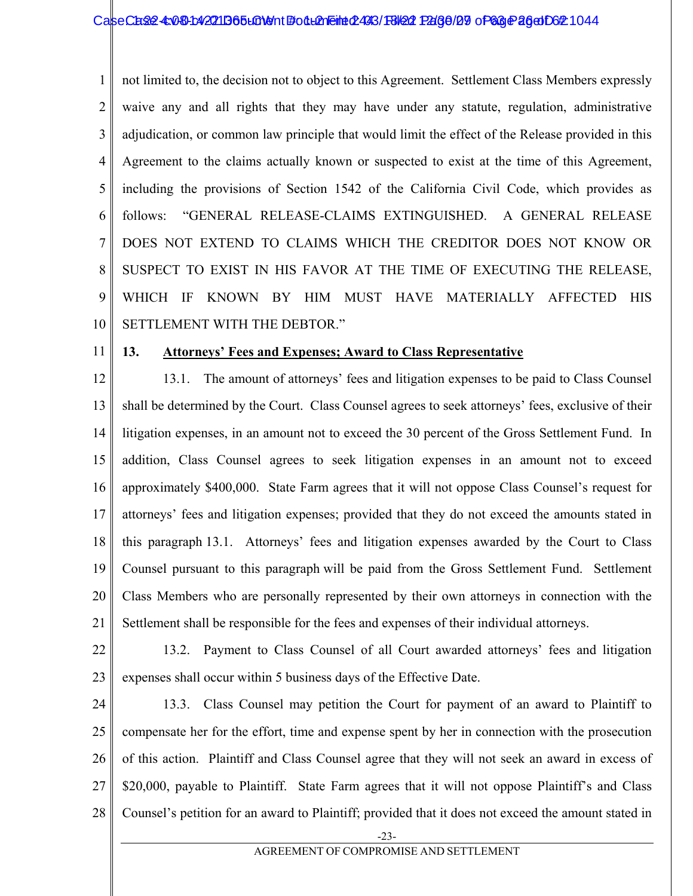not limited to, the decision not to object to this Agreement. Settlement Class Members expressly waive any and all rights that they may have under any statute, regulation, administrative adjudication, or common law principle that would limit the effect of the Release provided in this Agreement to the claims actually known or suspected to exist at the time of this Agreement, including the provisions of Section 1542 of the California Civil Code, which provides as follows: "GENERAL RELEASE-CLAIMS EXTINGUISHED. A GENERAL RELEASE DOES NOT EXTEND TO CLAIMS WHICH THE CREDITOR DOES NOT KNOW OR SUSPECT TO EXIST IN HIS FAVOR AT THE TIME OF EXECUTING THE RELEASE, WHICH IF KNOWN BY HIM MUST HAVE MATERIALLY AFFECTED HIS SETTLEMENT WITH THE DEBTOR."

**13. Attorneys' Fees and Expenses; Award to Class Representative**

13.1. The amount of attorneys' fees and litigation expenses to be paid to Class Counsel shall be determined by the Court. Class Counsel agrees to seek attorneys' fees, exclusive of their litigation expenses, in an amount not to exceed the 30 percent of the Gross Settlement Fund. In addition, Class Counsel agrees to seek litigation expenses in an amount not to exceed approximately $400,000. State Farm agrees that it will not oppose Class Counsel's request for attorneys' fees and litigation expenses; provided that they do not exceed the amounts stated in this paragraph 13.1. Attorneys' fees and litigation expenses awarded by the Court to Class Counsel pursuant to this paragraph will be paid from the Gross Settlement Fund. Settlement Class Members who are personally represented by their own attorneys in connection with the Settlement shall be responsible for the fees and expenses of their individual attorneys.

13.2. Payment to Class Counsel of all Court awarded attorneys' fees and litigation expenses shall occur within 5 business days of the Effective Date.

13.3. Class Counsel may petition the Court for payment of an award to Plaintiff to compensate her for the effort, time and expense spent by her in connection with the prosecution of this action. Plaintiff and Class Counsel agree that they will not seek an award in excess of $20,000, payable to Plaintiff. State Farm agrees that it will not oppose Plaintiff's and Class Counsel's petition for an award to Plaintiff; provided that it does not exceed the amount stated in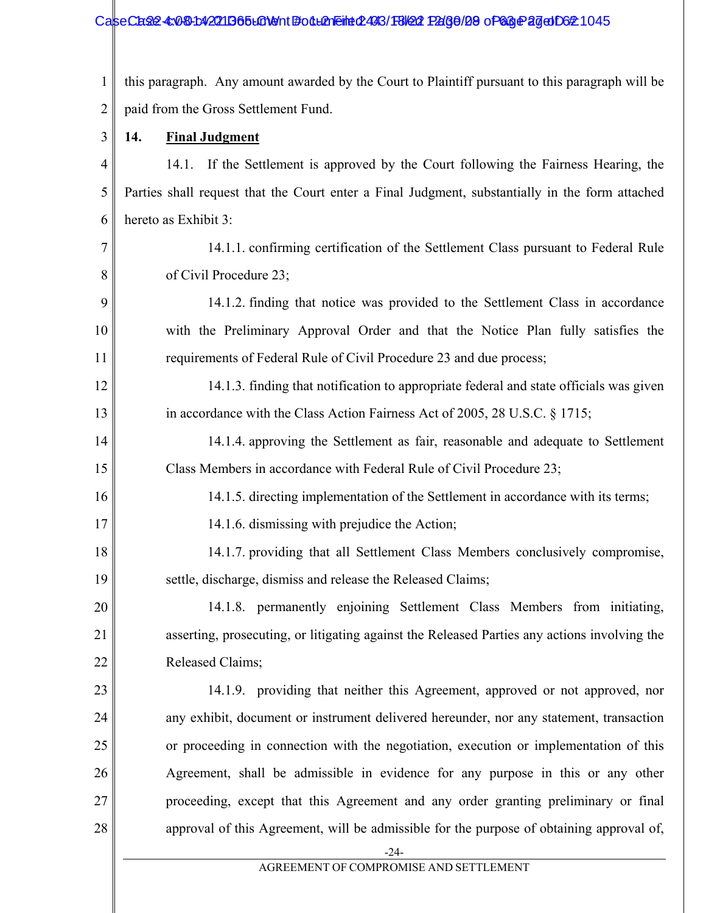this paragraph. Any amount awarded by the Court to Plaintiff pursuant to this paragraph will be paid from the Gross Settlement Fund.

**14. Final Judgment**

14.1. If the Settlement is approved by the Court following the Fairness Hearing, the Parties shall request that the Court enter a Final Judgment, substantially in the form attached hereto as Exhibit 3:

14.1.1. confirming certification of the Settlement Class pursuant to Federal Rule of Civil Procedure 23;

14.1.2. finding that notice was provided to the Settlement Class in accordance with the Preliminary Approval Order and that the Notice Plan fully satisfies the requirements of Federal Rule of Civil Procedure 23 and due process;

14.1.3. finding that notification to appropriate federal and state officials was given in accordance with the Class Action Fairness Act of 2005, 28 U.S.C. § 1715;

14.1.4. approving the Settlement as fair, reasonable and adequate to Settlement Class Members in accordance with Federal Rule of Civil Procedure 23;

14.1.5. directing implementation of the Settlement in accordance with its terms;

14.1.6. dismissing with prejudice the Action;

14.1.7. providing that all Settlement Class Members conclusively compromise, settle, discharge, dismiss and release the Released Claims;

14.1.8. permanently enjoining Settlement Class Members from initiating, asserting, prosecuting, or litigating against the Released Parties any actions involving the Released Claims;

14.1.9. providing that neither this Agreement, approved or not approved, nor any exhibit, document or instrument delivered hereunder, nor any statement, transaction or proceeding in connection with the negotiation, execution or implementation of this Agreement, shall be admissible in evidence for any purpose in this or any other proceeding, except that this Agreement and any order granting preliminary or final approval of this Agreement, will be admissible for the purpose of obtaining approval of,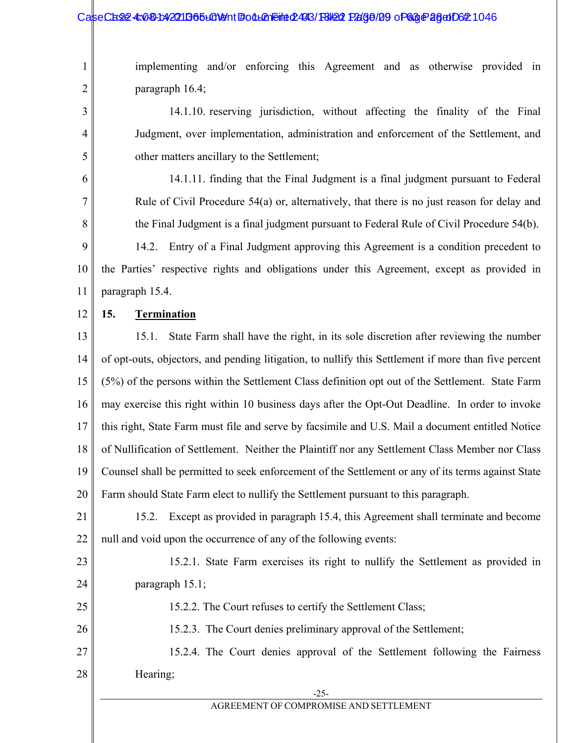implementing and/or enforcing this Agreement and as otherwise provided in paragraph 16.4;

14.1.10. reserving jurisdiction, without affecting the finality of the Final Judgment, over implementation, administration and enforcement of the Settlement, and other matters ancillary to the Settlement;

14.1.11. finding that the Final Judgment is a final judgment pursuant to Federal Rule of Civil Procedure 54(a) or, alternatively, that there is no just reason for delay and the Final Judgment is a final judgment pursuant to Federal Rule of Civil Procedure 54(b).

14.2. Entry of a Final Judgment approving this Agreement is a condition precedent to the Parties' respective rights and obligations under this Agreement, except as provided in paragraph 15.4.

**15. <u>Termination</u>**

15.1. State Farm shall have the right, in its sole discretion after reviewing the number of opt-outs, objectors, and pending litigation, to nullify this Settlement if more than five percent (5%) of the persons within the Settlement Class definition opt out of the Settlement. State Farm may exercise this right within 10 business days after the Opt-Out Deadline. In order to invoke this right, State Farm must file and serve by facsimile and U.S. Mail a document entitled Notice of Nullification of Settlement. Neither the Plaintiff nor any Settlement Class Member nor Class Counsel shall be permitted to seek enforcement of the Settlement or any of its terms against State Farm should State Farm elect to nullify the Settlement pursuant to this paragraph.

15.2. Except as provided in paragraph 15.4, this Agreement shall terminate and become null and void upon the occurrence of any of the following events:

15.2.1. State Farm exercises its right to nullify the Settlement as provided in paragraph 15.1;

15.2.2. The Court refuses to certify the Settlement Class;

15.2.3. The Court denies preliminary approval of the Settlement;

15.2.4. The Court denies approval of the Settlement following the Fairness Hearing;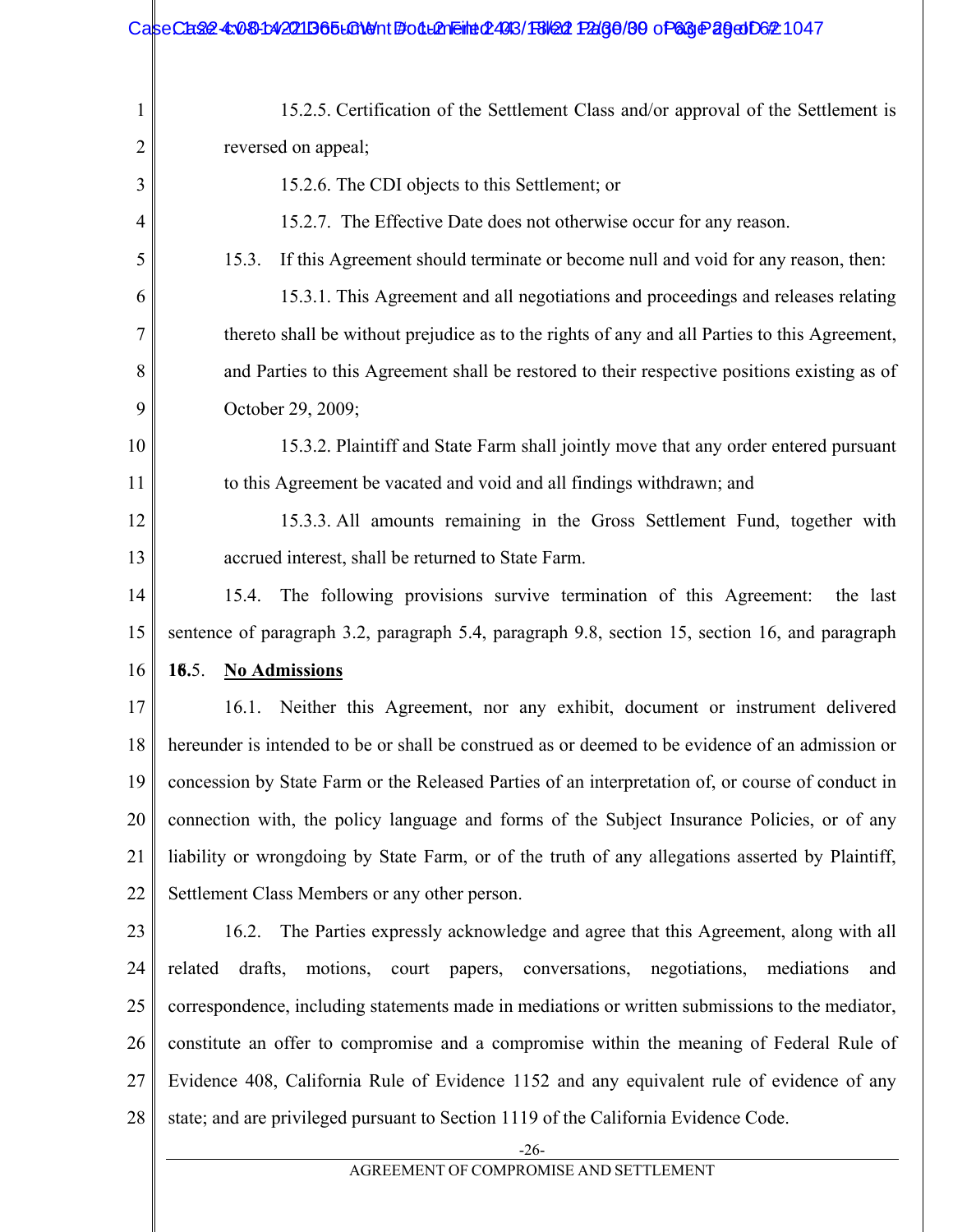15.2.5. Certification of the Settlement Class and/or approval of the Settlement is reversed on appeal;

15.2.6. The CDI objects to this Settlement; or

15.2.7. The Effective Date does not otherwise occur for any reason.

15.3. If this Agreement should terminate or become null and void for any reason, then:

15.3.1. This Agreement and all negotiations and proceedings and releases relating thereto shall be without prejudice as to the rights of any and all Parties to this Agreement, and Parties to this Agreement shall be restored to their respective positions existing as of October 29, 2009;

15.3.2. Plaintiff and State Farm shall jointly move that any order entered pursuant to this Agreement be vacated and void and all findings withdrawn; and

15.3.3. All amounts remaining in the Gross Settlement Fund, together with accrued interest, shall be returned to State Farm.

15.4. The following provisions survive termination of this Agreement: the last sentence of paragraph 3.2, paragraph 5.4, paragraph 9.8, section 15, section 16, and paragraph 16.5.

**16. No Admissions**

16.1. Neither this Agreement, nor any exhibit, document or instrument delivered hereunder is intended to be or shall be construed as or deemed to be evidence of an admission or concession by State Farm or the Released Parties of an interpretation of, or course of conduct in connection with, the policy language and forms of the Subject Insurance Policies, or of any liability or wrongdoing by State Farm, or of the truth of any allegations asserted by Plaintiff, Settlement Class Members or any other person.

16.2. The Parties expressly acknowledge and agree that this Agreement, along with all related drafts, motions, court papers, conversations, negotiations, mediations and correspondence, including statements made in mediations or written submissions to the mediator, constitute an offer to compromise and a compromise within the meaning of Federal Rule of Evidence 408, California Rule of Evidence 1152 and any equivalent rule of evidence of any state; and are privileged pursuant to Section 1119 of the California Evidence Code.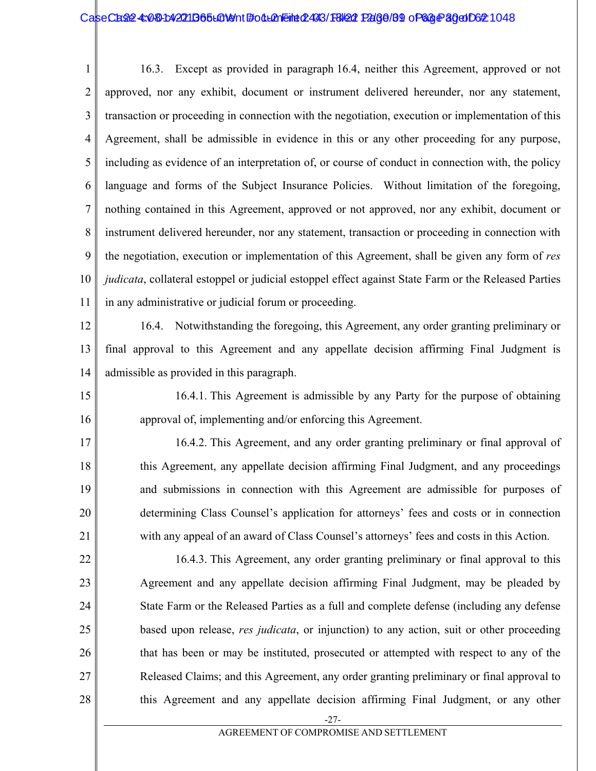16.3. Except as provided in paragraph 16.4, neither this Agreement, approved or not approved, nor any exhibit, document or instrument delivered hereunder, nor any statement, transaction or proceeding in connection with the negotiation, execution or implementation of this Agreement, shall be admissible in evidence in this or any other proceeding for any purpose, including as evidence of an interpretation of, or course of conduct in connection with, the policy language and forms of the Subject Insurance Policies. Without limitation of the foregoing, nothing contained in this Agreement, approved or not approved, nor any exhibit, document or instrument delivered hereunder, nor any statement, transaction or proceeding in connection with the negotiation, execution or implementation of this Agreement, shall be given any form of *res judicata*, collateral estoppel or judicial estoppel effect against State Farm or the Released Parties in any administrative or judicial forum or proceeding.

16.4. Notwithstanding the foregoing, this Agreement, any order granting preliminary or final approval to this Agreement and any appellate decision affirming Final Judgment is admissible as provided in this paragraph.

16.4.1. This Agreement is admissible by any Party for the purpose of obtaining approval of, implementing and/or enforcing this Agreement.

16.4.2. This Agreement, and any order granting preliminary or final approval of this Agreement, any appellate decision affirming Final Judgment, and any proceedings and submissions in connection with this Agreement are admissible for purposes of determining Class Counsel's application for attorneys' fees and costs or in connection with any appeal of an award of Class Counsel's attorneys' fees and costs in this Action.

16.4.3. This Agreement, any order granting preliminary or final approval to this Agreement and any appellate decision affirming Final Judgment, may be pleaded by State Farm or the Released Parties as a full and complete defense (including any defense based upon release, *res judicata*, or injunction) to any action, suit or other proceeding that has been or may be instituted, prosecuted or attempted with respect to any of the Released Claims; and this Agreement, any order granting preliminary or final approval to this Agreement and any appellate decision affirming Final Judgment, or any other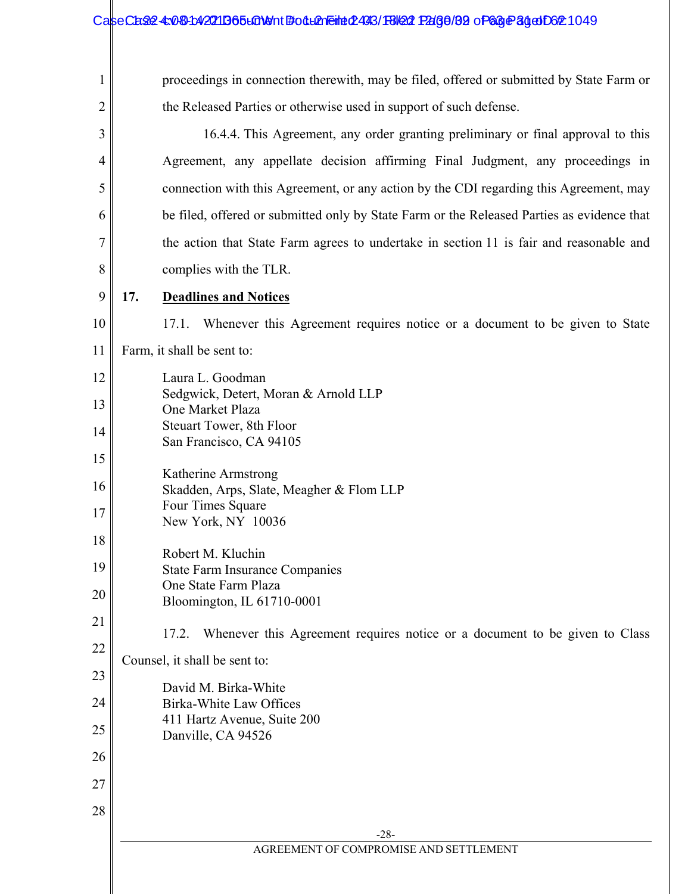proceedings in connection therewith, may be filed, offered or submitted by State Farm or the Released Parties or otherwise used in support of such defense.

16.4.4. This Agreement, any order granting preliminary or final approval to this Agreement, any appellate decision affirming Final Judgment, any proceedings in connection with this Agreement, or any action by the CDI regarding this Agreement, may be filed, offered or submitted only by State Farm or the Released Parties as evidence that the action that State Farm agrees to undertake in section 11 is fair and reasonable and complies with the TLR.

## 17. Deadlines and Notices

17.1. Whenever this Agreement requires notice or a document to be given to State Farm, it shall be sent to:

Laura L. Goodman
Sedgwick, Detert, Moran & Arnold LLP
One Market Plaza
Steuart Tower, 8th Floor
San Francisco, CA 94105

Katherine Armstrong
Skadden, Arps, Slate, Meagher & Flom LLP
Four Times Square
New York, NY 10036

Robert M. Kluchin
State Farm Insurance Companies
One State Farm Plaza
Bloomington, IL 61710-0001

17.2. Whenever this Agreement requires notice or a document to be given to Class Counsel, it shall be sent to:

David M. Birka-White
Birka-White Law Offices
411 Hartz Avenue, Suite 200
Danville, CA 94526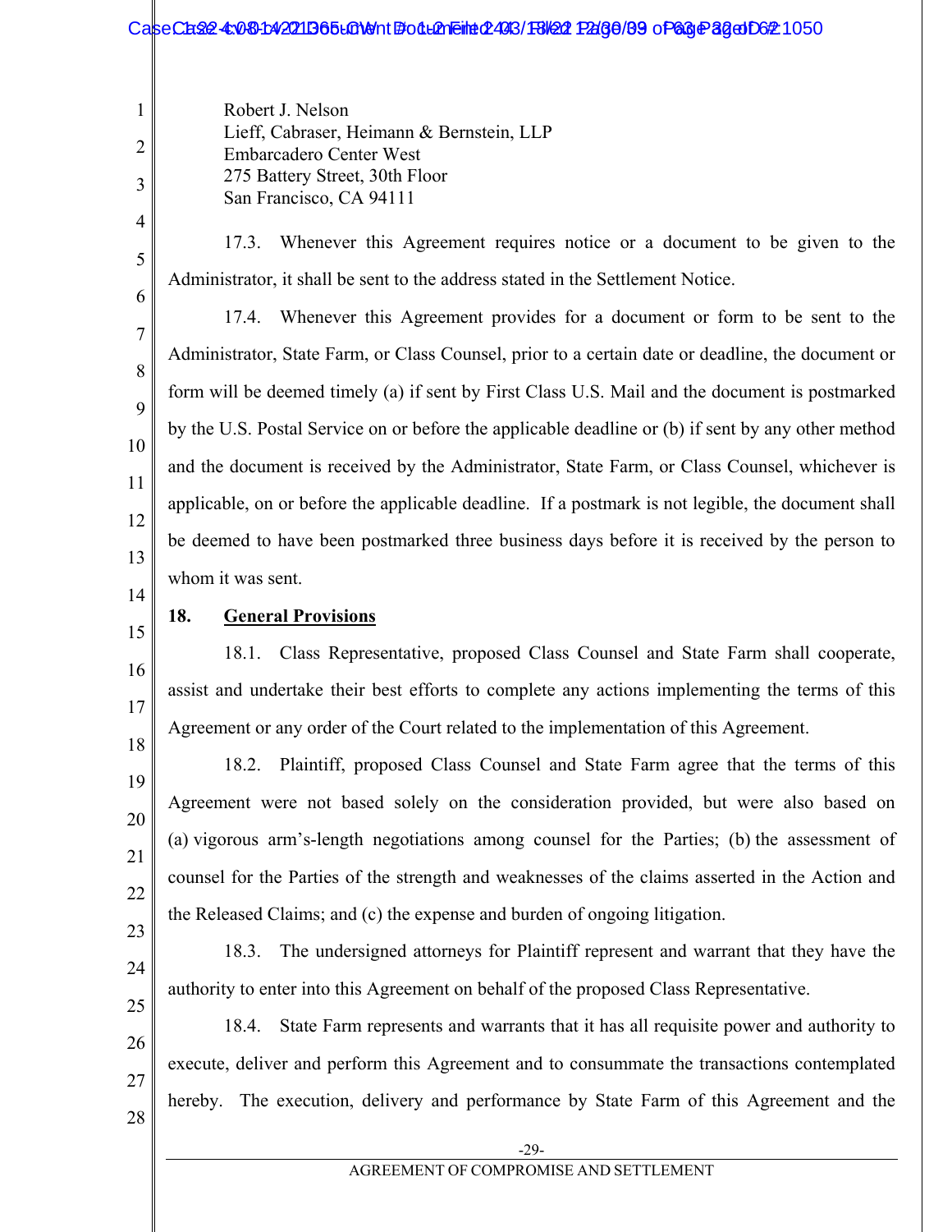Robert J. Nelson
Lieff, Cabraser, Heimann & Bernstein, LLP
Embarcadero Center West
275 Battery Street, 30th Floor
San Francisco, CA 94111

17.3. Whenever this Agreement requires notice or a document to be given to the Administrator, it shall be sent to the address stated in the Settlement Notice.

17.4. Whenever this Agreement provides for a document or form to be sent to the Administrator, State Farm, or Class Counsel, prior to a certain date or deadline, the document or form will be deemed timely (a) if sent by First Class U.S. Mail and the document is postmarked by the U.S. Postal Service on or before the applicable deadline or (b) if sent by any other method and the document is received by the Administrator, State Farm, or Class Counsel, whichever is applicable, on or before the applicable deadline. If a postmark is not legible, the document shall be deemed to have been postmarked three business days before it is received by the person to whom it was sent.

## 18. General Provisions

18.1. Class Representative, proposed Class Counsel and State Farm shall cooperate, assist and undertake their best efforts to complete any actions implementing the terms of this Agreement or any order of the Court related to the implementation of this Agreement.

18.2. Plaintiff, proposed Class Counsel and State Farm agree that the terms of this Agreement were not based solely on the consideration provided, but were also based on (a) vigorous arm's-length negotiations among counsel for the Parties; (b) the assessment of counsel for the Parties of the strength and weaknesses of the claims asserted in the Action and the Released Claims; and (c) the expense and burden of ongoing litigation.

18.3. The undersigned attorneys for Plaintiff represent and warrant that they have the authority to enter into this Agreement on behalf of the proposed Class Representative.

18.4. State Farm represents and warrants that it has all requisite power and authority to execute, deliver and perform this Agreement and to consummate the transactions contemplated hereby. The execution, delivery and performance by State Farm of this Agreement and the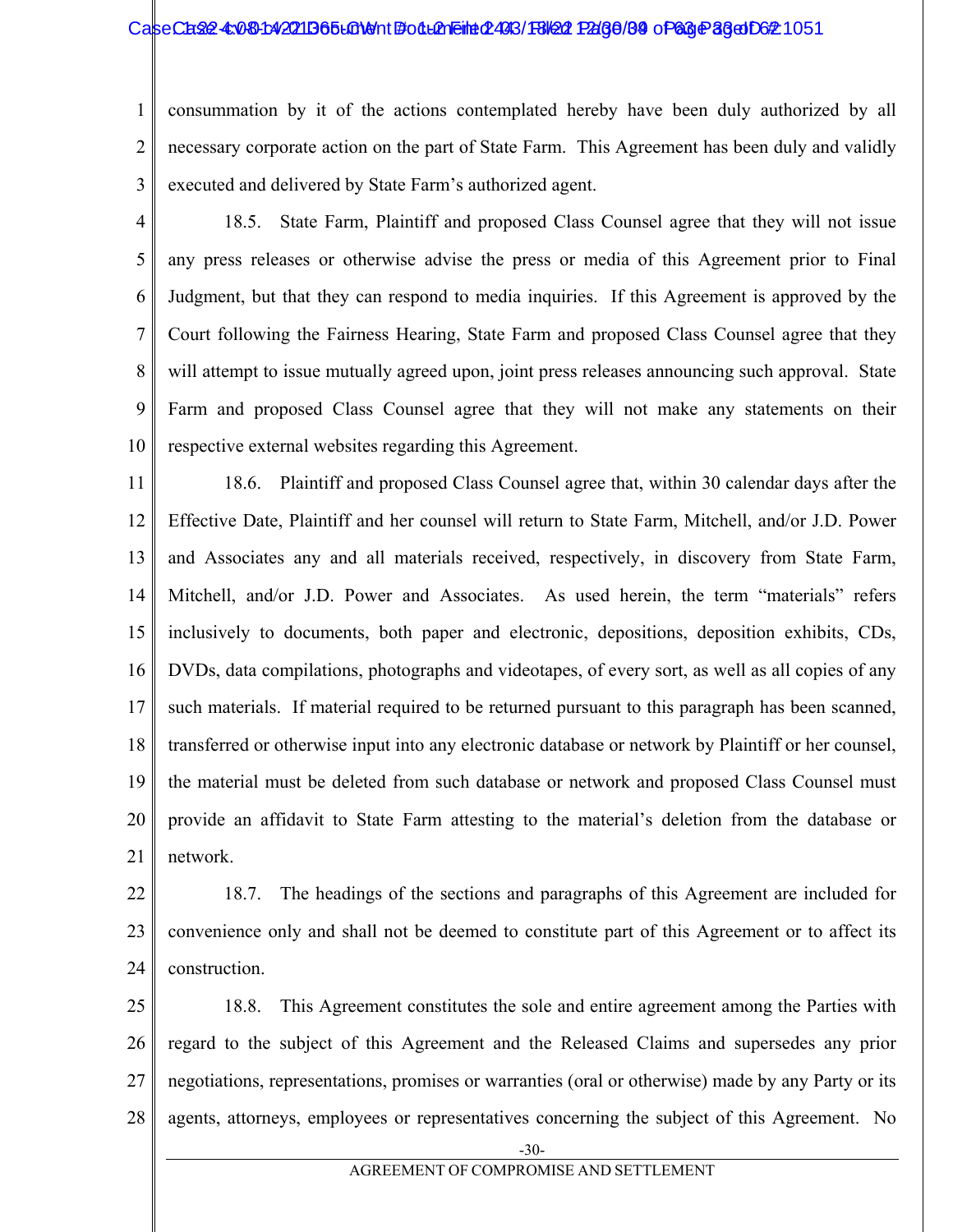consummation by it of the actions contemplated hereby have been duly authorized by all necessary corporate action on the part of State Farm. This Agreement has been duly and validly executed and delivered by State Farm's authorized agent.

18.5. State Farm, Plaintiff and proposed Class Counsel agree that they will not issue any press releases or otherwise advise the press or media of this Agreement prior to Final Judgment, but that they can respond to media inquiries. If this Agreement is approved by the Court following the Fairness Hearing, State Farm and proposed Class Counsel agree that they will attempt to issue mutually agreed upon, joint press releases announcing such approval. State Farm and proposed Class Counsel agree that they will not make any statements on their respective external websites regarding this Agreement.

18.6. Plaintiff and proposed Class Counsel agree that, within 30 calendar days after the Effective Date, Plaintiff and her counsel will return to State Farm, Mitchell, and/or J.D. Power and Associates any and all materials received, respectively, in discovery from State Farm, Mitchell, and/or J.D. Power and Associates. As used herein, the term "materials" refers inclusively to documents, both paper and electronic, depositions, deposition exhibits, CDs, DVDs, data compilations, photographs and videotapes, of every sort, as well as all copies of any such materials. If material required to be returned pursuant to this paragraph has been scanned, transferred or otherwise input into any electronic database or network by Plaintiff or her counsel, the material must be deleted from such database or network and proposed Class Counsel must provide an affidavit to State Farm attesting to the material's deletion from the database or network.

18.7. The headings of the sections and paragraphs of this Agreement are included for convenience only and shall not be deemed to constitute part of this Agreement or to affect its construction.

18.8. This Agreement constitutes the sole and entire agreement among the Parties with regard to the subject of this Agreement and the Released Claims and supersedes any prior negotiations, representations, promises or warranties (oral or otherwise) made by any Party or its agents, attorneys, employees or representatives concerning the subject of this Agreement. No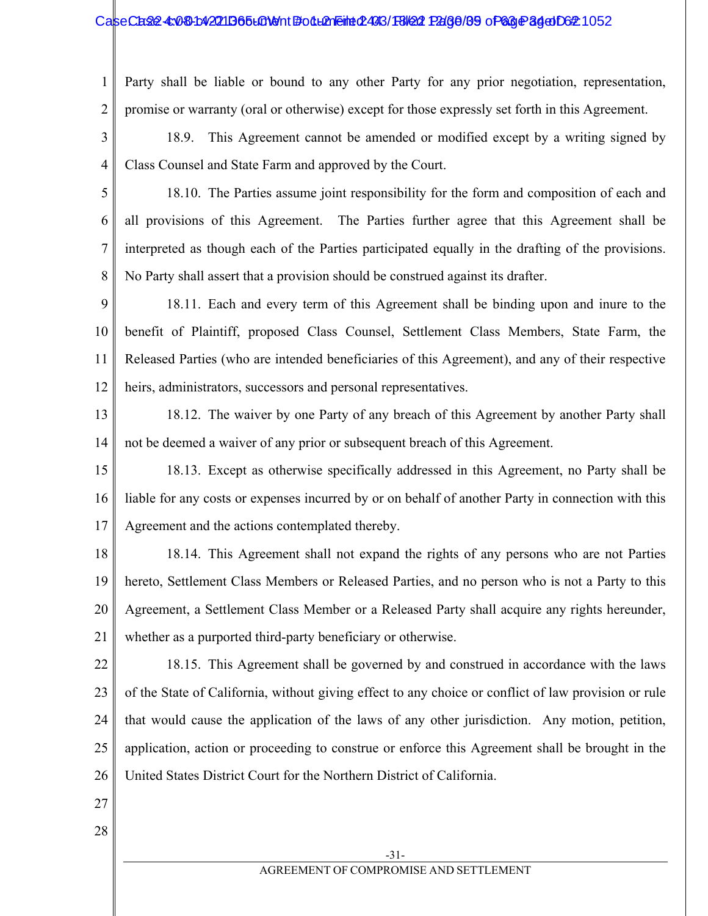Party shall be liable or bound to any other Party for any prior negotiation, representation, promise or warranty (oral or otherwise) except for those expressly set forth in this Agreement.

18.9. This Agreement cannot be amended or modified except by a writing signed by Class Counsel and State Farm and approved by the Court.

18.10. The Parties assume joint responsibility for the form and composition of each and all provisions of this Agreement. The Parties further agree that this Agreement shall be interpreted as though each of the Parties participated equally in the drafting of the provisions. No Party shall assert that a provision should be construed against its drafter.

18.11. Each and every term of this Agreement shall be binding upon and inure to the benefit of Plaintiff, proposed Class Counsel, Settlement Class Members, State Farm, the Released Parties (who are intended beneficiaries of this Agreement), and any of their respective heirs, administrators, successors and personal representatives.

18.12. The waiver by one Party of any breach of this Agreement by another Party shall not be deemed a waiver of any prior or subsequent breach of this Agreement.

18.13. Except as otherwise specifically addressed in this Agreement, no Party shall be liable for any costs or expenses incurred by or on behalf of another Party in connection with this Agreement and the actions contemplated thereby.

18.14. This Agreement shall not expand the rights of any persons who are not Parties hereto, Settlement Class Members or Released Parties, and no person who is not a Party to this Agreement, a Settlement Class Member or a Released Party shall acquire any rights hereunder, whether as a purported third-party beneficiary or otherwise.

18.15. This Agreement shall be governed by and construed in accordance with the laws of the State of California, without giving effect to any choice or conflict of law provision or rule that would cause the application of the laws of any other jurisdiction. Any motion, petition, application, action or proceeding to construe or enforce this Agreement shall be brought in the United States District Court for the Northern District of California.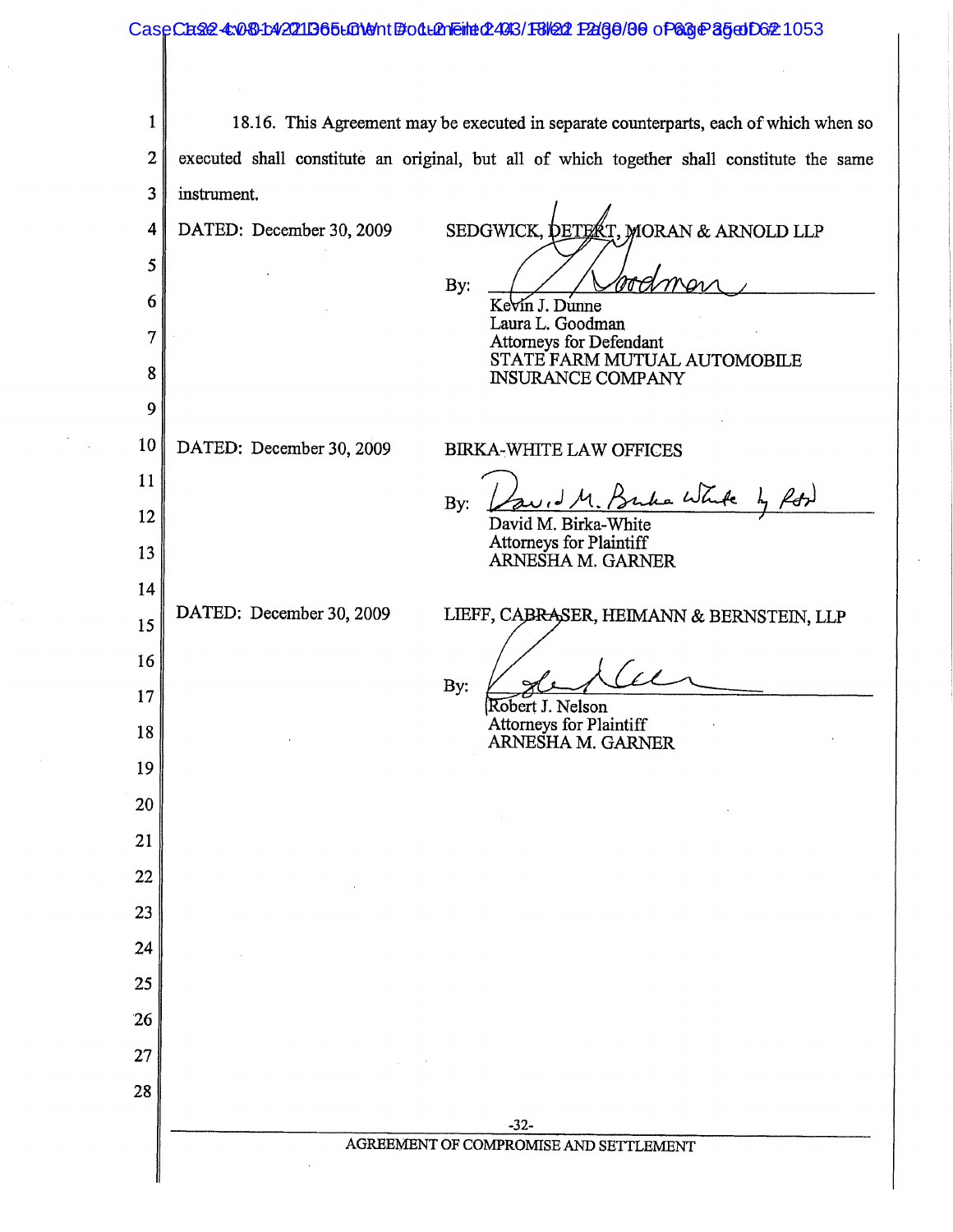18.16. This Agreement may be executed in separate counterparts, each of which when so executed shall constitute an original, but all of which together shall constitute the same instrument.

DATED: December 30, 2009

SEDGWICK, DETERT, MORAN & ARNOLD LLP

By: [signature]
Kevin J. Dunne
Laura L. Goodman
Attorneys for Defendant
STATE FARM MUTUAL AUTOMOBILE INSURANCE COMPANY

DATED: December 30, 2009

BIRKA-WHITE LAW OFFICES

By: [signature]
David M. Birka-White
Attorneys for Plaintiff
ARNESHA M. GARNER

DATED: December 30, 2009

LIEFF, CABRASER, HEIMANN & BERNSTEIN, LLP

By: [signature]
Robert J. Nelson
Attorneys for Plaintiff
ARNESHA M. GARNER

AGREEMENT OF COMPROMISE AND SETTLEMENT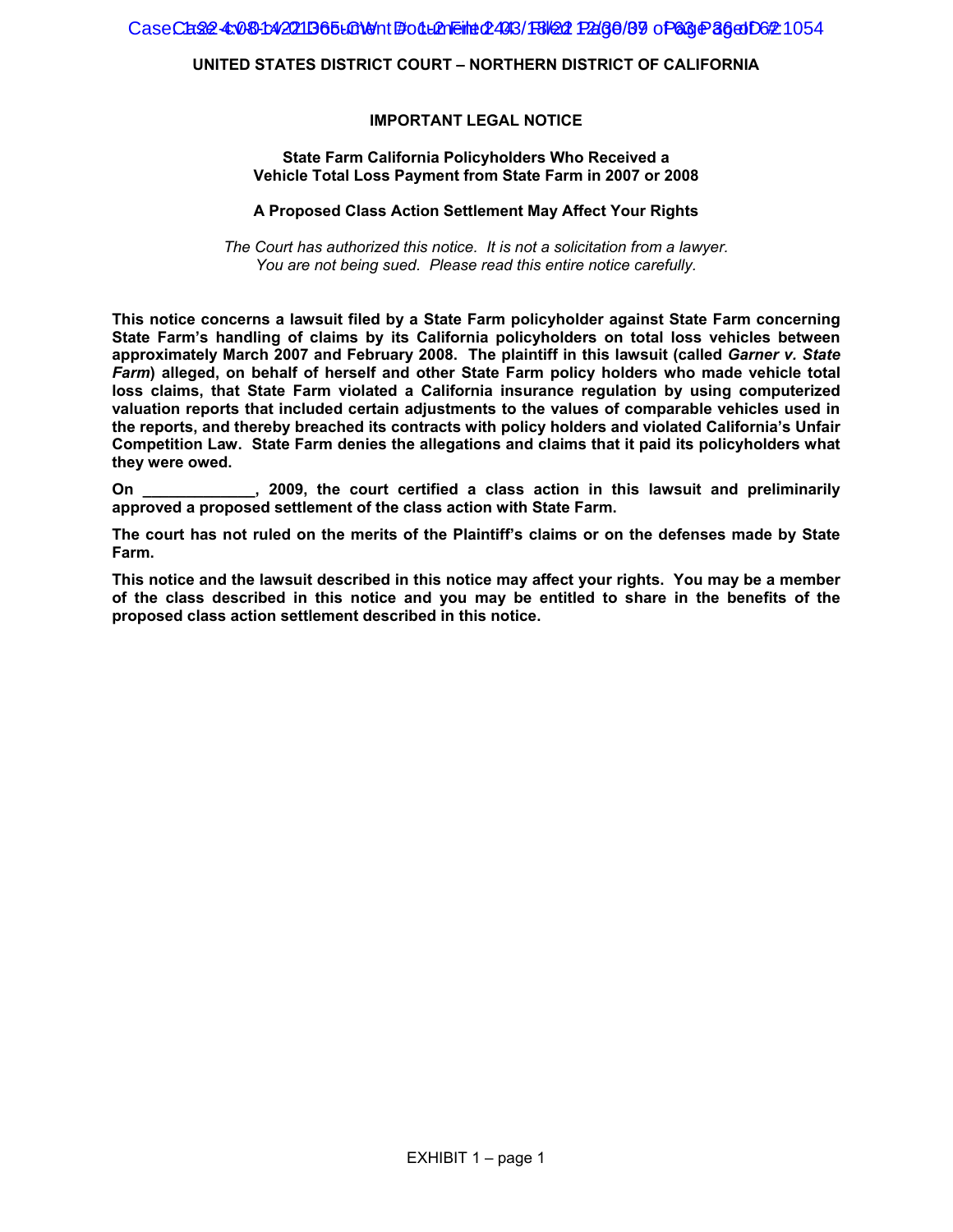**UNITED STATES DISTRICT COURT – NORTHERN DISTRICT OF CALIFORNIA**

**IMPORTANT LEGAL NOTICE**

**State Farm California Policyholders Who Received a Vehicle Total Loss Payment from State Farm in 2007 or 2008**

**A Proposed Class Action Settlement May Affect Your Rights**

*The Court has authorized this notice. It is not a solicitation from a lawyer. You are not being sued. Please read this entire notice carefully.*

**This notice concerns a lawsuit filed by a State Farm policyholder against State Farm concerning State Farm's handling of claims by its California policyholders on total loss vehicles between approximately March 2007 and February 2008. The plaintiff in this lawsuit (called *Garner v. State Farm*) alleged, on behalf of herself and other State Farm policy holders who made vehicle total loss claims, that State Farm violated a California insurance regulation by using computerized valuation reports that included certain adjustments to the values of comparable vehicles used in the reports, and thereby breached its contracts with policy holders and violated California's Unfair Competition Law. State Farm denies the allegations and claims that it paid its policyholders what they were owed.**

**On _____________, 2009, the court certified a class action in this lawsuit and preliminarily approved a proposed settlement of the class action with State Farm.**

**The court has not ruled on the merits of the Plaintiff's claims or on the defenses made by State Farm.**

**This notice and the lawsuit described in this notice may affect your rights. You may be a member of the class described in this notice and you may be entitled to share in the benefits of the proposed class action settlement described in this notice.**

EXHIBIT 1 – page 1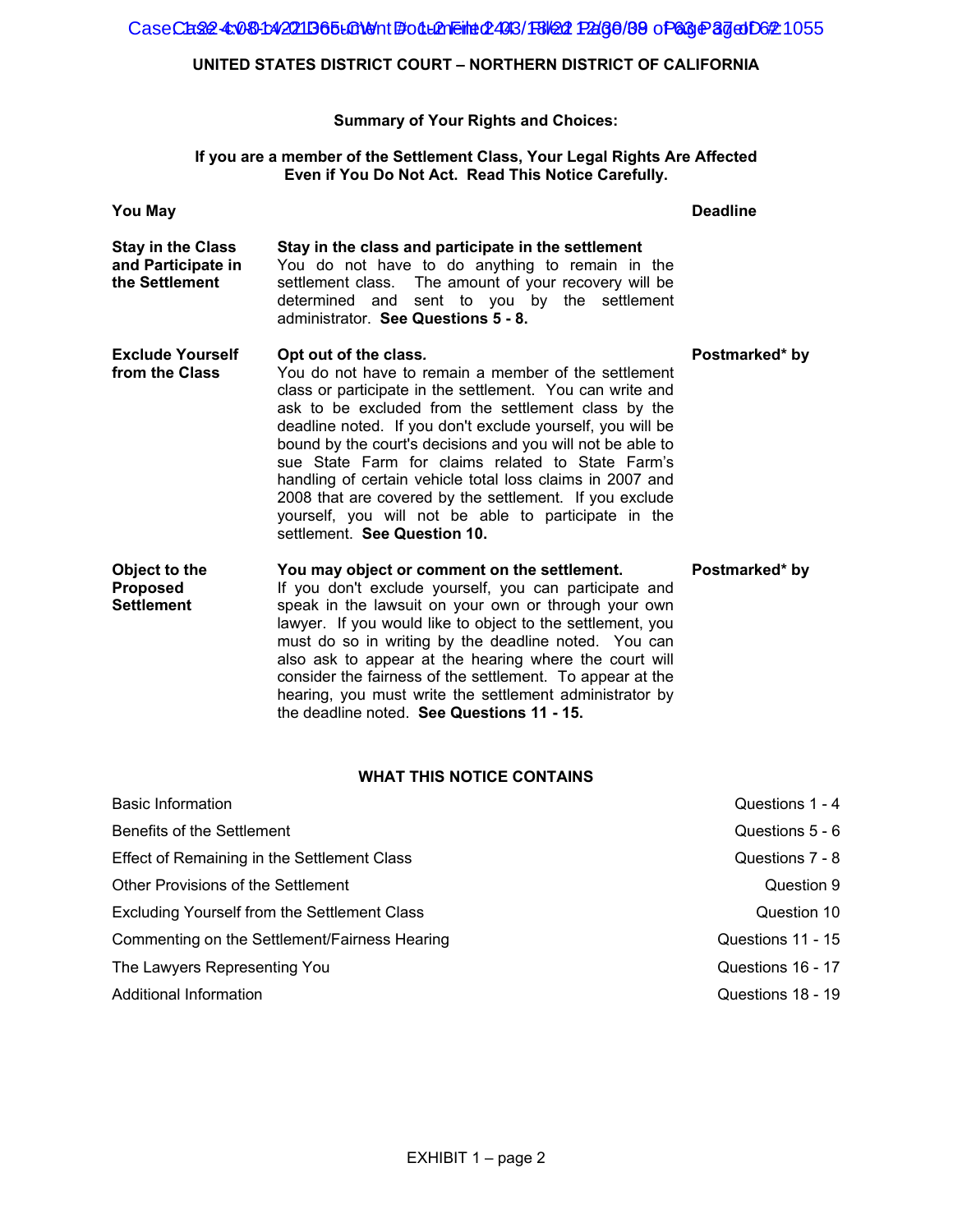**UNITED STATES DISTRICT COURT – NORTHERN DISTRICT OF CALIFORNIA**

**Summary of Your Rights and Choices:**

**If you are a member of the Settlement Class, Your Legal Rights Are Affected Even if You Do Not Act. Read This Notice Carefully.**

| **You May** | | **Deadline** |
|---|---|---|
| **Stay in the Class and Participate in the Settlement** | **Stay in the class and participate in the settlement** You do not have to do anything to remain in the settlement class. The amount of your recovery will be determined and sent to you by the settlement administrator. **See Questions 5 - 8.** | |
| **Exclude Yourself from the Class** | **Opt out of the class.** You do not have to remain a member of the settlement class or participate in the settlement. You can write and ask to be excluded from the settlement class by the deadline noted. If you don't exclude yourself, you will be bound by the court's decisions and you will not be able to sue State Farm for claims related to State Farm's handling of certain vehicle total loss claims in 2007 and 2008 that are covered by the settlement. If you exclude yourself, you will not be able to participate in the settlement. **See Question 10.** | **Postmarked* by** |
| **Object to the Proposed Settlement** | **You may object or comment on the settlement.** If you don't exclude yourself, you can participate and speak in the lawsuit on your own or through your own lawyer. If you would like to object to the settlement, you must do so in writing by the deadline noted. You can also ask to appear at the hearing where the court will consider the fairness of the settlement. To appear at the hearing, you must write the settlement administrator by the deadline noted. **See Questions 11 - 15.** | **Postmarked* by** |

**WHAT THIS NOTICE CONTAINS**

| | |
|---|---|
| Basic Information | Questions 1 - 4 |
| Benefits of the Settlement | Questions 5 - 6 |
| Effect of Remaining in the Settlement Class | Questions 7 - 8 |
| Other Provisions of the Settlement | Question 9 |
| Excluding Yourself from the Settlement Class | Question 10 |
| Commenting on the Settlement/Fairness Hearing | Questions 11 - 15 |
| The Lawyers Representing You | Questions 16 - 17 |
| Additional Information | Questions 18 - 19 |

EXHIBIT 1 – page 2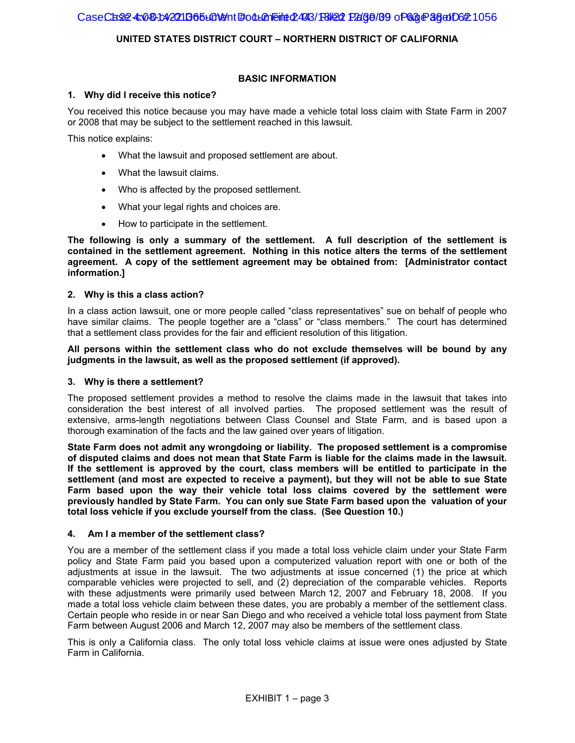UNITED STATES DISTRICT COURT – NORTHERN DISTRICT OF CALIFORNIA

## BASIC INFORMATION

### 1. Why did I receive this notice?

You received this notice because you may have made a vehicle total loss claim with State Farm in 2007 or 2008 that may be subject to the settlement reached in this lawsuit.

This notice explains:

- What the lawsuit and proposed settlement are about.
- What the lawsuit claims.
- Who is affected by the proposed settlement.
- What your legal rights and choices are.
- How to participate in the settlement.

**The following is only a summary of the settlement. A full description of the settlement is contained in the settlement agreement. Nothing in this notice alters the terms of the settlement agreement. A copy of the settlement agreement may be obtained from: [Administrator contact information.]**

### 2. Why is this a class action?

In a class action lawsuit, one or more people called "class representatives" sue on behalf of people who have similar claims. The people together are a "class" or "class members." The court has determined that a settlement class provides for the fair and efficient resolution of this litigation.

**All persons within the settlement class who do not exclude themselves will be bound by any judgments in the lawsuit, as well as the proposed settlement (if approved).**

### 3. Why is there a settlement?

The proposed settlement provides a method to resolve the claims made in the lawsuit that takes into consideration the best interest of all involved parties. The proposed settlement was the result of extensive, arms-length negotiations between Class Counsel and State Farm, and is based upon a thorough examination of the facts and the law gained over years of litigation.

**State Farm does not admit any wrongdoing or liability. The proposed settlement is a compromise of disputed claims and does not mean that State Farm is liable for the claims made in the lawsuit. If the settlement is approved by the court, class members will be entitled to participate in the settlement (and most are expected to receive a payment), but they will not be able to sue State Farm based upon the way their vehicle total loss claims covered by the settlement were previously handled by State Farm. You can only sue State Farm based upon the valuation of your total loss vehicle if you exclude yourself from the class. (See Question 10.)**

### 4. Am I a member of the settlement class?

You are a member of the settlement class if you made a total loss vehicle claim under your State Farm policy and State Farm paid you based upon a computerized valuation report with one or both of the adjustments at issue in the lawsuit. The two adjustments at issue concerned (1) the price at which comparable vehicles were projected to sell, and (2) depreciation of the comparable vehicles. Reports with these adjustments were primarily used between March 12, 2007 and February 18, 2008. If you made a total loss vehicle claim between these dates, you are probably a member of the settlement class. Certain people who reside in or near San Diego and who received a vehicle total loss payment from State Farm between August 2006 and March 12, 2007 may also be members of the settlement class.

This is only a California class. The only total loss vehicle claims at issue were ones adjusted by State Farm in California.

EXHIBIT 1 – page 3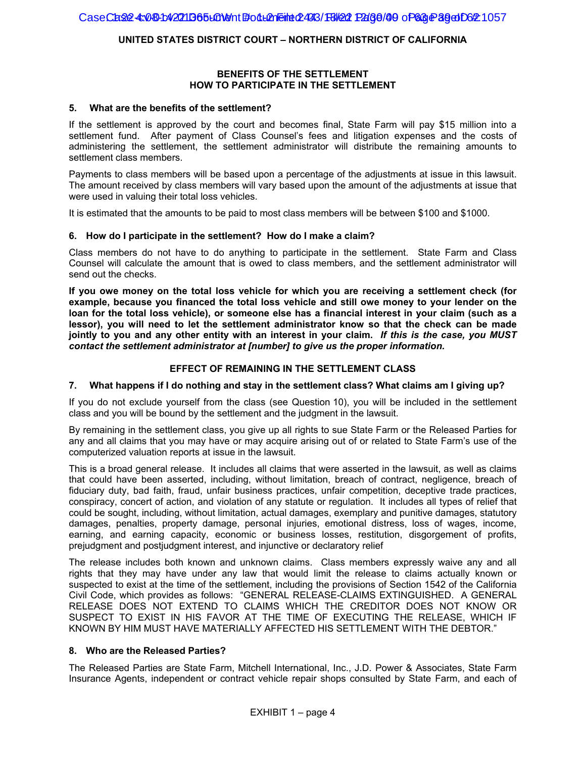**UNITED STATES DISTRICT COURT – NORTHERN DISTRICT OF CALIFORNIA**

## BENEFITS OF THE SETTLEMENT
## HOW TO PARTICIPATE IN THE SETTLEMENT

### 5. What are the benefits of the settlement?

If the settlement is approved by the court and becomes final, State Farm will pay $15 million into a settlement fund. After payment of Class Counsel's fees and litigation expenses and the costs of administering the settlement, the settlement administrator will distribute the remaining amounts to settlement class members.

Payments to class members will be based upon a percentage of the adjustments at issue in this lawsuit. The amount received by class members will vary based upon the amount of the adjustments at issue that were used in valuing their total loss vehicles.

It is estimated that the amounts to be paid to most class members will be between $100 and $1000.

### 6. How do I participate in the settlement? How do I make a claim?

Class members do not have to do anything to participate in the settlement. State Farm and Class Counsel will calculate the amount that is owed to class members, and the settlement administrator will send out the checks.

**If you owe money on the total loss vehicle for which you are receiving a settlement check (for example, because you financed the total loss vehicle and still owe money to your lender on the loan for the total loss vehicle), or someone else has a financial interest in your claim (such as a lessor), you will need to let the settlement administrator know so that the check can be made jointly to you and any other entity with an interest in your claim.** ***If this is the case, you MUST contact the settlement administrator at [number] to give us the proper information.***

## EFFECT OF REMAINING IN THE SETTLEMENT CLASS

### 7. What happens if I do nothing and stay in the settlement class? What claims am I giving up?

If you do not exclude yourself from the class (see Question 10), you will be included in the settlement class and you will be bound by the settlement and the judgment in the lawsuit.

By remaining in the settlement class, you give up all rights to sue State Farm or the Released Parties for any and all claims that you may have or may acquire arising out of or related to State Farm's use of the computerized valuation reports at issue in the lawsuit.

This is a broad general release. It includes all claims that were asserted in the lawsuit, as well as claims that could have been asserted, including, without limitation, breach of contract, negligence, breach of fiduciary duty, bad faith, fraud, unfair business practices, unfair competition, deceptive trade practices, conspiracy, concert of action, and violation of any statute or regulation. It includes all types of relief that could be sought, including, without limitation, actual damages, exemplary and punitive damages, statutory damages, penalties, property damage, personal injuries, emotional distress, loss of wages, income, earning, and earning capacity, economic or business losses, restitution, disgorgement of profits, prejudgment and postjudgment interest, and injunctive or declaratory relief

The release includes both known and unknown claims. Class members expressly waive any and all rights that they may have under any law that would limit the release to claims actually known or suspected to exist at the time of the settlement, including the provisions of Section 1542 of the California Civil Code, which provides as follows: "GENERAL RELEASE-CLAIMS EXTINGUISHED. A GENERAL RELEASE DOES NOT EXTEND TO CLAIMS WHICH THE CREDITOR DOES NOT KNOW OR SUSPECT TO EXIST IN HIS FAVOR AT THE TIME OF EXECUTING THE RELEASE, WHICH IF KNOWN BY HIM MUST HAVE MATERIALLY AFFECTED HIS SETTLEMENT WITH THE DEBTOR."

### 8. Who are the Released Parties?

The Released Parties are State Farm, Mitchell International, Inc., J.D. Power & Associates, State Farm Insurance Agents, independent or contract vehicle repair shops consulted by State Farm, and each of

EXHIBIT 1 – page 4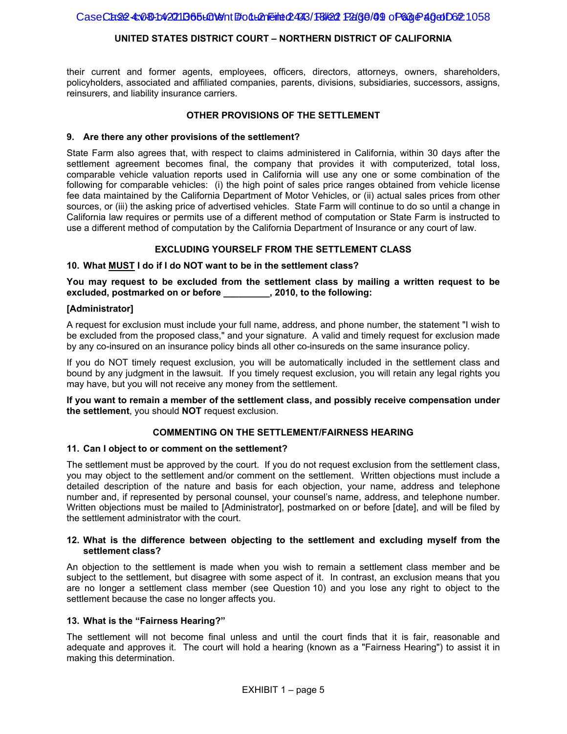their current and former agents, employees, officers, directors, attorneys, owners, shareholders, policyholders, associated and affiliated companies, parents, divisions, subsidiaries, successors, assigns, reinsurers, and liability insurance carriers.

## OTHER PROVISIONS OF THE SETTLEMENT

### 9. Are there any other provisions of the settlement?

State Farm also agrees that, with respect to claims administered in California, within 30 days after the settlement agreement becomes final, the company that provides it with computerized, total loss, comparable vehicle valuation reports used in California will use any one or some combination of the following for comparable vehicles: (i) the high point of sales price ranges obtained from vehicle license fee data maintained by the California Department of Motor Vehicles, or (ii) actual sales prices from other sources, or (iii) the asking price of advertised vehicles. State Farm will continue to do so until a change in California law requires or permits use of a different method of computation or State Farm is instructed to use a different method of computation by the California Department of Insurance or any court of law.

## EXCLUDING YOURSELF FROM THE SETTLEMENT CLASS

### 10. What MUST I do if I do NOT want to be in the settlement class?

**You may request to be excluded from the settlement class by mailing a written request to be excluded, postmarked on or before _________, 2010, to the following:**

**[Administrator]**

A request for exclusion must include your full name, address, and phone number, the statement "I wish to be excluded from the proposed class," and your signature. A valid and timely request for exclusion made by any co-insured on an insurance policy binds all other co-insureds on the same insurance policy.

If you do NOT timely request exclusion, you will be automatically included in the settlement class and bound by any judgment in the lawsuit. If you timely request exclusion, you will retain any legal rights you may have, but you will not receive any money from the settlement.

**If you want to remain a member of the settlement class, and possibly receive compensation under the settlement**, you should **NOT** request exclusion.

## COMMENTING ON THE SETTLEMENT/FAIRNESS HEARING

### 11. Can I object to or comment on the settlement?

The settlement must be approved by the court. If you do not request exclusion from the settlement class, you may object to the settlement and/or comment on the settlement. Written objections must include a detailed description of the nature and basis for each objection, your name, address and telephone number and, if represented by personal counsel, your counsel's name, address, and telephone number. Written objections must be mailed to [Administrator], postmarked on or before [date], and will be filed by the settlement administrator with the court.

### 12. What is the difference between objecting to the settlement and excluding myself from the settlement class?

An objection to the settlement is made when you wish to remain a settlement class member and be subject to the settlement, but disagree with some aspect of it. In contrast, an exclusion means that you are no longer a settlement class member (see Question 10) and you lose any right to object to the settlement because the case no longer affects you.

### 13. What is the "Fairness Hearing?"

The settlement will not become final unless and until the court finds that it is fair, reasonable and adequate and approves it. The court will hold a hearing (known as a "Fairness Hearing") to assist it in making this determination.

EXHIBIT 1 – page 5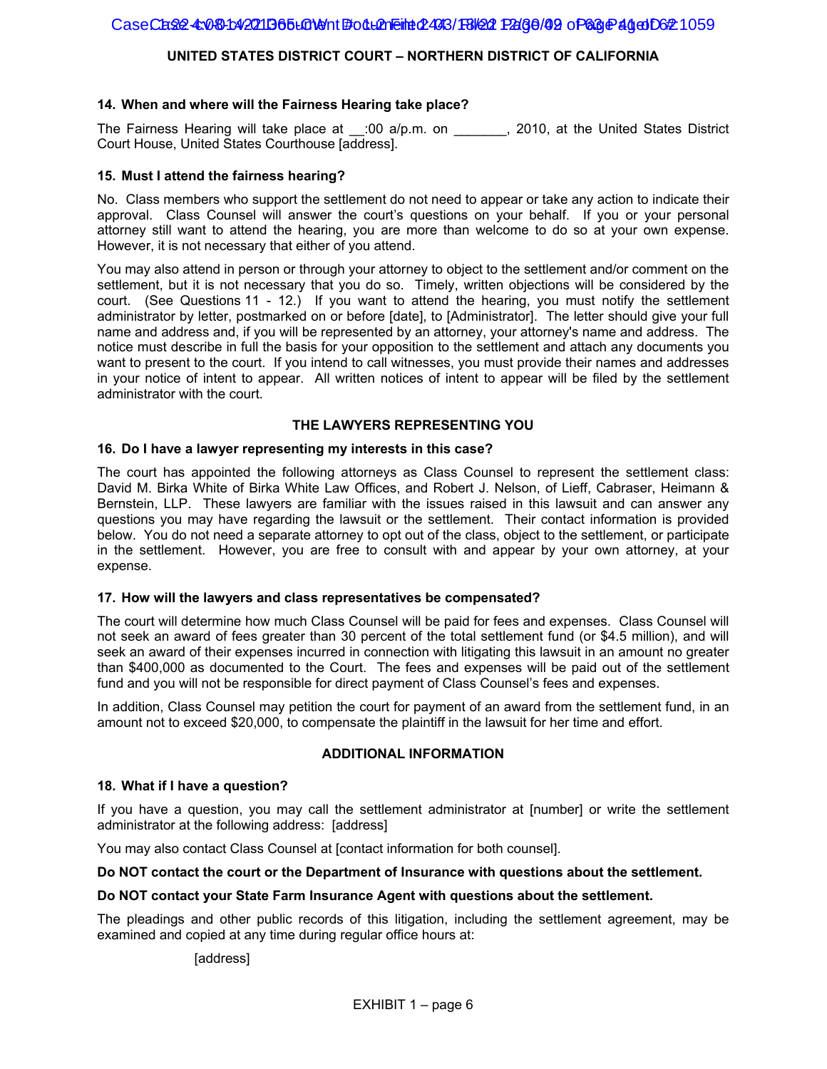### 14. When and where will the Fairness Hearing take place?

The Fairness Hearing will take place at __:00 a/p.m. on _______, 2010, at the United States District Court House, United States Courthouse [address].

### 15. Must I attend the fairness hearing?

No. Class members who support the settlement do not need to appear or take any action to indicate their approval. Class Counsel will answer the court's questions on your behalf. If you or your personal attorney still want to attend the hearing, you are more than welcome to do so at your own expense. However, it is not necessary that either of you attend.

You may also attend in person or through your attorney to object to the settlement and/or comment on the settlement, but it is not necessary that you do so. Timely, written objections will be considered by the court. (See Questions 11 - 12.) If you want to attend the hearing, you must notify the settlement administrator by letter, postmarked on or before [date], to [Administrator]. The letter should give your full name and address and, if you will be represented by an attorney, your attorney's name and address. The notice must describe in full the basis for your opposition to the settlement and attach any documents you want to present to the court. If you intend to call witnesses, you must provide their names and addresses in your notice of intent to appear. All written notices of intent to appear will be filed by the settlement administrator with the court.

## THE LAWYERS REPRESENTING YOU

### 16. Do I have a lawyer representing my interests in this case?

The court has appointed the following attorneys as Class Counsel to represent the settlement class: David M. Birka White of Birka White Law Offices, and Robert J. Nelson, of Lieff, Cabraser, Heimann & Bernstein, LLP. These lawyers are familiar with the issues raised in this lawsuit and can answer any questions you may have regarding the lawsuit or the settlement. Their contact information is provided below. You do not need a separate attorney to opt out of the class, object to the settlement, or participate in the settlement. However, you are free to consult with and appear by your own attorney, at your expense.

### 17. How will the lawyers and class representatives be compensated?

The court will determine how much Class Counsel will be paid for fees and expenses. Class Counsel will not seek an award of fees greater than 30 percent of the total settlement fund (or $4.5 million), and will seek an award of their expenses incurred in connection with litigating this lawsuit in an amount no greater than $400,000 as documented to the Court. The fees and expenses will be paid out of the settlement fund and you will not be responsible for direct payment of Class Counsel's fees and expenses.

In addition, Class Counsel may petition the court for payment of an award from the settlement fund, in an amount not to exceed $20,000, to compensate the plaintiff in the lawsuit for her time and effort.

## ADDITIONAL INFORMATION

### 18. What if I have a question?

If you have a question, you may call the settlement administrator at [number] or write the settlement administrator at the following address: [address]

You may also contact Class Counsel at [contact information for both counsel].

**Do NOT contact the court or the Department of Insurance with questions about the settlement.**

**Do NOT contact your State Farm Insurance Agent with questions about the settlement.**

The pleadings and other public records of this litigation, including the settlement agreement, may be examined and copied at any time during regular office hours at:

[address]

EXHIBIT 1 – page 6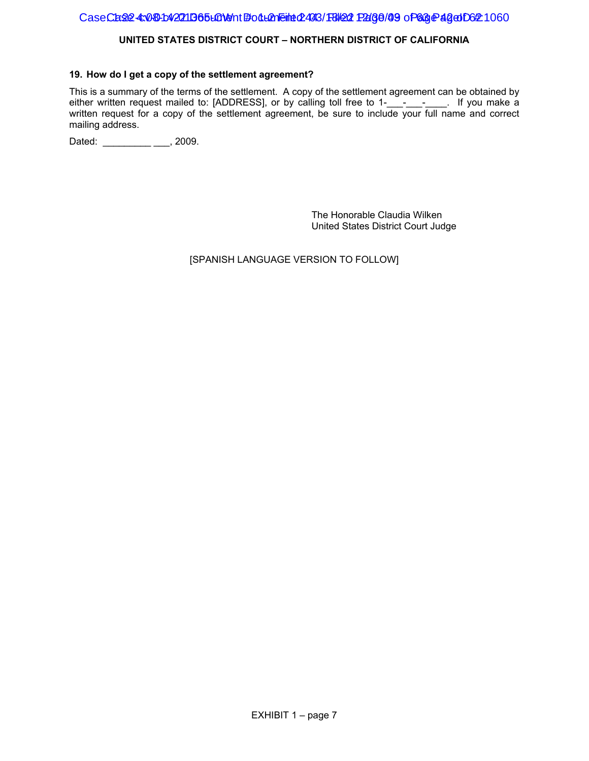UNITED STATES DISTRICT COURT – NORTHERN DISTRICT OF CALIFORNIA

### 19. How do I get a copy of the settlement agreement?

This is a summary of the terms of the settlement. A copy of the settlement agreement can be obtained by either written request mailed to: [ADDRESS], or by calling toll free to 1-___-___-____. If you make a written request for a copy of the settlement agreement, be sure to include your full name and correct mailing address.

Dated: _________ ___, 2009.

The Honorable Claudia Wilken
United States District Court Judge

[SPANISH LANGUAGE VERSION TO FOLLOW]

EXHIBIT 1 – page 7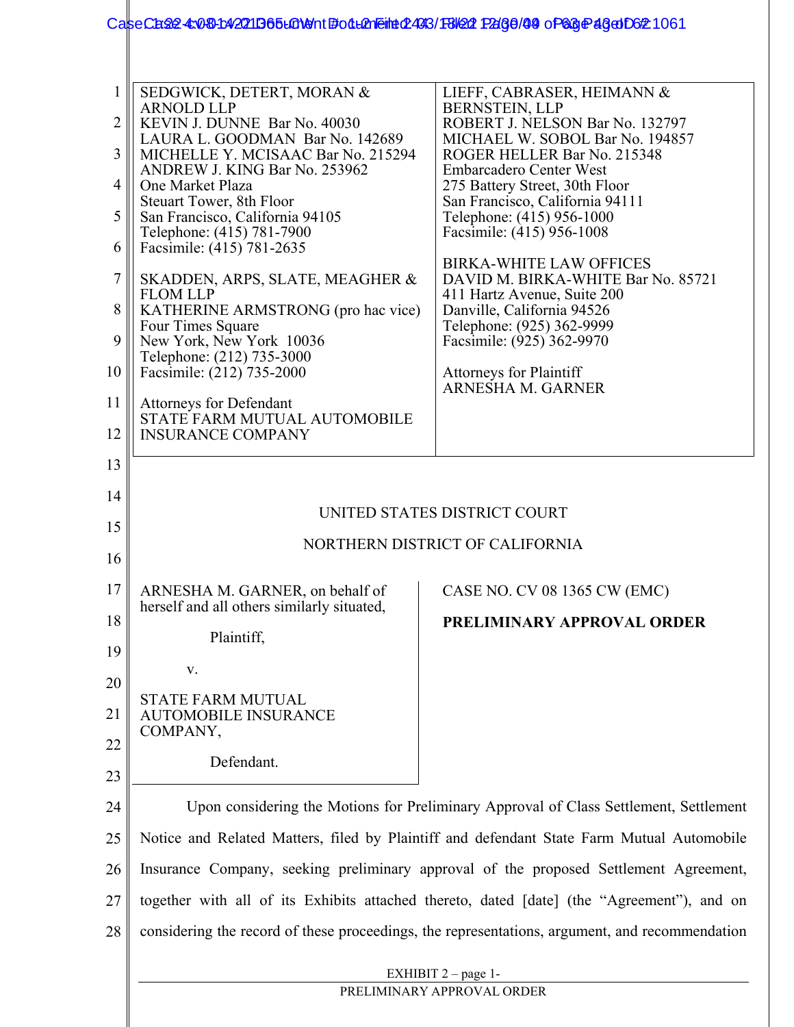SEDGWICK, DETERT, MORAN & ARNOLD LLP
KEVIN J. DUNNE Bar No. 40030
LAURA L. GOODMAN Bar No. 142689
MICHELLE Y. MCISAAC Bar No. 215294
ANDREW J. KING Bar No. 253962
One Market Plaza
Steuart Tower, 8th Floor
San Francisco, California 94105
Telephone: (415) 781-7900
Facsimile: (415) 781-2635

SKADDEN, ARPS, SLATE, MEAGHER & FLOM LLP
KATHERINE ARMSTRONG (pro hac vice)
Four Times Square
New York, New York 10036
Telephone: (212) 735-3000
Facsimile: (212) 735-2000

Attorneys for Defendant
STATE FARM MUTUAL AUTOMOBILE INSURANCE COMPANY

LIEFF, CABRASER, HEIMANN & BERNSTEIN, LLP
ROBERT J. NELSON Bar No. 132797
MICHAEL W. SOBOL Bar No. 194857
ROGER HELLER Bar No. 215348
Embarcadero Center West
275 Battery Street, 30th Floor
San Francisco, California 94111
Telephone: (415) 956-1000
Facsimile: (415) 956-1008

BIRKA-WHITE LAW OFFICES
DAVID M. BIRKA-WHITE Bar No. 85721
411 Hartz Avenue, Suite 200
Danville, California 94526
Telephone: (925) 362-9999
Facsimile: (925) 362-9970

Attorneys for Plaintiff
ARNESHA M. GARNER

UNITED STATES DISTRICT COURT

NORTHERN DISTRICT OF CALIFORNIA

ARNESHA M. GARNER, on behalf of herself and all others similarly situated,

Plaintiff,

v.

STATE FARM MUTUAL AUTOMOBILE INSURANCE COMPANY,

Defendant.

CASE NO. CV 08 1365 CW (EMC)

**PRELIMINARY APPROVAL ORDER**

Upon considering the Motions for Preliminary Approval of Class Settlement, Settlement Notice and Related Matters, filed by Plaintiff and defendant State Farm Mutual Automobile Insurance Company, seeking preliminary approval of the proposed Settlement Agreement, together with all of its Exhibits attached thereto, dated [date] (the "Agreement"), and on considering the record of these proceedings, the representations, argument, and recommendation

EXHIBIT 2 – page 1-
PRELIMINARY APPROVAL ORDER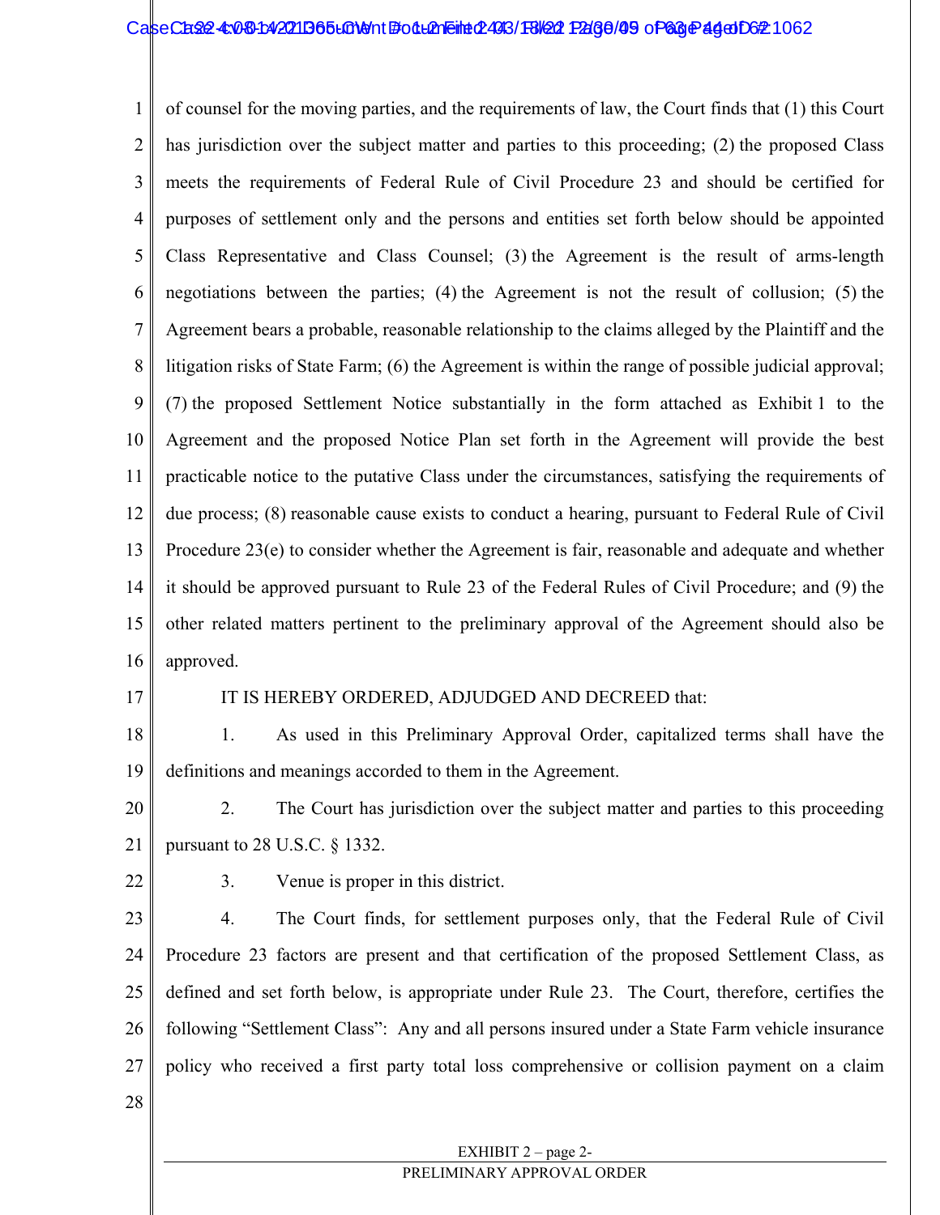of counsel for the moving parties, and the requirements of law, the Court finds that (1) this Court has jurisdiction over the subject matter and parties to this proceeding; (2) the proposed Class meets the requirements of Federal Rule of Civil Procedure 23 and should be certified for purposes of settlement only and the persons and entities set forth below should be appointed Class Representative and Class Counsel; (3) the Agreement is the result of arms-length negotiations between the parties; (4) the Agreement is not the result of collusion; (5) the Agreement bears a probable, reasonable relationship to the claims alleged by the Plaintiff and the litigation risks of State Farm; (6) the Agreement is within the range of possible judicial approval; (7) the proposed Settlement Notice substantially in the form attached as Exhibit 1 to the Agreement and the proposed Notice Plan set forth in the Agreement will provide the best practicable notice to the putative Class under the circumstances, satisfying the requirements of due process; (8) reasonable cause exists to conduct a hearing, pursuant to Federal Rule of Civil Procedure 23(e) to consider whether the Agreement is fair, reasonable and adequate and whether it should be approved pursuant to Rule 23 of the Federal Rules of Civil Procedure; and (9) the other related matters pertinent to the preliminary approval of the Agreement should also be approved.

IT IS HEREBY ORDERED, ADJUDGED AND DECREED that:

1. As used in this Preliminary Approval Order, capitalized terms shall have the definitions and meanings accorded to them in the Agreement.

2. The Court has jurisdiction over the subject matter and parties to this proceeding pursuant to 28 U.S.C. § 1332.

3. Venue is proper in this district.

4. The Court finds, for settlement purposes only, that the Federal Rule of Civil Procedure 23 factors are present and that certification of the proposed Settlement Class, as defined and set forth below, is appropriate under Rule 23. The Court, therefore, certifies the following "Settlement Class": Any and all persons insured under a State Farm vehicle insurance policy who received a first party total loss comprehensive or collision payment on a claim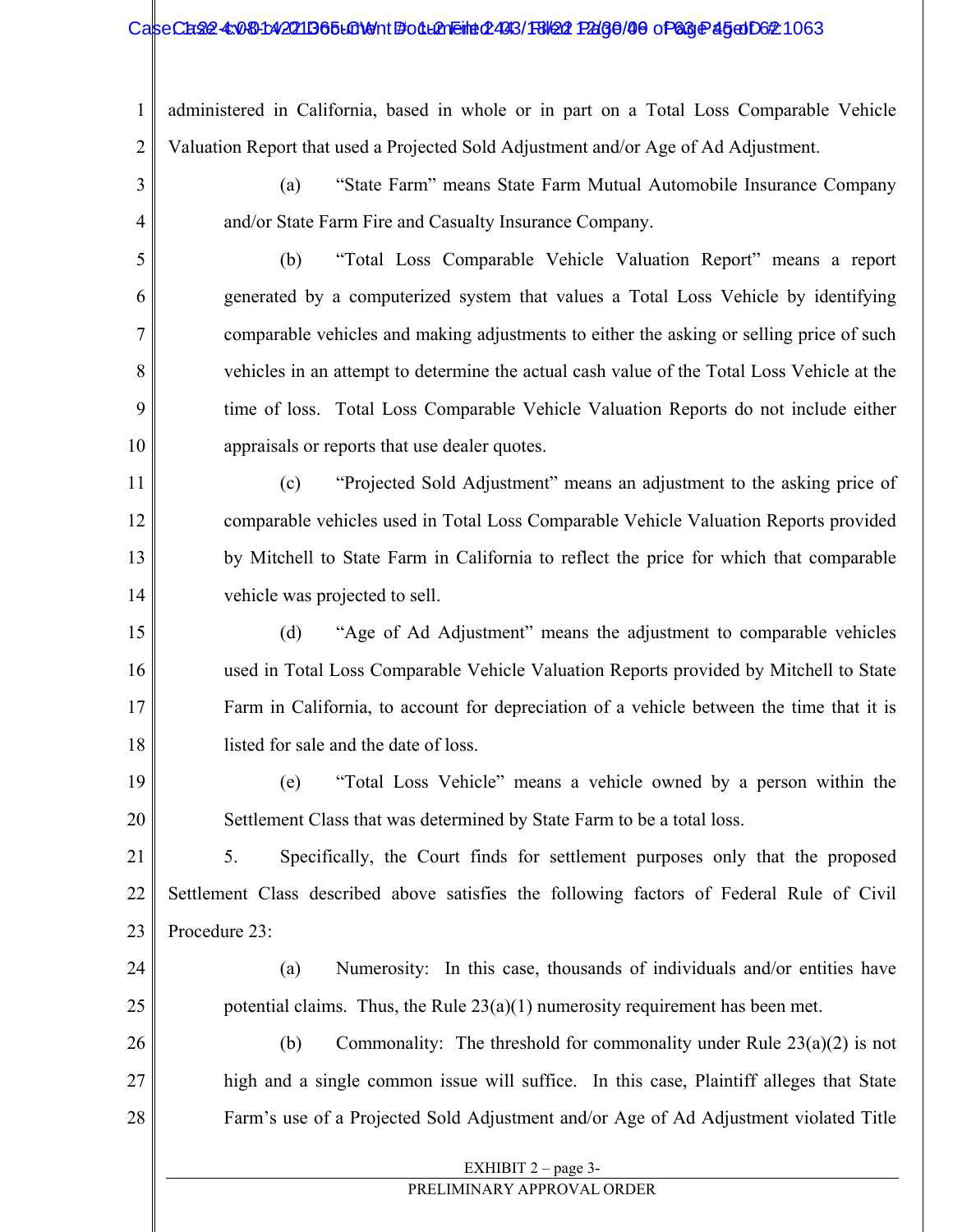administered in California, based in whole or in part on a Total Loss Comparable Vehicle Valuation Report that used a Projected Sold Adjustment and/or Age of Ad Adjustment.

(a) "State Farm" means State Farm Mutual Automobile Insurance Company and/or State Farm Fire and Casualty Insurance Company.

(b) "Total Loss Comparable Vehicle Valuation Report" means a report generated by a computerized system that values a Total Loss Vehicle by identifying comparable vehicles and making adjustments to either the asking or selling price of such vehicles in an attempt to determine the actual cash value of the Total Loss Vehicle at the time of loss. Total Loss Comparable Vehicle Valuation Reports do not include either appraisals or reports that use dealer quotes.

(c) "Projected Sold Adjustment" means an adjustment to the asking price of comparable vehicles used in Total Loss Comparable Vehicle Valuation Reports provided by Mitchell to State Farm in California to reflect the price for which that comparable vehicle was projected to sell.

(d) "Age of Ad Adjustment" means the adjustment to comparable vehicles used in Total Loss Comparable Vehicle Valuation Reports provided by Mitchell to State Farm in California, to account for depreciation of a vehicle between the time that it is listed for sale and the date of loss.

(e) "Total Loss Vehicle" means a vehicle owned by a person within the Settlement Class that was determined by State Farm to be a total loss.

5. Specifically, the Court finds for settlement purposes only that the proposed Settlement Class described above satisfies the following factors of Federal Rule of Civil Procedure 23:

(a) Numerosity: In this case, thousands of individuals and/or entities have potential claims. Thus, the Rule 23(a)(1) numerosity requirement has been met.

(b) Commonality: The threshold for commonality under Rule 23(a)(2) is not high and a single common issue will suffice. In this case, Plaintiff alleges that State Farm's use of a Projected Sold Adjustment and/or Age of Ad Adjustment violated Title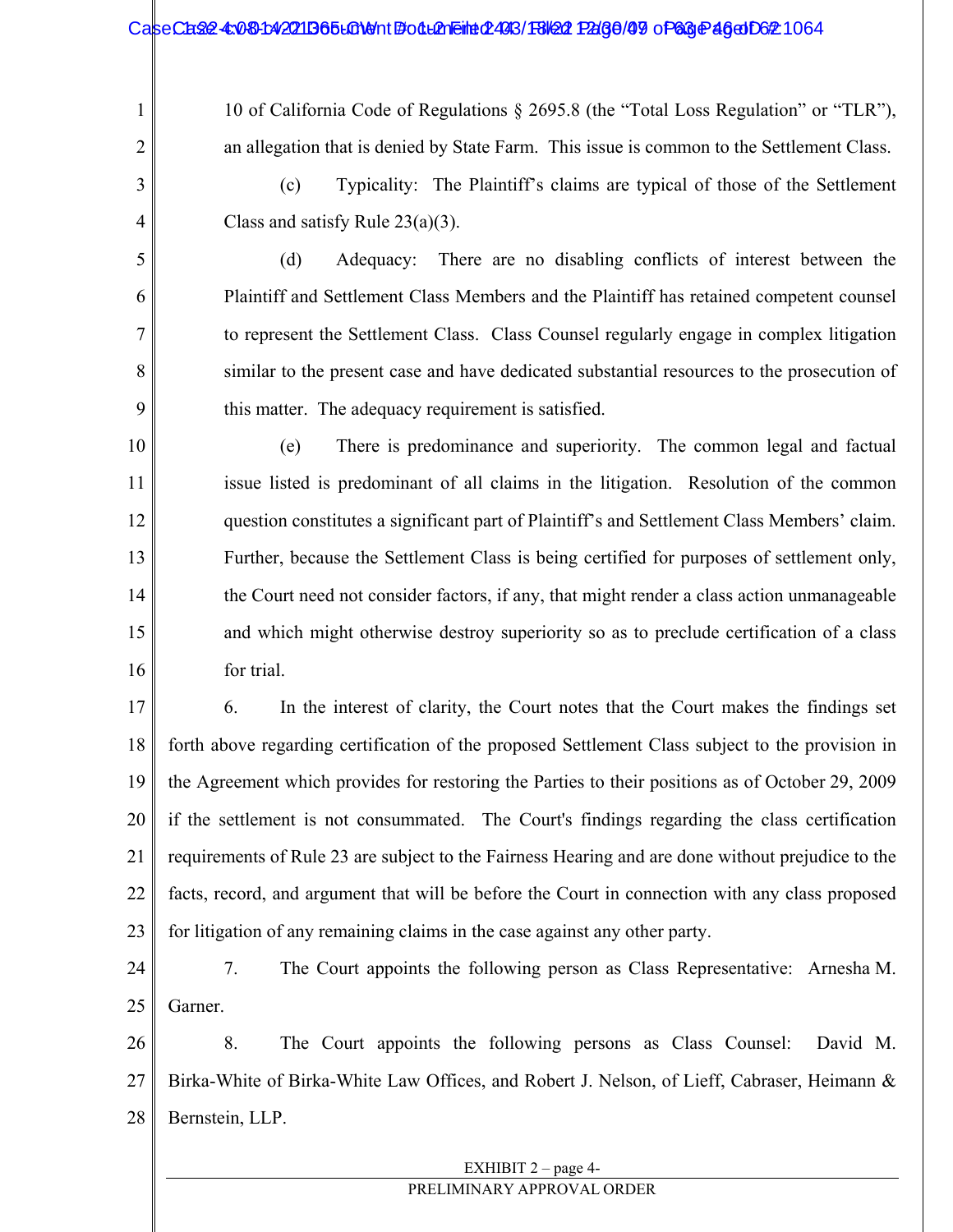10 of California Code of Regulations § 2695.8 (the "Total Loss Regulation" or "TLR"), an allegation that is denied by State Farm. This issue is common to the Settlement Class.

(c) Typicality: The Plaintiff's claims are typical of those of the Settlement Class and satisfy Rule 23(a)(3).

(d) Adequacy: There are no disabling conflicts of interest between the Plaintiff and Settlement Class Members and the Plaintiff has retained competent counsel to represent the Settlement Class. Class Counsel regularly engage in complex litigation similar to the present case and have dedicated substantial resources to the prosecution of this matter. The adequacy requirement is satisfied.

(e) There is predominance and superiority. The common legal and factual issue listed is predominant of all claims in the litigation. Resolution of the common question constitutes a significant part of Plaintiff's and Settlement Class Members' claim. Further, because the Settlement Class is being certified for purposes of settlement only, the Court need not consider factors, if any, that might render a class action unmanageable and which might otherwise destroy superiority so as to preclude certification of a class for trial.

6. In the interest of clarity, the Court notes that the Court makes the findings set forth above regarding certification of the proposed Settlement Class subject to the provision in the Agreement which provides for restoring the Parties to their positions as of October 29, 2009 if the settlement is not consummated. The Court's findings regarding the class certification requirements of Rule 23 are subject to the Fairness Hearing and are done without prejudice to the facts, record, and argument that will be before the Court in connection with any class proposed for litigation of any remaining claims in the case against any other party.

7. The Court appoints the following person as Class Representative: Arnesha M. Garner.

8. The Court appoints the following persons as Class Counsel: David M. Birka-White of Birka-White Law Offices, and Robert J. Nelson, of Lieff, Cabraser, Heimann & Bernstein, LLP.

EXHIBIT 2 – page 4-

PRELIMINARY APPROVAL ORDER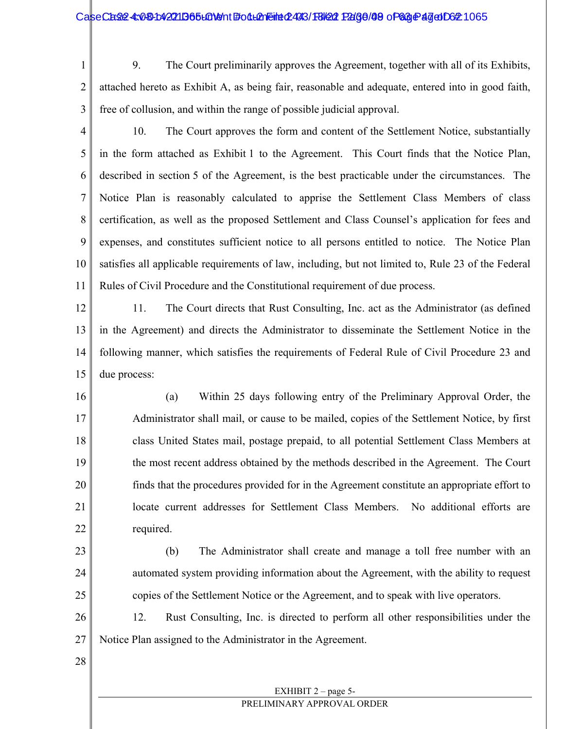9. The Court preliminarily approves the Agreement, together with all of its Exhibits, attached hereto as Exhibit A, as being fair, reasonable and adequate, entered into in good faith, free of collusion, and within the range of possible judicial approval.

10. The Court approves the form and content of the Settlement Notice, substantially in the form attached as Exhibit 1 to the Agreement. This Court finds that the Notice Plan, described in section 5 of the Agreement, is the best practicable under the circumstances. The Notice Plan is reasonably calculated to apprise the Settlement Class Members of class certification, as well as the proposed Settlement and Class Counsel's application for fees and expenses, and constitutes sufficient notice to all persons entitled to notice. The Notice Plan satisfies all applicable requirements of law, including, but not limited to, Rule 23 of the Federal Rules of Civil Procedure and the Constitutional requirement of due process.

11. The Court directs that Rust Consulting, Inc. act as the Administrator (as defined in the Agreement) and directs the Administrator to disseminate the Settlement Notice in the following manner, which satisfies the requirements of Federal Rule of Civil Procedure 23 and due process:

(a) Within 25 days following entry of the Preliminary Approval Order, the Administrator shall mail, or cause to be mailed, copies of the Settlement Notice, by first class United States mail, postage prepaid, to all potential Settlement Class Members at the most recent address obtained by the methods described in the Agreement. The Court finds that the procedures provided for in the Agreement constitute an appropriate effort to locate current addresses for Settlement Class Members. No additional efforts are required.

(b) The Administrator shall create and manage a toll free number with an automated system providing information about the Agreement, with the ability to request copies of the Settlement Notice or the Agreement, and to speak with live operators.

12. Rust Consulting, Inc. is directed to perform all other responsibilities under the Notice Plan assigned to the Administrator in the Agreement.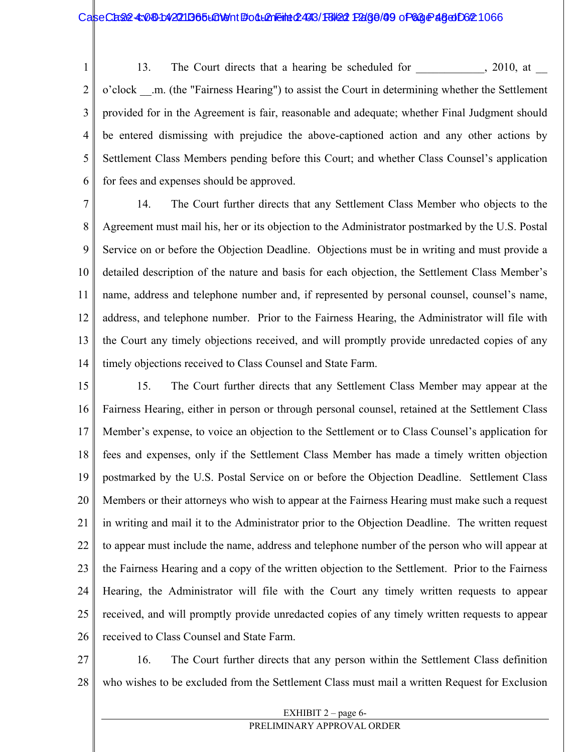13. The Court directs that a hearing be scheduled for ____________, 2010, at __ o'clock __.m. (the "Fairness Hearing") to assist the Court in determining whether the Settlement provided for in the Agreement is fair, reasonable and adequate; whether Final Judgment should be entered dismissing with prejudice the above-captioned action and any other actions by Settlement Class Members pending before this Court; and whether Class Counsel's application for fees and expenses should be approved.

14. The Court further directs that any Settlement Class Member who objects to the Agreement must mail his, her or its objection to the Administrator postmarked by the U.S. Postal Service on or before the Objection Deadline. Objections must be in writing and must provide a detailed description of the nature and basis for each objection, the Settlement Class Member's name, address and telephone number and, if represented by personal counsel, counsel's name, address, and telephone number. Prior to the Fairness Hearing, the Administrator will file with the Court any timely objections received, and will promptly provide unredacted copies of any timely objections received to Class Counsel and State Farm.

15. The Court further directs that any Settlement Class Member may appear at the Fairness Hearing, either in person or through personal counsel, retained at the Settlement Class Member's expense, to voice an objection to the Settlement or to Class Counsel's application for fees and expenses, only if the Settlement Class Member has made a timely written objection postmarked by the U.S. Postal Service on or before the Objection Deadline. Settlement Class Members or their attorneys who wish to appear at the Fairness Hearing must make such a request in writing and mail it to the Administrator prior to the Objection Deadline. The written request to appear must include the name, address and telephone number of the person who will appear at the Fairness Hearing and a copy of the written objection to the Settlement. Prior to the Fairness Hearing, the Administrator will file with the Court any timely written requests to appear received, and will promptly provide unredacted copies of any timely written requests to appear received to Class Counsel and State Farm.

16. The Court further directs that any person within the Settlement Class definition who wishes to be excluded from the Settlement Class must mail a written Request for Exclusion

EXHIBIT 2 – page 6-

PRELIMINARY APPROVAL ORDER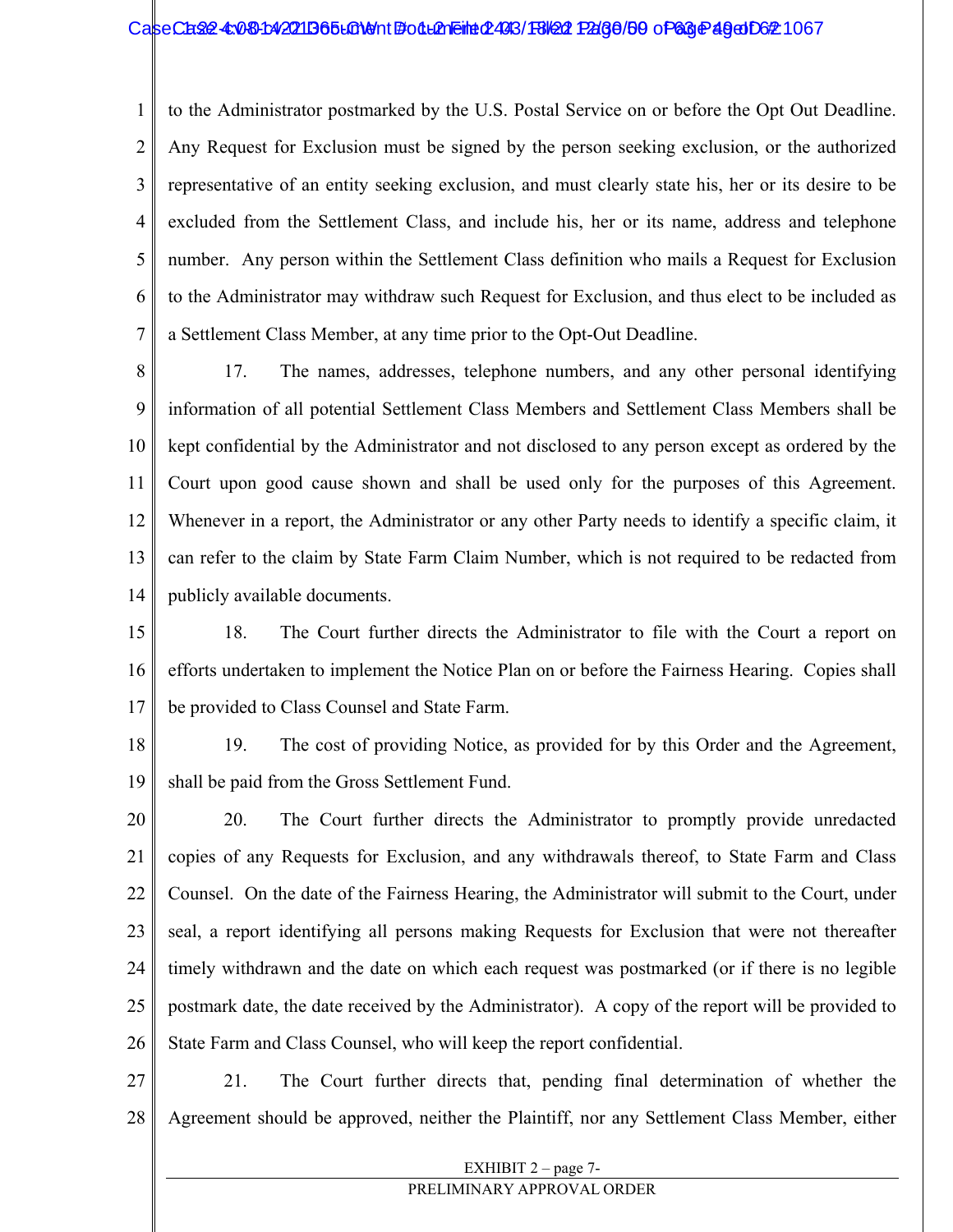to the Administrator postmarked by the U.S. Postal Service on or before the Opt Out Deadline. Any Request for Exclusion must be signed by the person seeking exclusion, or the authorized representative of an entity seeking exclusion, and must clearly state his, her or its desire to be excluded from the Settlement Class, and include his, her or its name, address and telephone number. Any person within the Settlement Class definition who mails a Request for Exclusion to the Administrator may withdraw such Request for Exclusion, and thus elect to be included as a Settlement Class Member, at any time prior to the Opt-Out Deadline.

17. The names, addresses, telephone numbers, and any other personal identifying information of all potential Settlement Class Members and Settlement Class Members shall be kept confidential by the Administrator and not disclosed to any person except as ordered by the Court upon good cause shown and shall be used only for the purposes of this Agreement. Whenever in a report, the Administrator or any other Party needs to identify a specific claim, it can refer to the claim by State Farm Claim Number, which is not required to be redacted from publicly available documents.

18. The Court further directs the Administrator to file with the Court a report on efforts undertaken to implement the Notice Plan on or before the Fairness Hearing. Copies shall be provided to Class Counsel and State Farm.

19. The cost of providing Notice, as provided for by this Order and the Agreement, shall be paid from the Gross Settlement Fund.

20. The Court further directs the Administrator to promptly provide unredacted copies of any Requests for Exclusion, and any withdrawals thereof, to State Farm and Class Counsel. On the date of the Fairness Hearing, the Administrator will submit to the Court, under seal, a report identifying all persons making Requests for Exclusion that were not thereafter timely withdrawn and the date on which each request was postmarked (or if there is no legible postmark date, the date received by the Administrator). A copy of the report will be provided to State Farm and Class Counsel, who will keep the report confidential.

21. The Court further directs that, pending final determination of whether the Agreement should be approved, neither the Plaintiff, nor any Settlement Class Member, either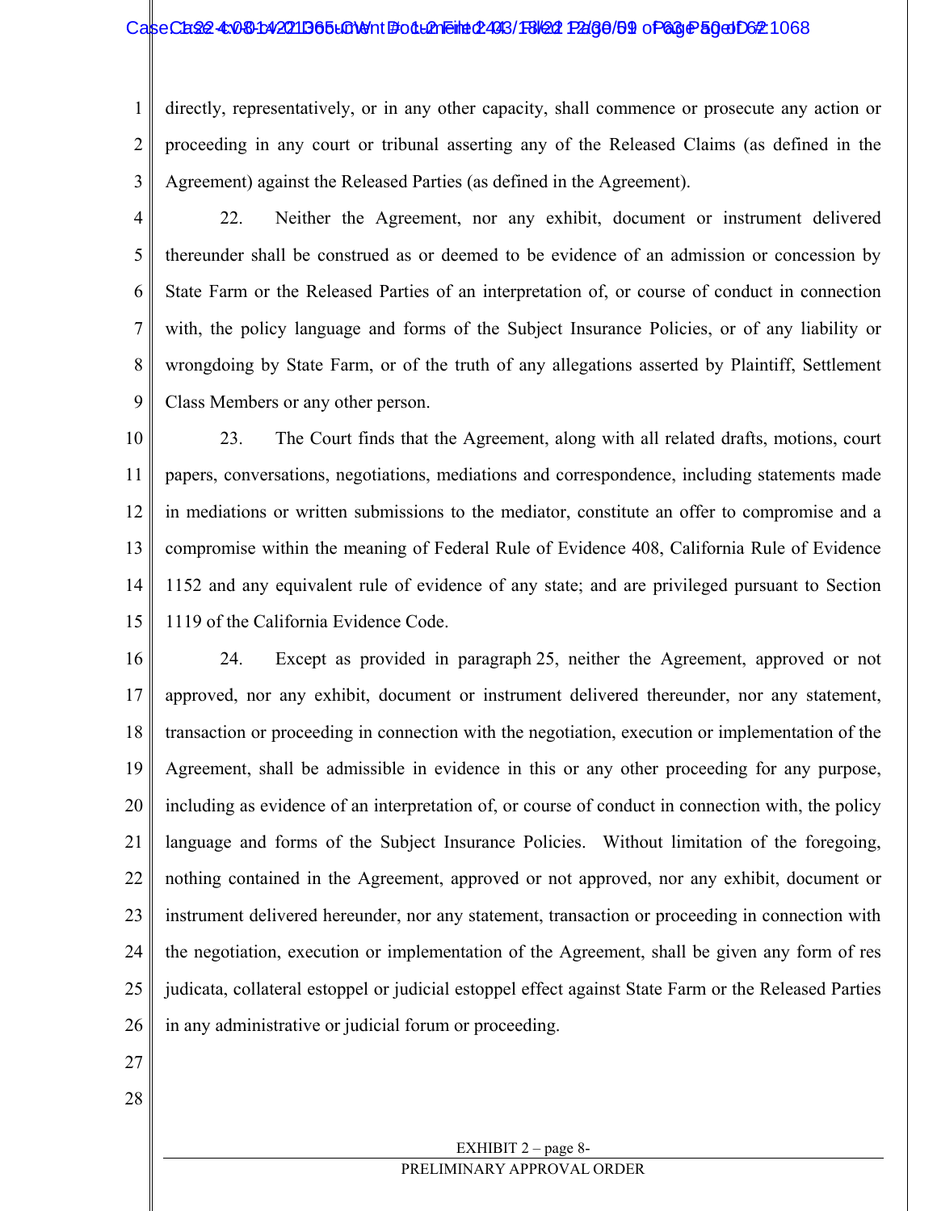directly, representatively, or in any other capacity, shall commence or prosecute any action or proceeding in any court or tribunal asserting any of the Released Claims (as defined in the Agreement) against the Released Parties (as defined in the Agreement).

22. Neither the Agreement, nor any exhibit, document or instrument delivered thereunder shall be construed as or deemed to be evidence of an admission or concession by State Farm or the Released Parties of an interpretation of, or course of conduct in connection with, the policy language and forms of the Subject Insurance Policies, or of any liability or wrongdoing by State Farm, or of the truth of any allegations asserted by Plaintiff, Settlement Class Members or any other person.

23. The Court finds that the Agreement, along with all related drafts, motions, court papers, conversations, negotiations, mediations and correspondence, including statements made in mediations or written submissions to the mediator, constitute an offer to compromise and a compromise within the meaning of Federal Rule of Evidence 408, California Rule of Evidence 1152 and any equivalent rule of evidence of any state; and are privileged pursuant to Section 1119 of the California Evidence Code.

24. Except as provided in paragraph 25, neither the Agreement, approved or not approved, nor any exhibit, document or instrument delivered thereunder, nor any statement, transaction or proceeding in connection with the negotiation, execution or implementation of the Agreement, shall be admissible in evidence in this or any other proceeding for any purpose, including as evidence of an interpretation of, or course of conduct in connection with, the policy language and forms of the Subject Insurance Policies. Without limitation of the foregoing, nothing contained in the Agreement, approved or not approved, nor any exhibit, document or instrument delivered hereunder, nor any statement, transaction or proceeding in connection with the negotiation, execution or implementation of the Agreement, shall be given any form of res judicata, collateral estoppel or judicial estoppel effect against State Farm or the Released Parties in any administrative or judicial forum or proceeding.

EXHIBIT 2 – page 8-

PRELIMINARY APPROVAL ORDER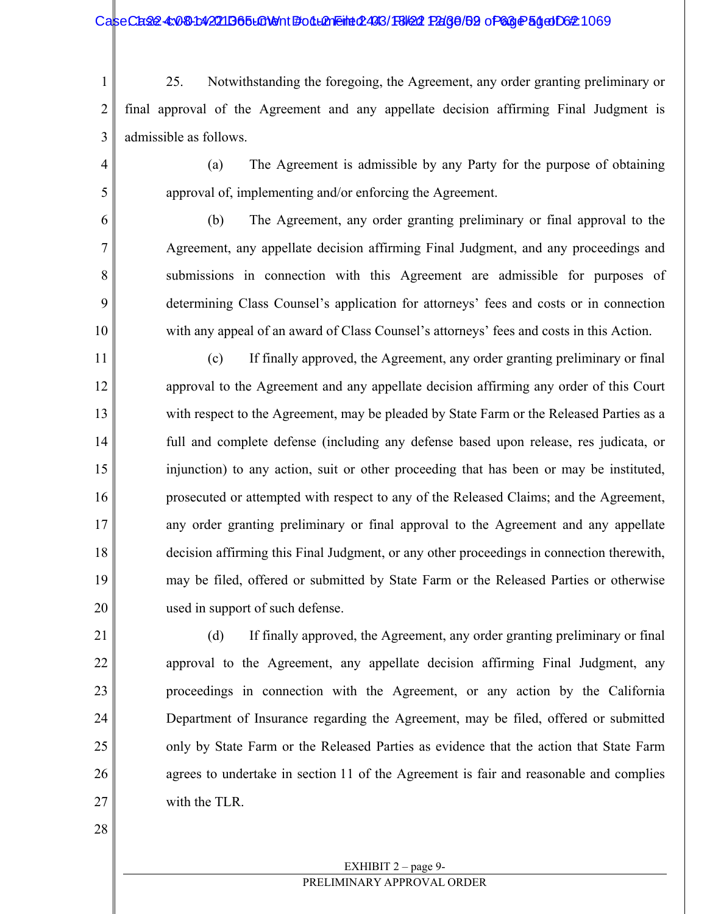25. Notwithstanding the foregoing, the Agreement, any order granting preliminary or final approval of the Agreement and any appellate decision affirming Final Judgment is admissible as follows.

(a) The Agreement is admissible by any Party for the purpose of obtaining approval of, implementing and/or enforcing the Agreement.

(b) The Agreement, any order granting preliminary or final approval to the Agreement, any appellate decision affirming Final Judgment, and any proceedings and submissions in connection with this Agreement are admissible for purposes of determining Class Counsel's application for attorneys' fees and costs or in connection with any appeal of an award of Class Counsel's attorneys' fees and costs in this Action.

(c) If finally approved, the Agreement, any order granting preliminary or final approval to the Agreement and any appellate decision affirming any order of this Court with respect to the Agreement, may be pleaded by State Farm or the Released Parties as a full and complete defense (including any defense based upon release, res judicata, or injunction) to any action, suit or other proceeding that has been or may be instituted, prosecuted or attempted with respect to any of the Released Claims; and the Agreement, any order granting preliminary or final approval to the Agreement and any appellate decision affirming this Final Judgment, or any other proceedings in connection therewith, may be filed, offered or submitted by State Farm or the Released Parties or otherwise used in support of such defense.

(d) If finally approved, the Agreement, any order granting preliminary or final approval to the Agreement, any appellate decision affirming Final Judgment, any proceedings in connection with the Agreement, or any action by the California Department of Insurance regarding the Agreement, may be filed, offered or submitted only by State Farm or the Released Parties as evidence that the action that State Farm agrees to undertake in section 11 of the Agreement is fair and reasonable and complies with the TLR.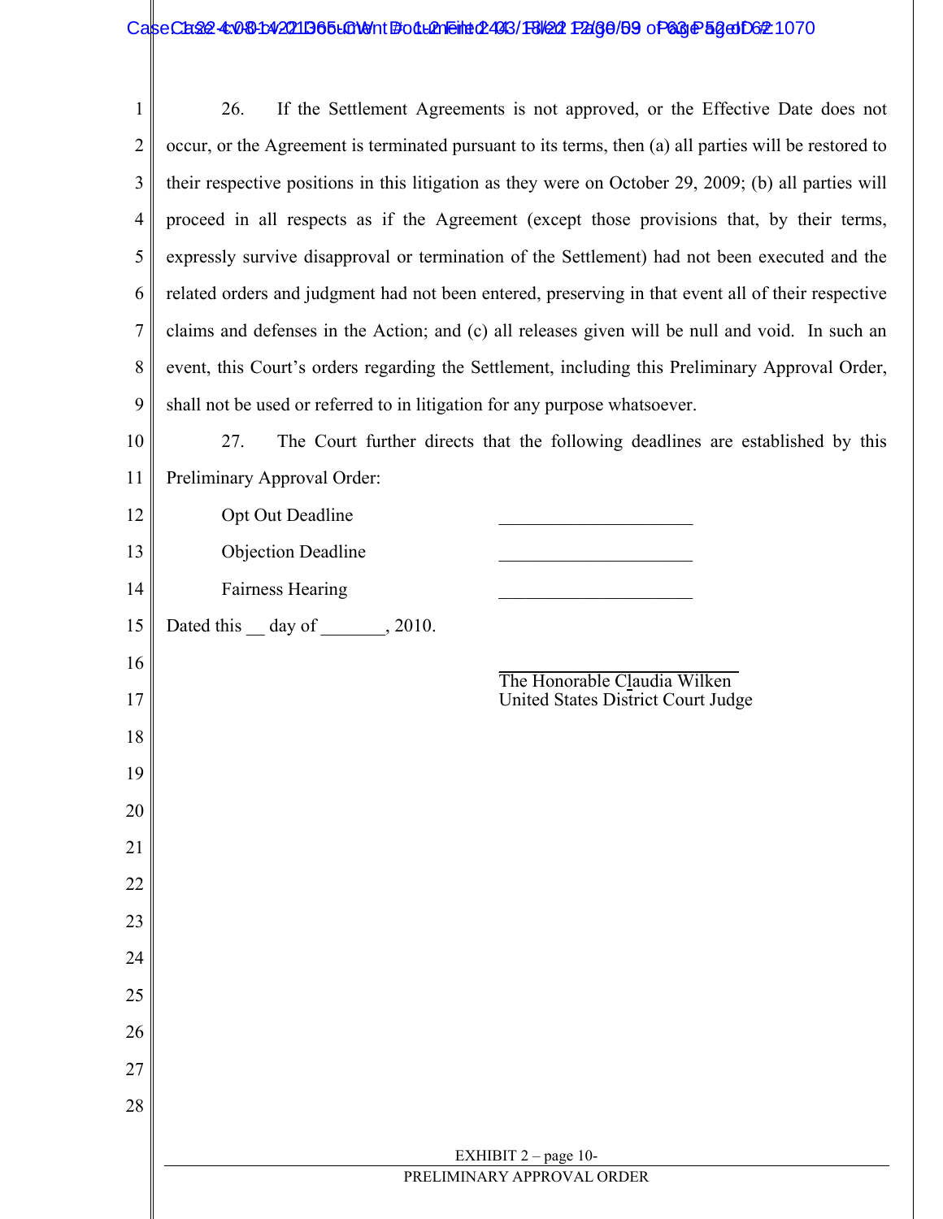26. If the Settlement Agreements is not approved, or the Effective Date does not occur, or the Agreement is terminated pursuant to its terms, then (a) all parties will be restored to their respective positions in this litigation as they were on October 29, 2009; (b) all parties will proceed in all respects as if the Agreement (except those provisions that, by their terms, expressly survive disapproval or termination of the Settlement) had not been executed and the related orders and judgment had not been entered, preserving in that event all of their respective claims and defenses in the Action; and (c) all releases given will be null and void. In such an event, this Court's orders regarding the Settlement, including this Preliminary Approval Order, shall not be used or referred to in litigation for any purpose whatsoever.

27. The Court further directs that the following deadlines are established by this Preliminary Approval Order:

| | |
|---|---|
| Opt Out Deadline | ______________________ |
| Objection Deadline | ______________________ |
| Fairness Hearing | ______________________ |

Dated this __ day of _______, 2010.

______________________________
The Honorable Claudia Wilken
United States District Court Judge

EXHIBIT 2 – page 10-

PRELIMINARY APPROVAL ORDER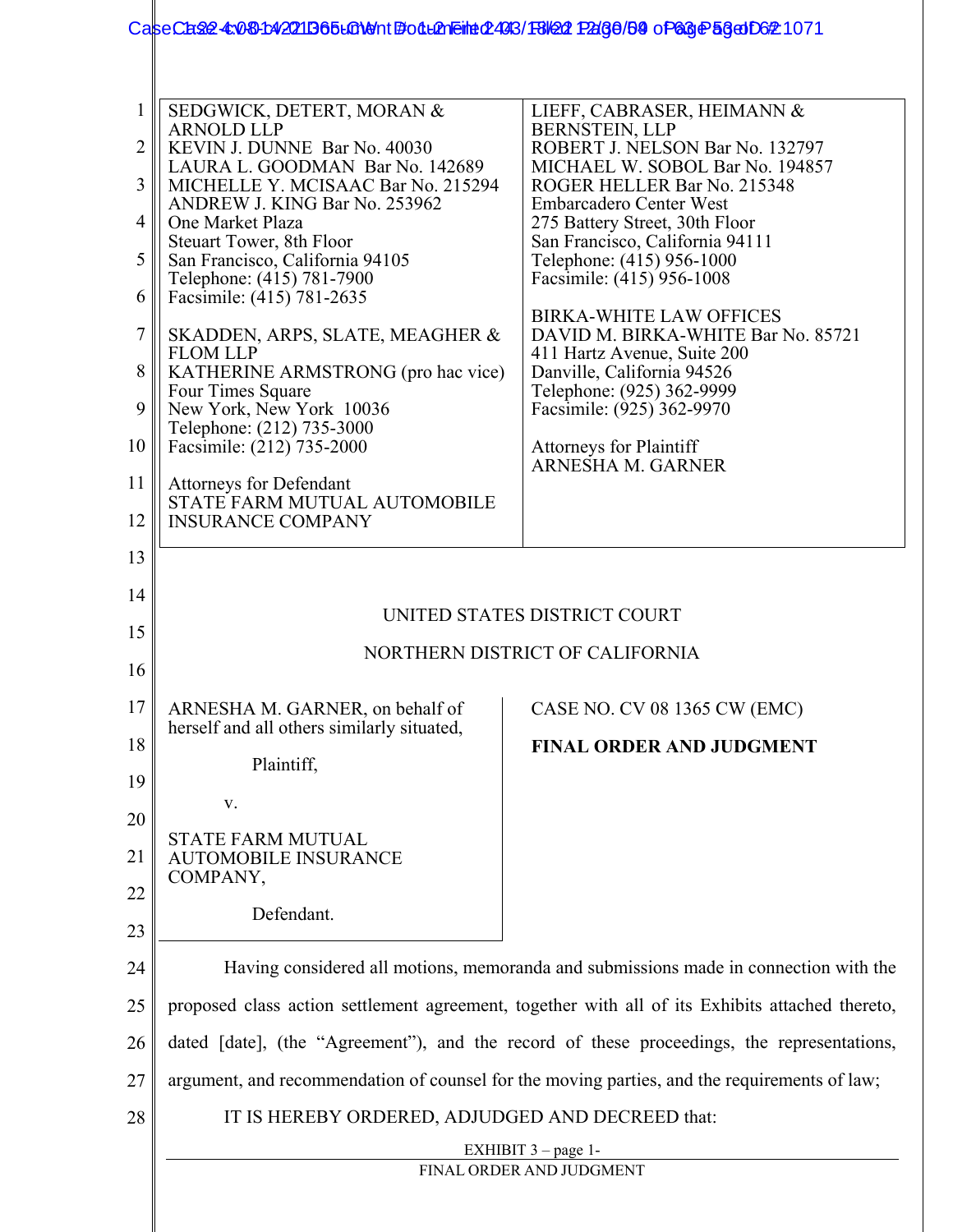SEDGWICK, DETERT, MORAN & ARNOLD LLP
KEVIN J. DUNNE Bar No. 40030
LAURA L. GOODMAN Bar No. 142689
MICHELLE Y. MCISAAC Bar No. 215294
ANDREW J. KING Bar No. 253962
One Market Plaza
Steuart Tower, 8th Floor
San Francisco, California 94105
Telephone: (415) 781-7900
Facsimile: (415) 781-2635

SKADDEN, ARPS, SLATE, MEAGHER & FLOM LLP
KATHERINE ARMSTRONG (pro hac vice)
Four Times Square
New York, New York 10036
Telephone: (212) 735-3000
Facsimile: (212) 735-2000

Attorneys for Defendant
STATE FARM MUTUAL AUTOMOBILE INSURANCE COMPANY

LIEFF, CABRASER, HEIMANN & BERNSTEIN, LLP
ROBERT J. NELSON Bar No. 132797
MICHAEL W. SOBOL Bar No. 194857
ROGER HELLER Bar No. 215348
Embarcadero Center West
275 Battery Street, 30th Floor
San Francisco, California 94111
Telephone: (415) 956-1000
Facsimile: (415) 956-1008

BIRKA-WHITE LAW OFFICES
DAVID M. BIRKA-WHITE Bar No. 85721
411 Hartz Avenue, Suite 200
Danville, California 94526
Telephone: (925) 362-9999
Facsimile: (925) 362-9970

Attorneys for Plaintiff
ARNESHA M. GARNER

UNITED STATES DISTRICT COURT

NORTHERN DISTRICT OF CALIFORNIA

ARNESHA M. GARNER, on behalf of herself and all others similarly situated,

Plaintiff,

v.

STATE FARM MUTUAL AUTOMOBILE INSURANCE COMPANY,

Defendant.

CASE NO. CV 08 1365 CW (EMC)

**FINAL ORDER AND JUDGMENT**

Having considered all motions, memoranda and submissions made in connection with the proposed class action settlement agreement, together with all of its Exhibits attached thereto, dated [date], (the "Agreement"), and the record of these proceedings, the representations, argument, and recommendation of counsel for the moving parties, and the requirements of law;

IT IS HEREBY ORDERED, ADJUDGED AND DECREED that:

EXHIBIT 3 – page 1-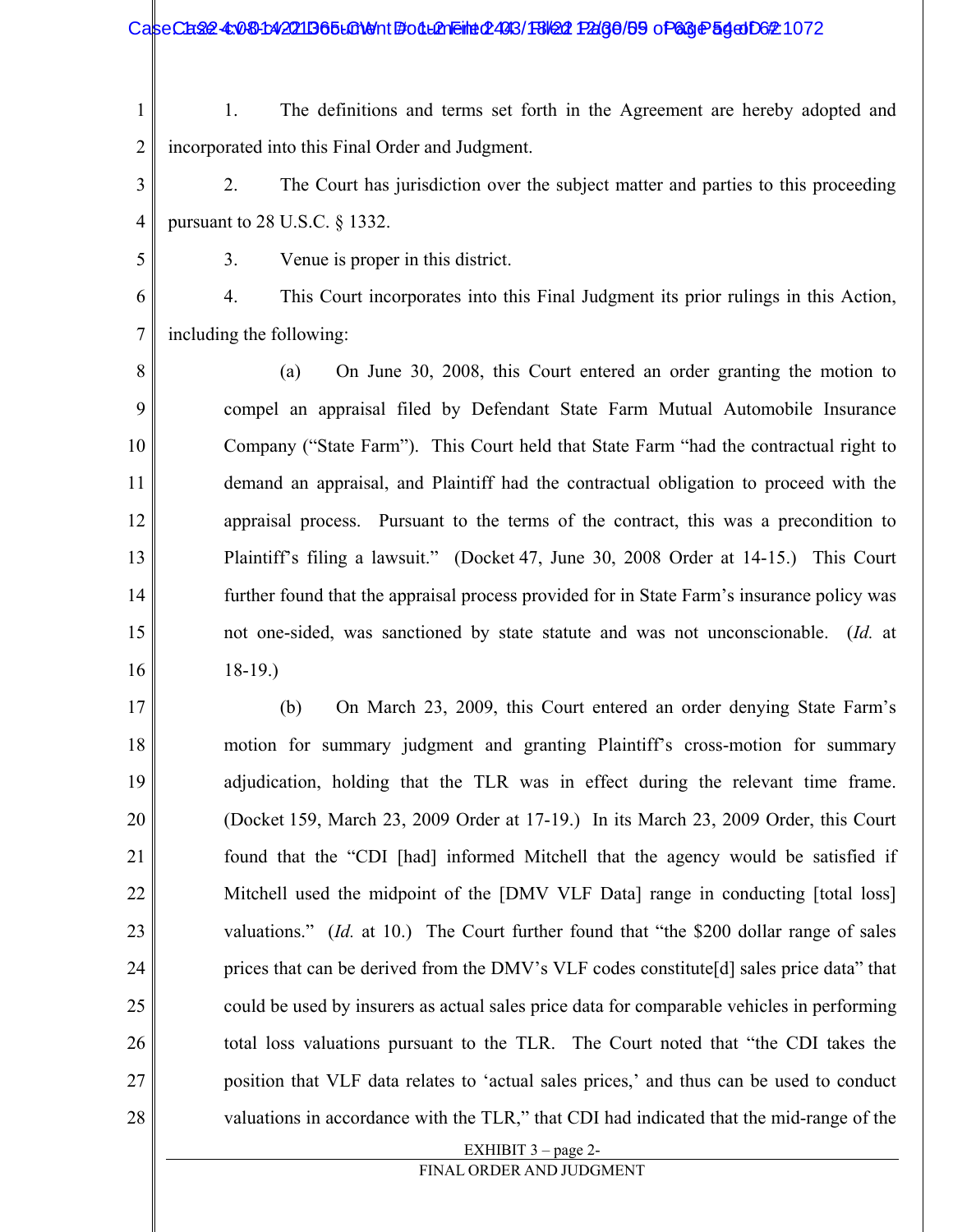1. The definitions and terms set forth in the Agreement are hereby adopted and incorporated into this Final Order and Judgment.

2. The Court has jurisdiction over the subject matter and parties to this proceeding pursuant to 28 U.S.C. § 1332.

3. Venue is proper in this district.

4. This Court incorporates into this Final Judgment its prior rulings in this Action, including the following:

(a) On June 30, 2008, this Court entered an order granting the motion to compel an appraisal filed by Defendant State Farm Mutual Automobile Insurance Company ("State Farm"). This Court held that State Farm "had the contractual right to demand an appraisal, and Plaintiff had the contractual obligation to proceed with the appraisal process. Pursuant to the terms of the contract, this was a precondition to Plaintiff's filing a lawsuit." (Docket 47, June 30, 2008 Order at 14-15.) This Court further found that the appraisal process provided for in State Farm's insurance policy was not one-sided, was sanctioned by state statute and was not unconscionable. (*Id.* at 18-19.)

(b) On March 23, 2009, this Court entered an order denying State Farm's motion for summary judgment and granting Plaintiff's cross-motion for summary adjudication, holding that the TLR was in effect during the relevant time frame. (Docket 159, March 23, 2009 Order at 17-19.) In its March 23, 2009 Order, this Court found that the "CDI [had] informed Mitchell that the agency would be satisfied if Mitchell used the midpoint of the [DMV VLF Data] range in conducting [total loss] valuations." (*Id.* at 10.) The Court further found that "the $200 dollar range of sales prices that can be derived from the DMV's VLF codes constitute[d] sales price data" that could be used by insurers as actual sales price data for comparable vehicles in performing total loss valuations pursuant to the TLR. The Court noted that "the CDI takes the position that VLF data relates to 'actual sales prices,' and thus can be used to conduct valuations in accordance with the TLR," that CDI had indicated that the mid-range of the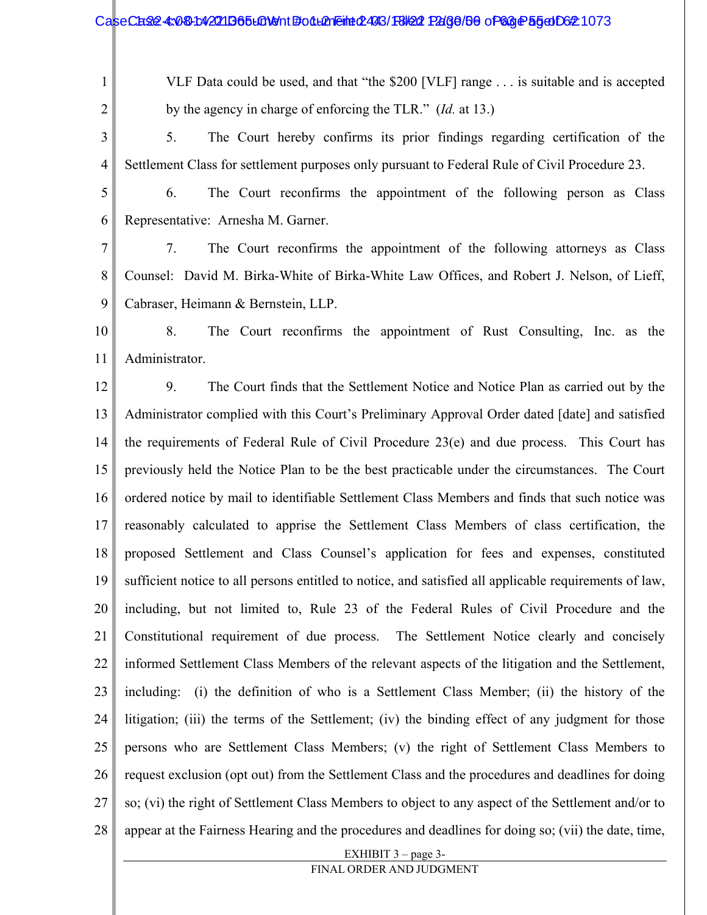VLF Data could be used, and that "the $200 [VLF] range . . . is suitable and is accepted by the agency in charge of enforcing the TLR." (*Id.* at 13.)

5. The Court hereby confirms its prior findings regarding certification of the Settlement Class for settlement purposes only pursuant to Federal Rule of Civil Procedure 23.

6. The Court reconfirms the appointment of the following person as Class Representative: Arnesha M. Garner.

7. The Court reconfirms the appointment of the following attorneys as Class Counsel: David M. Birka-White of Birka-White Law Offices, and Robert J. Nelson, of Lieff, Cabraser, Heimann & Bernstein, LLP.

8. The Court reconfirms the appointment of Rust Consulting, Inc. as the Administrator.

9. The Court finds that the Settlement Notice and Notice Plan as carried out by the Administrator complied with this Court's Preliminary Approval Order dated [date] and satisfied the requirements of Federal Rule of Civil Procedure 23(e) and due process. This Court has previously held the Notice Plan to be the best practicable under the circumstances. The Court ordered notice by mail to identifiable Settlement Class Members and finds that such notice was reasonably calculated to apprise the Settlement Class Members of class certification, the proposed Settlement and Class Counsel's application for fees and expenses, constituted sufficient notice to all persons entitled to notice, and satisfied all applicable requirements of law, including, but not limited to, Rule 23 of the Federal Rules of Civil Procedure and the Constitutional requirement of due process. The Settlement Notice clearly and concisely informed Settlement Class Members of the relevant aspects of the litigation and the Settlement, including: (i) the definition of who is a Settlement Class Member; (ii) the history of the litigation; (iii) the terms of the Settlement; (iv) the binding effect of any judgment for those persons who are Settlement Class Members; (v) the right of Settlement Class Members to request exclusion (opt out) from the Settlement Class and the procedures and deadlines for doing so; (vi) the right of Settlement Class Members to object to any aspect of the Settlement and/or to appear at the Fairness Hearing and the procedures and deadlines for doing so; (vii) the date, time,

EXHIBIT 3 – page 3-

FINAL ORDER AND JUDGMENT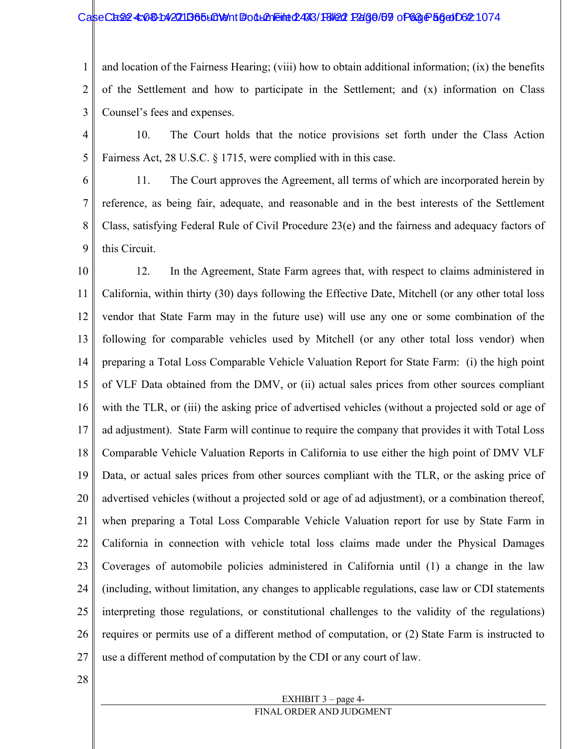and location of the Fairness Hearing; (viii) how to obtain additional information; (ix) the benefits of the Settlement and how to participate in the Settlement; and (x) information on Class Counsel's fees and expenses.

10. The Court holds that the notice provisions set forth under the Class Action Fairness Act, 28 U.S.C. § 1715, were complied with in this case.

11. The Court approves the Agreement, all terms of which are incorporated herein by reference, as being fair, adequate, and reasonable and in the best interests of the Settlement Class, satisfying Federal Rule of Civil Procedure 23(e) and the fairness and adequacy factors of this Circuit.

12. In the Agreement, State Farm agrees that, with respect to claims administered in California, within thirty (30) days following the Effective Date, Mitchell (or any other total loss vendor that State Farm may in the future use) will use any one or some combination of the following for comparable vehicles used by Mitchell (or any other total loss vendor) when preparing a Total Loss Comparable Vehicle Valuation Report for State Farm: (i) the high point of VLF Data obtained from the DMV, or (ii) actual sales prices from other sources compliant with the TLR, or (iii) the asking price of advertised vehicles (without a projected sold or age of ad adjustment). State Farm will continue to require the company that provides it with Total Loss Comparable Vehicle Valuation Reports in California to use either the high point of DMV VLF Data, or actual sales prices from other sources compliant with the TLR, or the asking price of advertised vehicles (without a projected sold or age of ad adjustment), or a combination thereof, when preparing a Total Loss Comparable Vehicle Valuation report for use by State Farm in California in connection with vehicle total loss claims made under the Physical Damages Coverages of automobile policies administered in California until (1) a change in the law (including, without limitation, any changes to applicable regulations, case law or CDI statements interpreting those regulations, or constitutional challenges to the validity of the regulations) requires or permits use of a different method of computation, or (2) State Farm is instructed to use a different method of computation by the CDI or any court of law.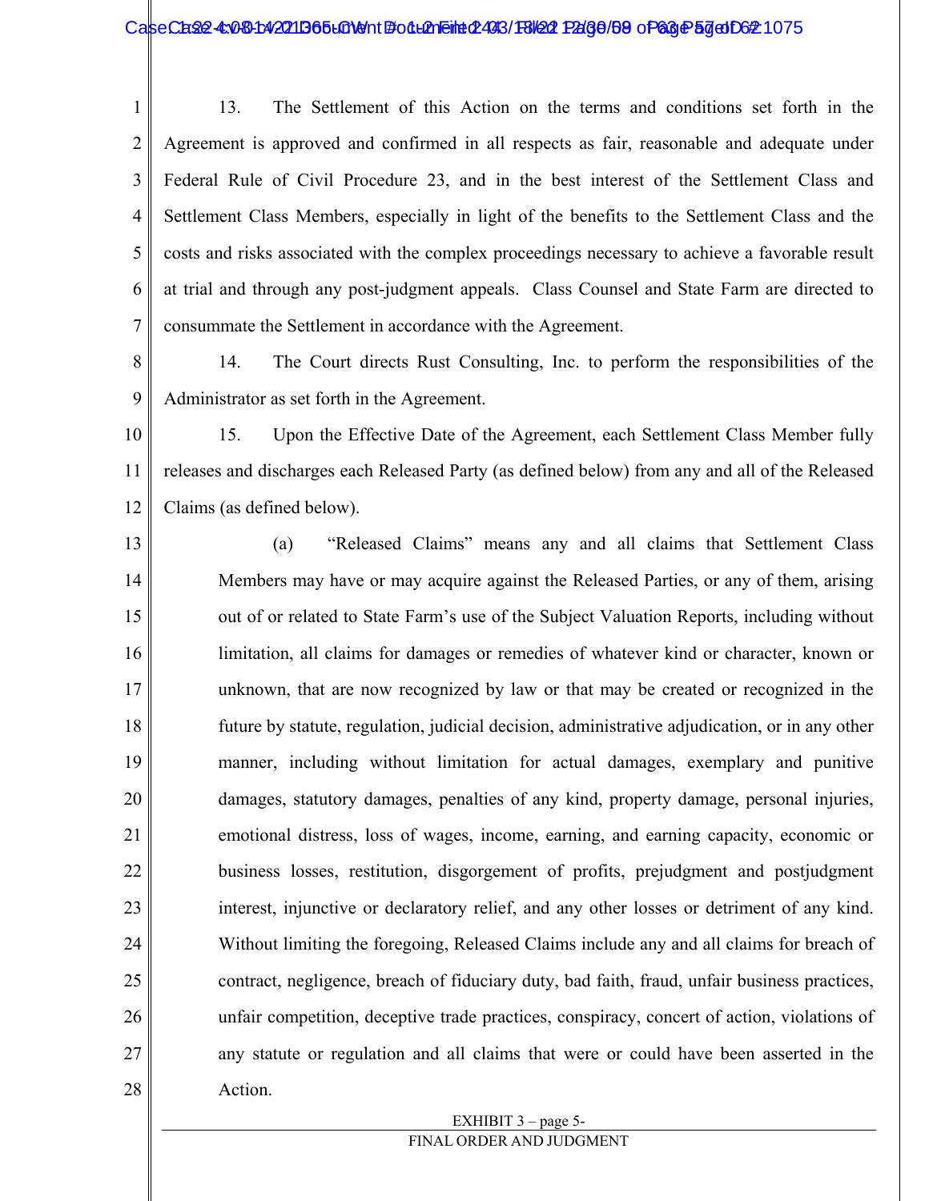13. The Settlement of this Action on the terms and conditions set forth in the Agreement is approved and confirmed in all respects as fair, reasonable and adequate under Federal Rule of Civil Procedure 23, and in the best interest of the Settlement Class and Settlement Class Members, especially in light of the benefits to the Settlement Class and the costs and risks associated with the complex proceedings necessary to achieve a favorable result at trial and through any post-judgment appeals. Class Counsel and State Farm are directed to consummate the Settlement in accordance with the Agreement.

14. The Court directs Rust Consulting, Inc. to perform the responsibilities of the Administrator as set forth in the Agreement.

15. Upon the Effective Date of the Agreement, each Settlement Class Member fully releases and discharges each Released Party (as defined below) from any and all of the Released Claims (as defined below).

(a) "Released Claims" means any and all claims that Settlement Class Members may have or may acquire against the Released Parties, or any of them, arising out of or related to State Farm's use of the Subject Valuation Reports, including without limitation, all claims for damages or remedies of whatever kind or character, known or unknown, that are now recognized by law or that may be created or recognized in the future by statute, regulation, judicial decision, administrative adjudication, or in any other manner, including without limitation for actual damages, exemplary and punitive damages, statutory damages, penalties of any kind, property damage, personal injuries, emotional distress, loss of wages, income, earning, and earning capacity, economic or business losses, restitution, disgorgement of profits, prejudgment and postjudgment interest, injunctive or declaratory relief, and any other losses or detriment of any kind. Without limiting the foregoing, Released Claims include any and all claims for breach of contract, negligence, breach of fiduciary duty, bad faith, fraud, unfair business practices, unfair competition, deceptive trade practices, conspiracy, concert of action, violations of any statute or regulation and all claims that were or could have been asserted in the Action.

EXHIBIT 3 – page 5-

FINAL ORDER AND JUDGMENT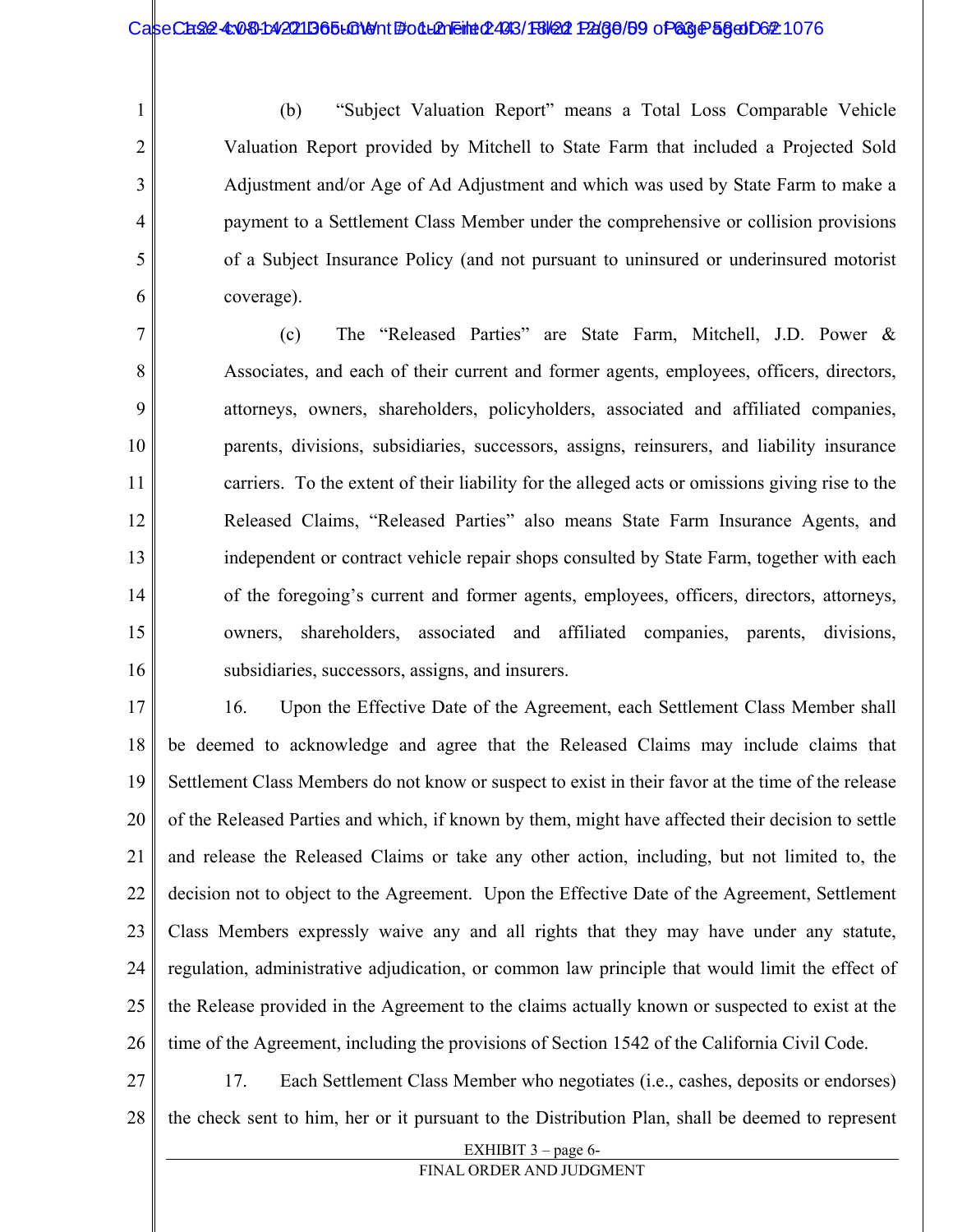(b) "Subject Valuation Report" means a Total Loss Comparable Vehicle Valuation Report provided by Mitchell to State Farm that included a Projected Sold Adjustment and/or Age of Ad Adjustment and which was used by State Farm to make a payment to a Settlement Class Member under the comprehensive or collision provisions of a Subject Insurance Policy (and not pursuant to uninsured or underinsured motorist coverage).

(c) The "Released Parties" are State Farm, Mitchell, J.D. Power & Associates, and each of their current and former agents, employees, officers, directors, attorneys, owners, shareholders, policyholders, associated and affiliated companies, parents, divisions, subsidiaries, successors, assigns, reinsurers, and liability insurance carriers. To the extent of their liability for the alleged acts or omissions giving rise to the Released Claims, "Released Parties" also means State Farm Insurance Agents, and independent or contract vehicle repair shops consulted by State Farm, together with each of the foregoing's current and former agents, employees, officers, directors, attorneys, owners, shareholders, associated and affiliated companies, parents, divisions, subsidiaries, successors, assigns, and insurers.

16. Upon the Effective Date of the Agreement, each Settlement Class Member shall be deemed to acknowledge and agree that the Released Claims may include claims that Settlement Class Members do not know or suspect to exist in their favor at the time of the release of the Released Parties and which, if known by them, might have affected their decision to settle and release the Released Claims or take any other action, including, but not limited to, the decision not to object to the Agreement. Upon the Effective Date of the Agreement, Settlement Class Members expressly waive any and all rights that they may have under any statute, regulation, administrative adjudication, or common law principle that would limit the effect of the Release provided in the Agreement to the claims actually known or suspected to exist at the time of the Agreement, including the provisions of Section 1542 of the California Civil Code.

17. Each Settlement Class Member who negotiates (i.e., cashes, deposits or endorses) the check sent to him, her or it pursuant to the Distribution Plan, shall be deemed to represent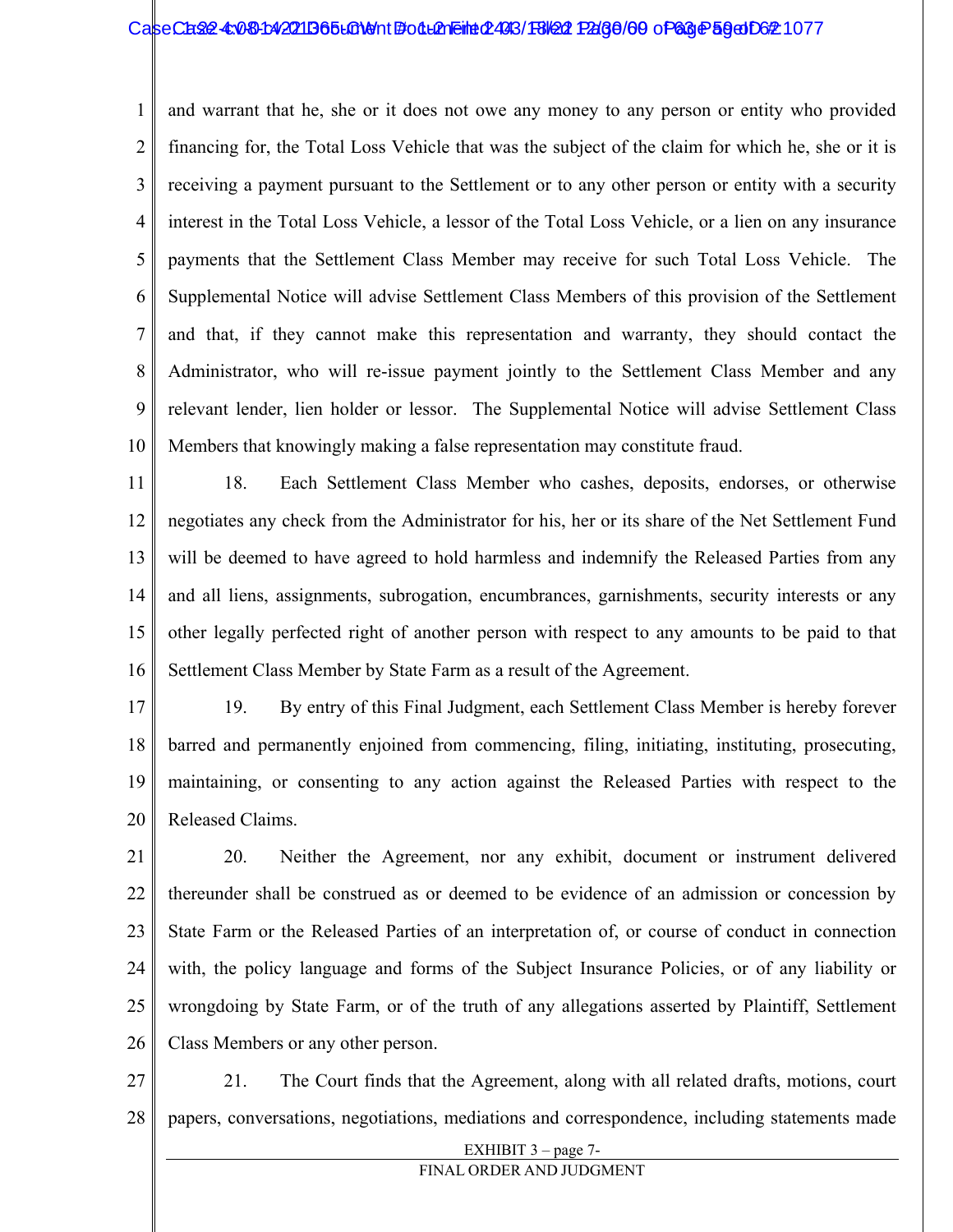and warrant that he, she or it does not owe any money to any person or entity who provided financing for, the Total Loss Vehicle that was the subject of the claim for which he, she or it is receiving a payment pursuant to the Settlement or to any other person or entity with a security interest in the Total Loss Vehicle, a lessor of the Total Loss Vehicle, or a lien on any insurance payments that the Settlement Class Member may receive for such Total Loss Vehicle. The Supplemental Notice will advise Settlement Class Members of this provision of the Settlement and that, if they cannot make this representation and warranty, they should contact the Administrator, who will re-issue payment jointly to the Settlement Class Member and any relevant lender, lien holder or lessor. The Supplemental Notice will advise Settlement Class Members that knowingly making a false representation may constitute fraud.

18. Each Settlement Class Member who cashes, deposits, endorses, or otherwise negotiates any check from the Administrator for his, her or its share of the Net Settlement Fund will be deemed to have agreed to hold harmless and indemnify the Released Parties from any and all liens, assignments, subrogation, encumbrances, garnishments, security interests or any other legally perfected right of another person with respect to any amounts to be paid to that Settlement Class Member by State Farm as a result of the Agreement.

19. By entry of this Final Judgment, each Settlement Class Member is hereby forever barred and permanently enjoined from commencing, filing, initiating, instituting, prosecuting, maintaining, or consenting to any action against the Released Parties with respect to the Released Claims.

20. Neither the Agreement, nor any exhibit, document or instrument delivered thereunder shall be construed as or deemed to be evidence of an admission or concession by State Farm or the Released Parties of an interpretation of, or course of conduct in connection with, the policy language and forms of the Subject Insurance Policies, or of any liability or wrongdoing by State Farm, or of the truth of any allegations asserted by Plaintiff, Settlement Class Members or any other person.

21. The Court finds that the Agreement, along with all related drafts, motions, court papers, conversations, negotiations, mediations and correspondence, including statements made

EXHIBIT 3 – page 7-

FINAL ORDER AND JUDGMENT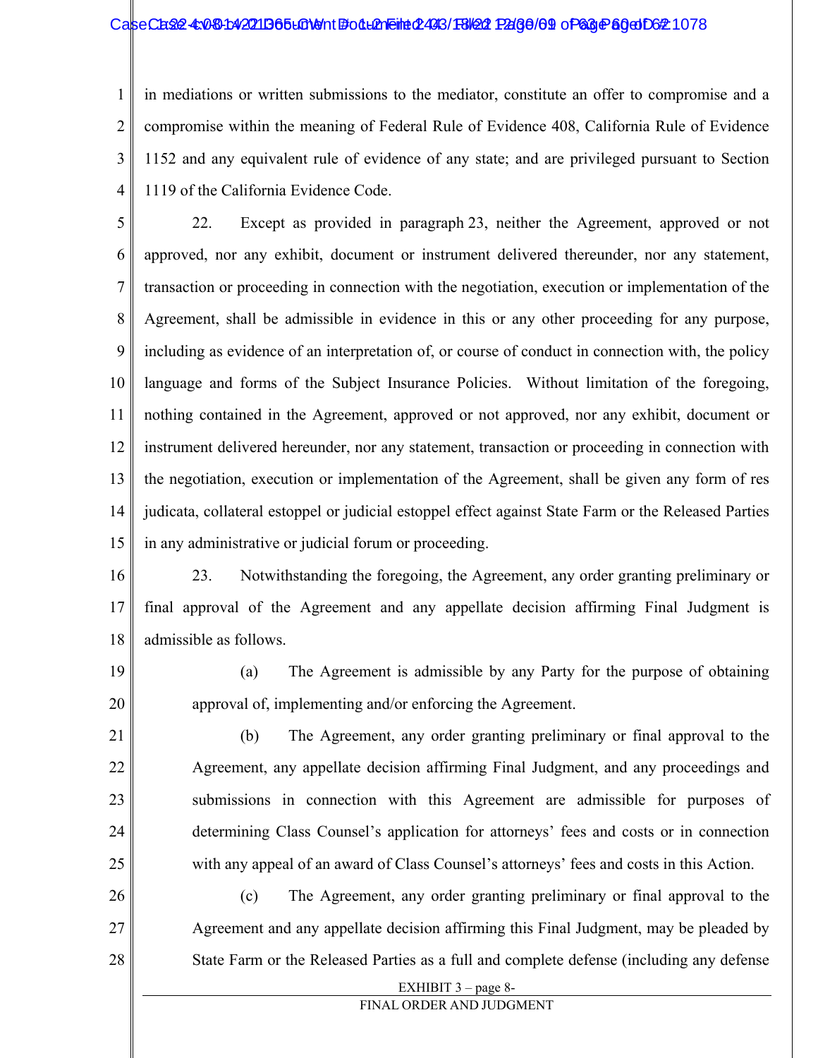in mediations or written submissions to the mediator, constitute an offer to compromise and a compromise within the meaning of Federal Rule of Evidence 408, California Rule of Evidence 1152 and any equivalent rule of evidence of any state; and are privileged pursuant to Section 1119 of the California Evidence Code.

22. Except as provided in paragraph 23, neither the Agreement, approved or not approved, nor any exhibit, document or instrument delivered thereunder, nor any statement, transaction or proceeding in connection with the negotiation, execution or implementation of the Agreement, shall be admissible in evidence in this or any other proceeding for any purpose, including as evidence of an interpretation of, or course of conduct in connection with, the policy language and forms of the Subject Insurance Policies. Without limitation of the foregoing, nothing contained in the Agreement, approved or not approved, nor any exhibit, document or instrument delivered hereunder, nor any statement, transaction or proceeding in connection with the negotiation, execution or implementation of the Agreement, shall be given any form of res judicata, collateral estoppel or judicial estoppel effect against State Farm or the Released Parties in any administrative or judicial forum or proceeding.

23. Notwithstanding the foregoing, the Agreement, any order granting preliminary or final approval of the Agreement and any appellate decision affirming Final Judgment is admissible as follows.

(a) The Agreement is admissible by any Party for the purpose of obtaining approval of, implementing and/or enforcing the Agreement.

(b) The Agreement, any order granting preliminary or final approval to the Agreement, any appellate decision affirming Final Judgment, and any proceedings and submissions in connection with this Agreement are admissible for purposes of determining Class Counsel's application for attorneys' fees and costs or in connection with any appeal of an award of Class Counsel's attorneys' fees and costs in this Action.

(c) The Agreement, any order granting preliminary or final approval to the Agreement and any appellate decision affirming this Final Judgment, may be pleaded by State Farm or the Released Parties as a full and complete defense (including any defense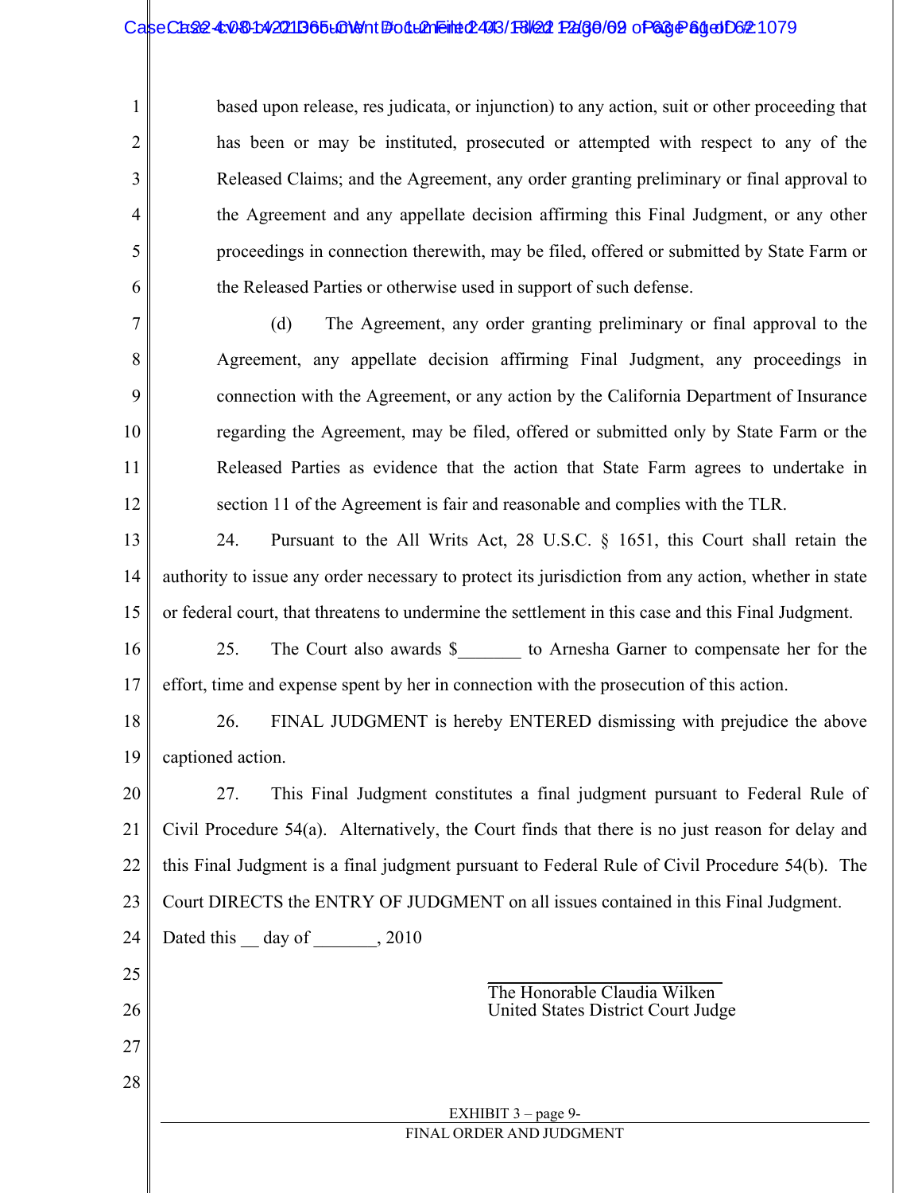based upon release, res judicata, or injunction) to any action, suit or other proceeding that has been or may be instituted, prosecuted or attempted with respect to any of the Released Claims; and the Agreement, any order granting preliminary or final approval to the Agreement and any appellate decision affirming this Final Judgment, or any other proceedings in connection therewith, may be filed, offered or submitted by State Farm or the Released Parties or otherwise used in support of such defense.

(d) The Agreement, any order granting preliminary or final approval to the Agreement, any appellate decision affirming Final Judgment, any proceedings in connection with the Agreement, or any action by the California Department of Insurance regarding the Agreement, may be filed, offered or submitted only by State Farm or the Released Parties as evidence that the action that State Farm agrees to undertake in section 11 of the Agreement is fair and reasonable and complies with the TLR.

24. Pursuant to the All Writs Act, 28 U.S.C. § 1651, this Court shall retain the authority to issue any order necessary to protect its jurisdiction from any action, whether in state or federal court, that threatens to undermine the settlement in this case and this Final Judgment.

25. The Court also awards $_______ to Arnesha Garner to compensate her for the effort, time and expense spent by her in connection with the prosecution of this action.

26. FINAL JUDGMENT is hereby ENTERED dismissing with prejudice the above captioned action.

27. This Final Judgment constitutes a final judgment pursuant to Federal Rule of Civil Procedure 54(a). Alternatively, the Court finds that there is no just reason for delay and this Final Judgment is a final judgment pursuant to Federal Rule of Civil Procedure 54(b). The Court DIRECTS the ENTRY OF JUDGMENT on all issues contained in this Final Judgment.

Dated this __ day of _______, 2010

_________________________
The Honorable Claudia Wilken
United States District Court Judge

EXHIBIT 3 – page 9-

FINAL ORDER AND JUDGMENT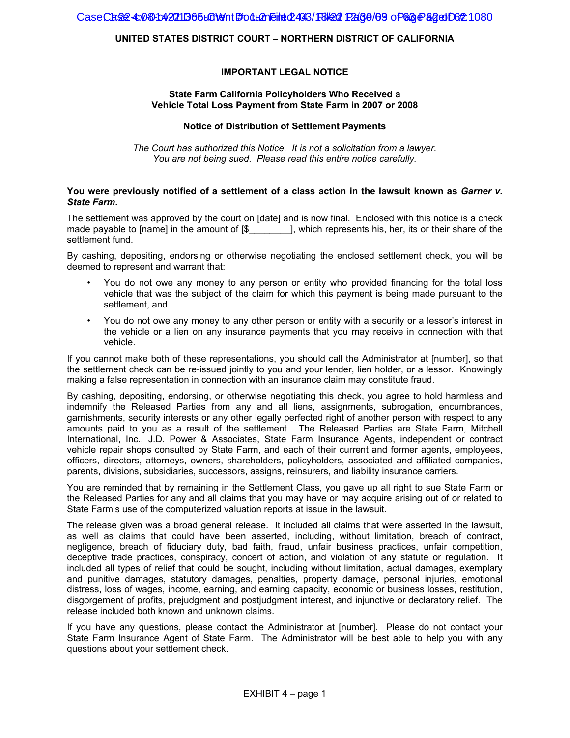**UNITED STATES DISTRICT COURT – NORTHERN DISTRICT OF CALIFORNIA**

**IMPORTANT LEGAL NOTICE**

**State Farm California Policyholders Who Received a Vehicle Total Loss Payment from State Farm in 2007 or 2008**

**Notice of Distribution of Settlement Payments**

*The Court has authorized this Notice. It is not a solicitation from a lawyer. You are not being sued. Please read this entire notice carefully.*

**You were previously notified of a settlement of a class action in the lawsuit known as *Garner v. State Farm*.**

The settlement was approved by the court on [date] and is now final. Enclosed with this notice is a check made payable to [name] in the amount of [$________], which represents his, her, its or their share of the settlement fund.

By cashing, depositing, endorsing or otherwise negotiating the enclosed settlement check, you will be deemed to represent and warrant that:

- You do not owe any money to any person or entity who provided financing for the total loss vehicle that was the subject of the claim for which this payment is being made pursuant to the settlement, and
- You do not owe any money to any other person or entity with a security or a lessor's interest in the vehicle or a lien on any insurance payments that you may receive in connection with that vehicle.

If you cannot make both of these representations, you should call the Administrator at [number], so that the settlement check can be re-issued jointly to you and your lender, lien holder, or a lessor. Knowingly making a false representation in connection with an insurance claim may constitute fraud.

By cashing, depositing, endorsing, or otherwise negotiating this check, you agree to hold harmless and indemnify the Released Parties from any and all liens, assignments, subrogation, encumbrances, garnishments, security interests or any other legally perfected right of another person with respect to any amounts paid to you as a result of the settlement. The Released Parties are State Farm, Mitchell International, Inc., J.D. Power & Associates, State Farm Insurance Agents, independent or contract vehicle repair shops consulted by State Farm, and each of their current and former agents, employees, officers, directors, attorneys, owners, shareholders, policyholders, associated and affiliated companies, parents, divisions, subsidiaries, successors, assigns, reinsurers, and liability insurance carriers.

You are reminded that by remaining in the Settlement Class, you gave up all right to sue State Farm or the Released Parties for any and all claims that you may have or may acquire arising out of or related to State Farm's use of the computerized valuation reports at issue in the lawsuit.

The release given was a broad general release. It included all claims that were asserted in the lawsuit, as well as claims that could have been asserted, including, without limitation, breach of contract, negligence, breach of fiduciary duty, bad faith, fraud, unfair business practices, unfair competition, deceptive trade practices, conspiracy, concert of action, and violation of any statute or regulation. It included all types of relief that could be sought, including without limitation, actual damages, exemplary and punitive damages, statutory damages, penalties, property damage, personal injuries, emotional distress, loss of wages, income, earning, and earning capacity, economic or business losses, restitution, disgorgement of profits, prejudgment and postjudgment interest, and injunctive or declaratory relief. The release included both known and unknown claims.

If you have any questions, please contact the Administrator at [number]. Please do not contact your State Farm Insurance Agent of State Farm. The Administrator will be best able to help you with any questions about your settlement check.

EXHIBIT 4 – page 1